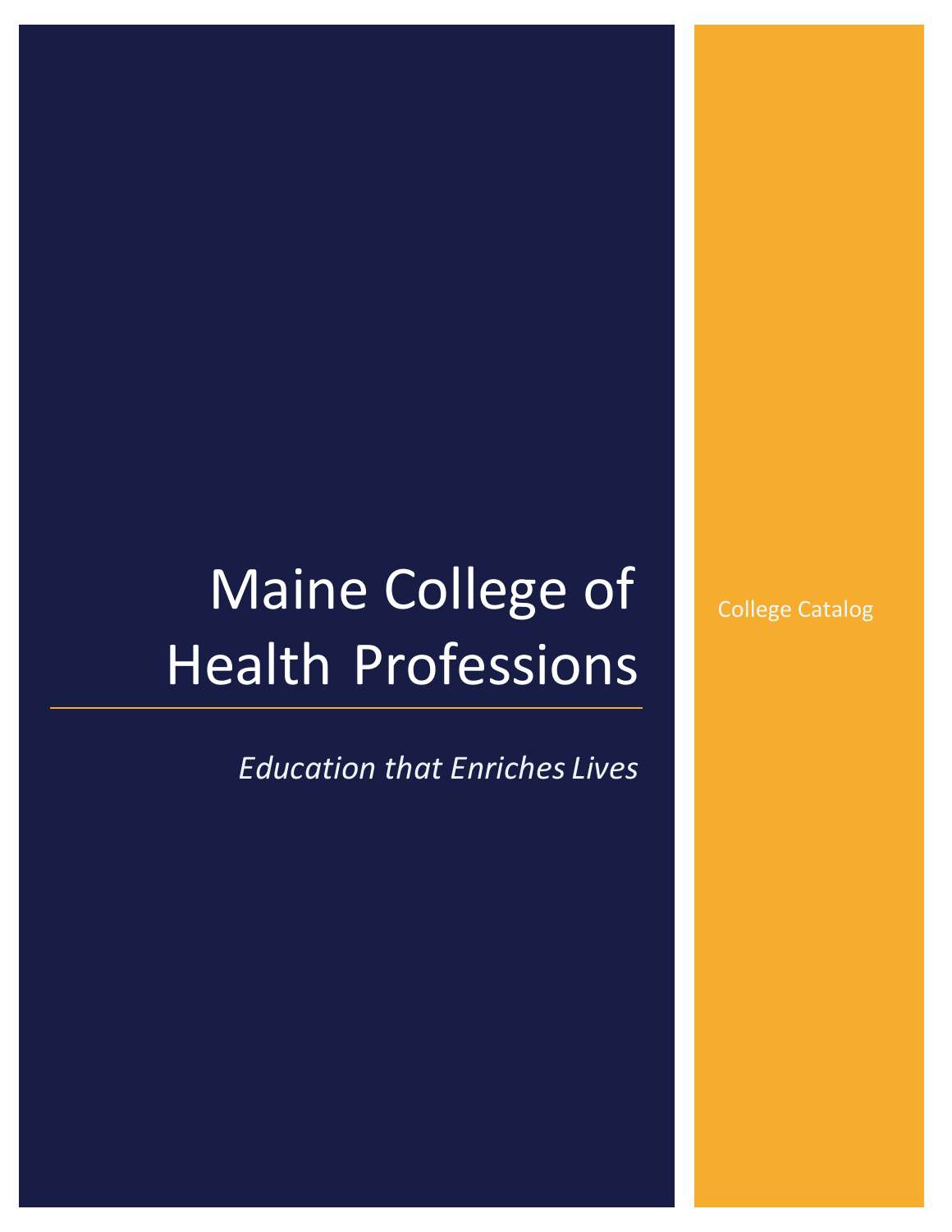# Maine College of Health Professions

*Education that Enriches Lives*

College Catalog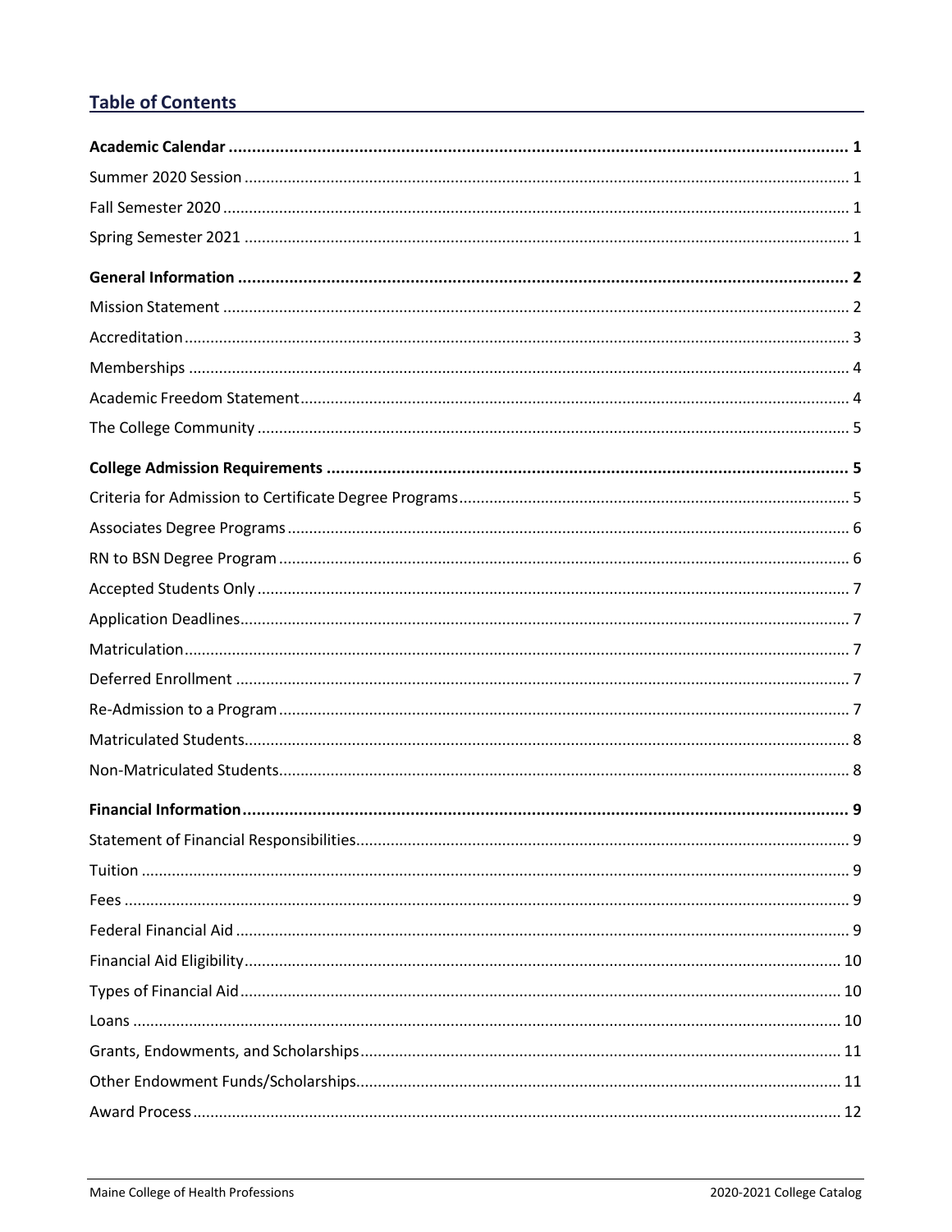## Table of Contents

**Academic Calendar** ...... **1**

Summer 2020 Session ...... 1

Fall Semester 2020 ...... 1

Spring Semester 2021 ...... 1

**General Information** ...... **2**

Mission Statement ...... 2

Accreditation ...... 3

Memberships ...... 4

Academic Freedom Statement ...... 4

The College Community ...... 5

**College Admission Requirements** ...... **5**

Criteria for Admission to Certificate Degree Programs ...... 5

Associates Degree Programs ...... 6

RN to BSN Degree Program ...... 6

Accepted Students Only ...... 7

Application Deadlines ...... 7

Matriculation ...... 7

Deferred Enrollment ...... 7

Re-Admission to a Program ...... 7

Matriculated Students ...... 8

Non-Matriculated Students ...... 8

**Financial Information** ...... **9**

Statement of Financial Responsibilities ...... 9

Tuition ...... 9

Fees ...... 9

Federal Financial Aid ...... 9

Financial Aid Eligibility ...... 10

Types of Financial Aid ...... 10

Loans ...... 10

Grants, Endowments, and Scholarships ...... 11

Other Endowment Funds/Scholarships ...... 11

Award Process ...... 12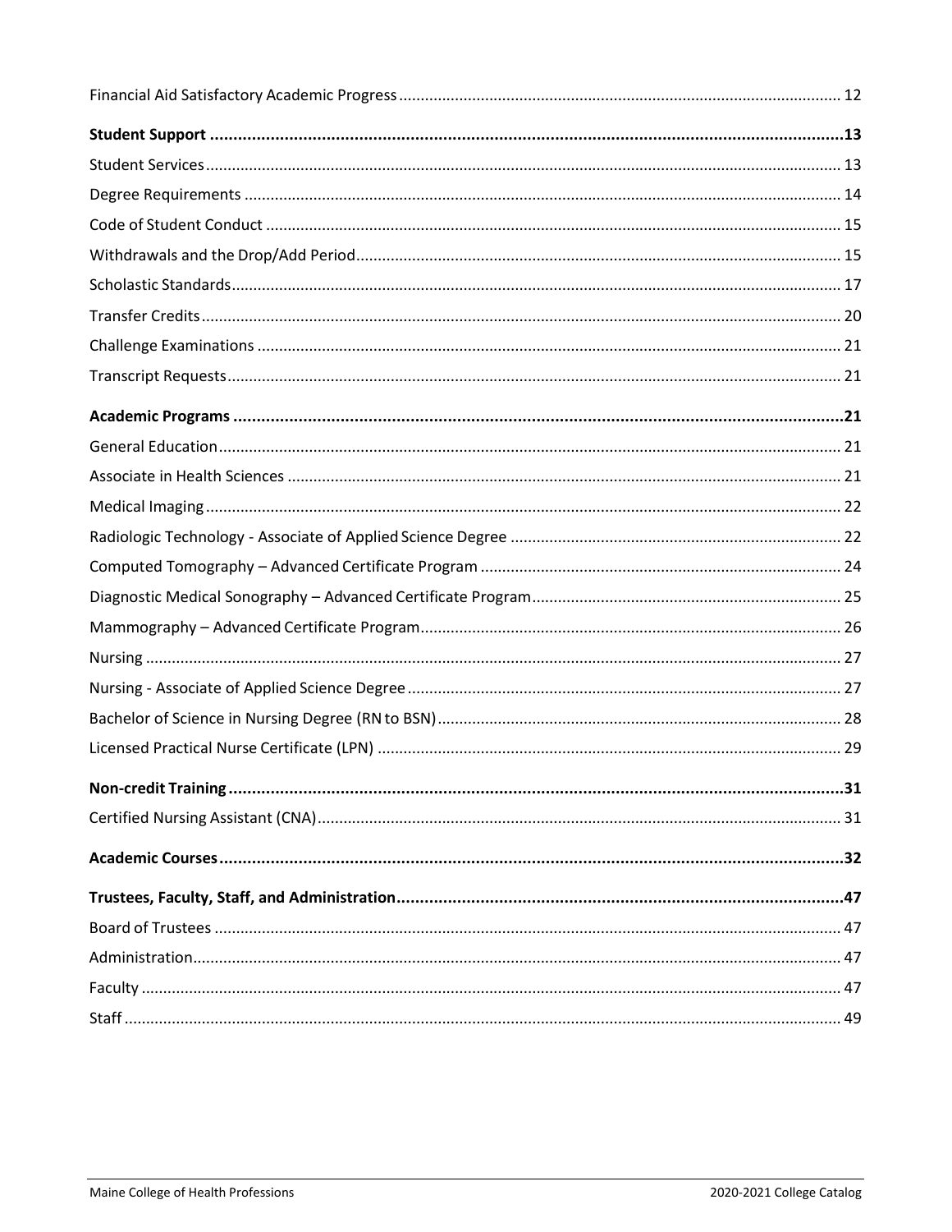Financial Aid Satisfactory Academic Progress ..... 12

**Student Support ..... 13**

Student Services ..... 13

Degree Requirements ..... 14

Code of Student Conduct ..... 15

Withdrawals and the Drop/Add Period ..... 15

Scholastic Standards ..... 17

Transfer Credits ..... 20

Challenge Examinations ..... 21

Transcript Requests ..... 21

**Academic Programs ..... 21**

General Education ..... 21

Associate in Health Sciences ..... 21

Medical Imaging ..... 22

Radiologic Technology - Associate of Applied Science Degree ..... 22

Computed Tomography – Advanced Certificate Program ..... 24

Diagnostic Medical Sonography – Advanced Certificate Program ..... 25

Mammography – Advanced Certificate Program ..... 26

Nursing ..... 27

Nursing - Associate of Applied Science Degree ..... 27

Bachelor of Science in Nursing Degree (RN to BSN) ..... 28

Licensed Practical Nurse Certificate (LPN) ..... 29

**Non-credit Training ..... 31**

Certified Nursing Assistant (CNA) ..... 31

**Academic Courses ..... 32**

**Trustees, Faculty, Staff, and Administration ..... 47**

Board of Trustees ..... 47

Administration ..... 47

Faculty ..... 47

Staff ..... 49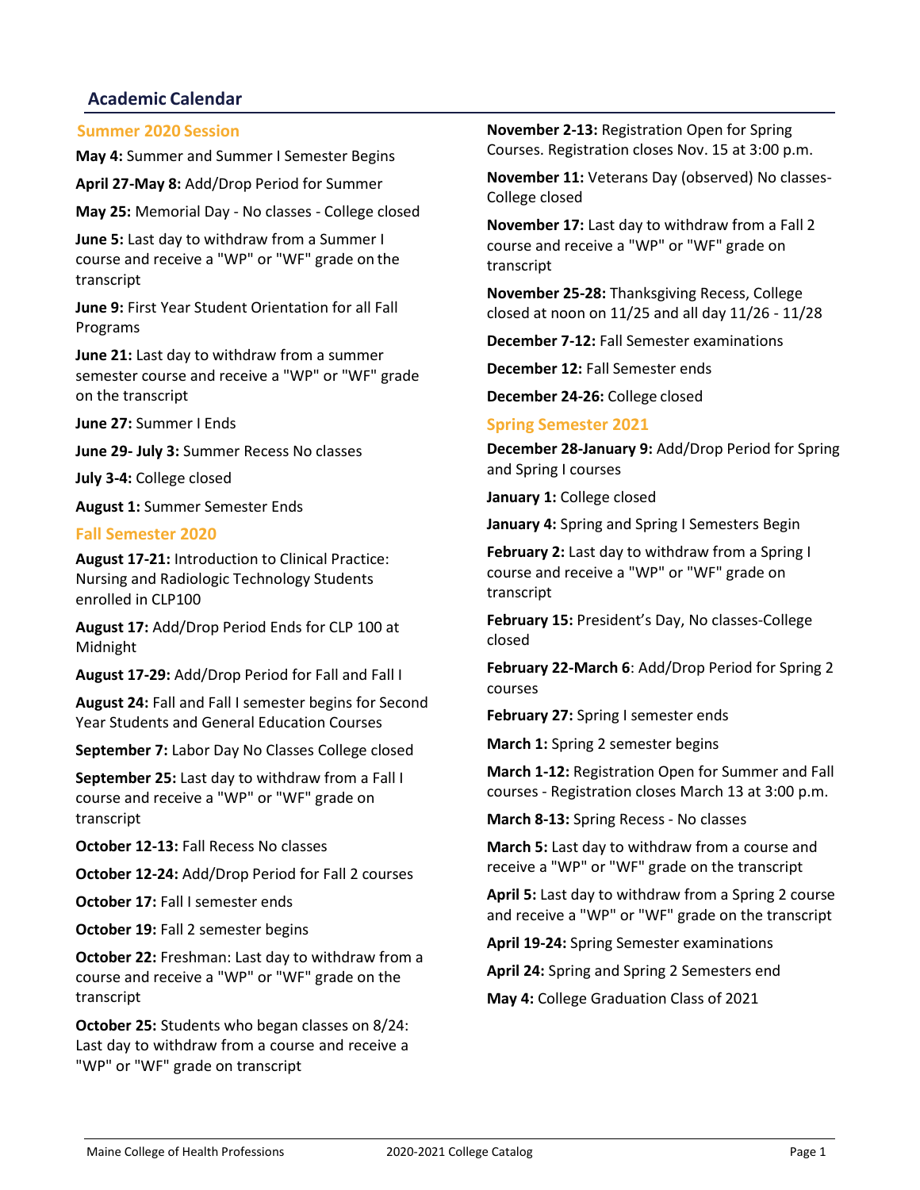## Academic Calendar

### Summer 2020 Session

**May 4:** Summer and Summer I Semester Begins

**April 27-May 8:** Add/Drop Period for Summer

**May 25:** Memorial Day - No classes - College closed

**June 5:** Last day to withdraw from a Summer I course and receive a "WP" or "WF" grade on the transcript

**June 9:** First Year Student Orientation for all Fall Programs

**June 21:** Last day to withdraw from a summer semester course and receive a "WP" or "WF" grade on the transcript

**June 27:** Summer I Ends

**June 29- July 3:** Summer Recess No classes

**July 3-4:** College closed

**August 1:** Summer Semester Ends

### Fall Semester 2020

**August 17-21:** Introduction to Clinical Practice: Nursing and Radiologic Technology Students enrolled in CLP100

**August 17:** Add/Drop Period Ends for CLP 100 at Midnight

**August 17-29:** Add/Drop Period for Fall and Fall I

**August 24:** Fall and Fall I semester begins for Second Year Students and General Education Courses

**September 7:** Labor Day No Classes College closed

**September 25:** Last day to withdraw from a Fall I course and receive a "WP" or "WF" grade on transcript

**October 12-13:** Fall Recess No classes

**October 12-24:** Add/Drop Period for Fall 2 courses

**October 17:** Fall I semester ends

**October 19:** Fall 2 semester begins

**October 22:** Freshman: Last day to withdraw from a course and receive a "WP" or "WF" grade on the transcript

**October 25:** Students who began classes on 8/24: Last day to withdraw from a course and receive a "WP" or "WF" grade on transcript

**November 2-13:** Registration Open for Spring Courses. Registration closes Nov. 15 at 3:00 p.m.

**November 11:** Veterans Day (observed) No classes-College closed

**November 17:** Last day to withdraw from a Fall 2 course and receive a "WP" or "WF" grade on transcript

**November 25-28:** Thanksgiving Recess, College closed at noon on 11/25 and all day 11/26 - 11/28

**December 7-12:** Fall Semester examinations

**December 12:** Fall Semester ends

**December 24-26:** College closed

### Spring Semester 2021

**December 28-January 9:** Add/Drop Period for Spring and Spring I courses

**January 1:** College closed

**January 4:** Spring and Spring I Semesters Begin

**February 2:** Last day to withdraw from a Spring I course and receive a "WP" or "WF" grade on transcript

**February 15:** President's Day, No classes-College closed

**February 22-March 6**: Add/Drop Period for Spring 2 courses

**February 27:** Spring I semester ends

**March 1:** Spring 2 semester begins

**March 1-12:** Registration Open for Summer and Fall courses - Registration closes March 13 at 3:00 p.m.

**March 8-13:** Spring Recess - No classes

**March 5:** Last day to withdraw from a course and receive a "WP" or "WF" grade on the transcript

**April 5:** Last day to withdraw from a Spring 2 course and receive a "WP" or "WF" grade on the transcript

**April 19-24:** Spring Semester examinations

**April 24:** Spring and Spring 2 Semesters end

**May 4:** College Graduation Class of 2021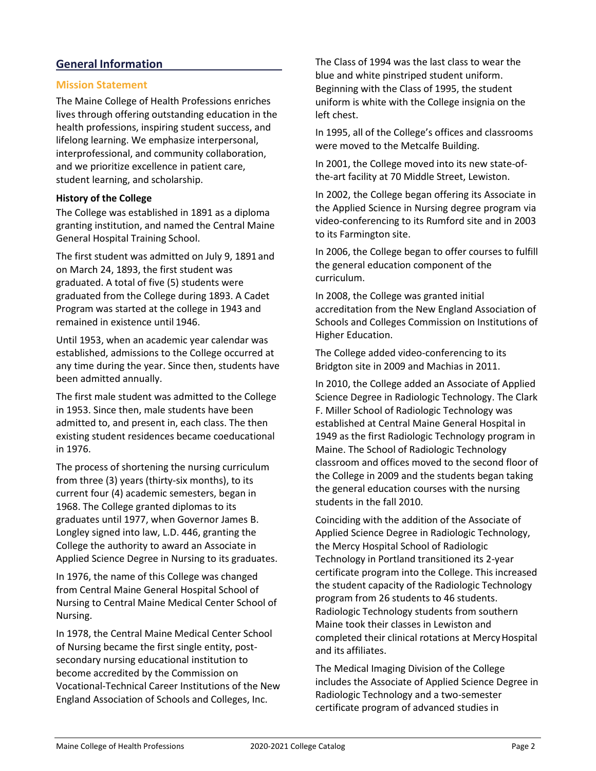## General Information

### Mission Statement

The Maine College of Health Professions enriches lives through offering outstanding education in the health professions, inspiring student success, and lifelong learning. We emphasize interpersonal, interprofessional, and community collaboration, and we prioritize excellence in patient care, student learning, and scholarship.

**History of the College**

The College was established in 1891 as a diploma granting institution, and named the Central Maine General Hospital Training School.

The first student was admitted on July 9, 1891 and on March 24, 1893, the first student was graduated. A total of five (5) students were graduated from the College during 1893. A Cadet Program was started at the college in 1943 and remained in existence until 1946.

Until 1953, when an academic year calendar was established, admissions to the College occurred at any time during the year. Since then, students have been admitted annually.

The first male student was admitted to the College in 1953. Since then, male students have been admitted to, and present in, each class. The then existing student residences became coeducational in 1976.

The process of shortening the nursing curriculum from three (3) years (thirty-six months), to its current four (4) academic semesters, began in 1968. The College granted diplomas to its graduates until 1977, when Governor James B. Longley signed into law, L.D. 446, granting the College the authority to award an Associate in Applied Science Degree in Nursing to its graduates.

In 1976, the name of this College was changed from Central Maine General Hospital School of Nursing to Central Maine Medical Center School of Nursing.

In 1978, the Central Maine Medical Center School of Nursing became the first single entity, post-secondary nursing educational institution to become accredited by the Commission on Vocational-Technical Career Institutions of the New England Association of Schools and Colleges, Inc.

The Class of 1994 was the last class to wear the blue and white pinstriped student uniform. Beginning with the Class of 1995, the student uniform is white with the College insignia on the left chest.

In 1995, all of the College's offices and classrooms were moved to the Metcalfe Building.

In 2001, the College moved into its new state-of-the-art facility at 70 Middle Street, Lewiston.

In 2002, the College began offering its Associate in the Applied Science in Nursing degree program via video-conferencing to its Rumford site and in 2003 to its Farmington site.

In 2006, the College began to offer courses to fulfill the general education component of the curriculum.

In 2008, the College was granted initial accreditation from the New England Association of Schools and Colleges Commission on Institutions of Higher Education.

The College added video-conferencing to its Bridgton site in 2009 and Machias in 2011.

In 2010, the College added an Associate of Applied Science Degree in Radiologic Technology. The Clark F. Miller School of Radiologic Technology was established at Central Maine General Hospital in 1949 as the first Radiologic Technology program in Maine. The School of Radiologic Technology classroom and offices moved to the second floor of the College in 2009 and the students began taking the general education courses with the nursing students in the fall 2010.

Coinciding with the addition of the Associate of Applied Science Degree in Radiologic Technology, the Mercy Hospital School of Radiologic Technology in Portland transitioned its 2-year certificate program into the College. This increased the student capacity of the Radiologic Technology program from 26 students to 46 students. Radiologic Technology students from southern Maine took their classes in Lewiston and completed their clinical rotations at Mercy Hospital and its affiliates.

The Medical Imaging Division of the College includes the Associate of Applied Science Degree in Radiologic Technology and a two-semester certificate program of advanced studies in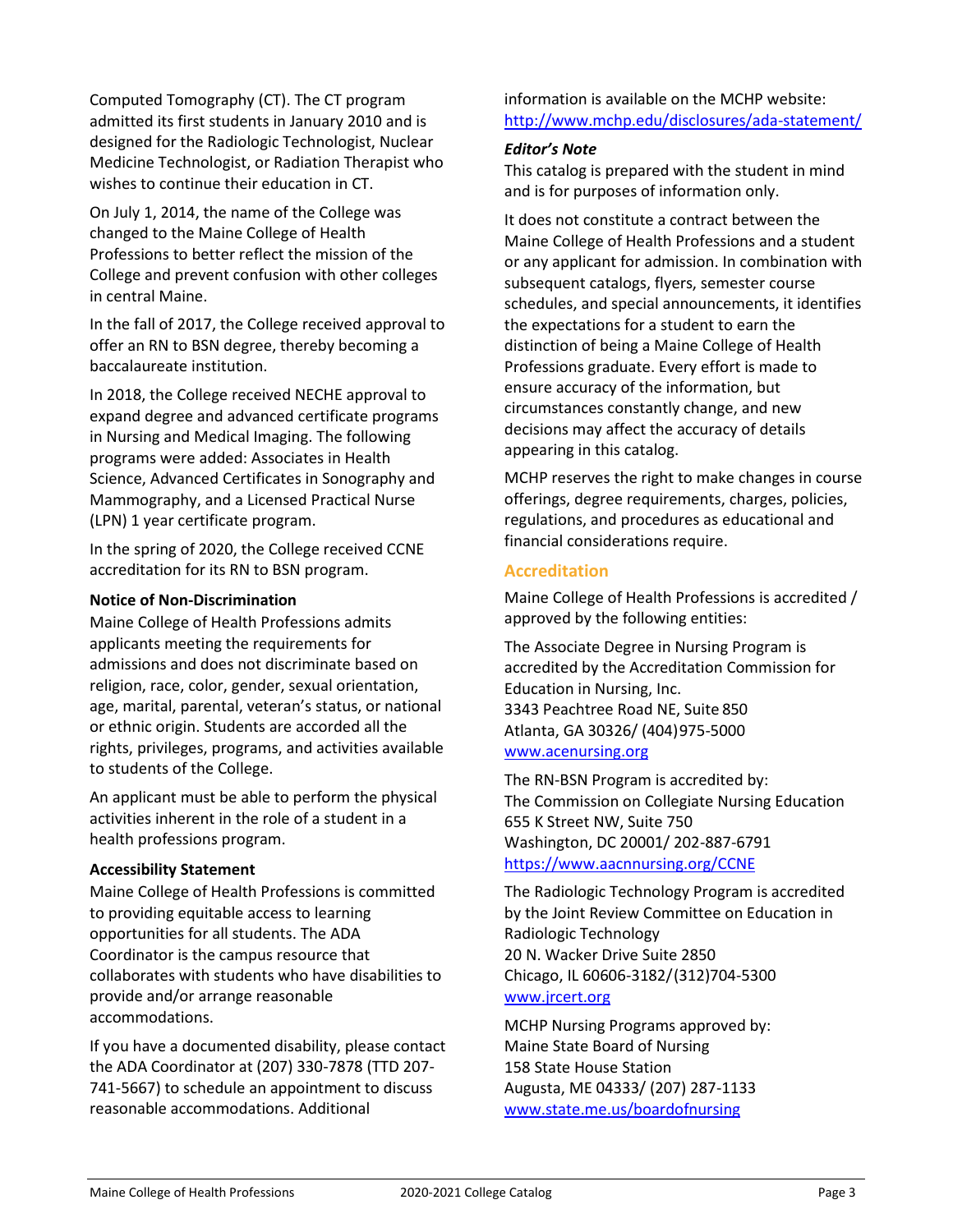Computed Tomography (CT). The CT program admitted its first students in January 2010 and is designed for the Radiologic Technologist, Nuclear Medicine Technologist, or Radiation Therapist who wishes to continue their education in CT.

On July 1, 2014, the name of the College was changed to the Maine College of Health Professions to better reflect the mission of the College and prevent confusion with other colleges in central Maine.

In the fall of 2017, the College received approval to offer an RN to BSN degree, thereby becoming a baccalaureate institution.

In 2018, the College received NECHE approval to expand degree and advanced certificate programs in Nursing and Medical Imaging. The following programs were added: Associates in Health Science, Advanced Certificates in Sonography and Mammography, and a Licensed Practical Nurse (LPN) 1 year certificate program.

In the spring of 2020, the College received CCNE accreditation for its RN to BSN program.

**Notice of Non-Discrimination**

Maine College of Health Professions admits applicants meeting the requirements for admissions and does not discriminate based on religion, race, color, gender, sexual orientation, age, marital, parental, veteran's status, or national or ethnic origin. Students are accorded all the rights, privileges, programs, and activities available to students of the College.

An applicant must be able to perform the physical activities inherent in the role of a student in a health professions program.

**Accessibility Statement**

Maine College of Health Professions is committed to providing equitable access to learning opportunities for all students. The ADA Coordinator is the campus resource that collaborates with students who have disabilities to provide and/or arrange reasonable accommodations.

If you have a documented disability, please contact the ADA Coordinator at (207) 330-7878 (TTD 207-741-5667) to schedule an appointment to discuss reasonable accommodations. Additional information is available on the MCHP website: http://www.mchp.edu/disclosures/ada-statement/

***Editor's Note***

This catalog is prepared with the student in mind and is for purposes of information only.

It does not constitute a contract between the Maine College of Health Professions and a student or any applicant for admission. In combination with subsequent catalogs, flyers, semester course schedules, and special announcements, it identifies the expectations for a student to earn the distinction of being a Maine College of Health Professions graduate. Every effort is made to ensure accuracy of the information, but circumstances constantly change, and new decisions may affect the accuracy of details appearing in this catalog.

MCHP reserves the right to make changes in course offerings, degree requirements, charges, policies, regulations, and procedures as educational and financial considerations require.

## Accreditation

Maine College of Health Professions is accredited / approved by the following entities:

The Associate Degree in Nursing Program is accredited by the Accreditation Commission for Education in Nursing, Inc.
3343 Peachtree Road NE, Suite 850
Atlanta, GA 30326/ (404)975-5000
www.acenursing.org

The RN-BSN Program is accredited by:
The Commission on Collegiate Nursing Education
655 K Street NW, Suite 750
Washington, DC 20001/ 202-887-6791
https://www.aacnnursing.org/CCNE

The Radiologic Technology Program is accredited by the Joint Review Committee on Education in Radiologic Technology
20 N. Wacker Drive Suite 2850
Chicago, IL 60606-3182/(312)704-5300
www.jrcert.org

MCHP Nursing Programs approved by:
Maine State Board of Nursing
158 State House Station
Augusta, ME 04333/ (207) 287-1133
www.state.me.us/boardofnursing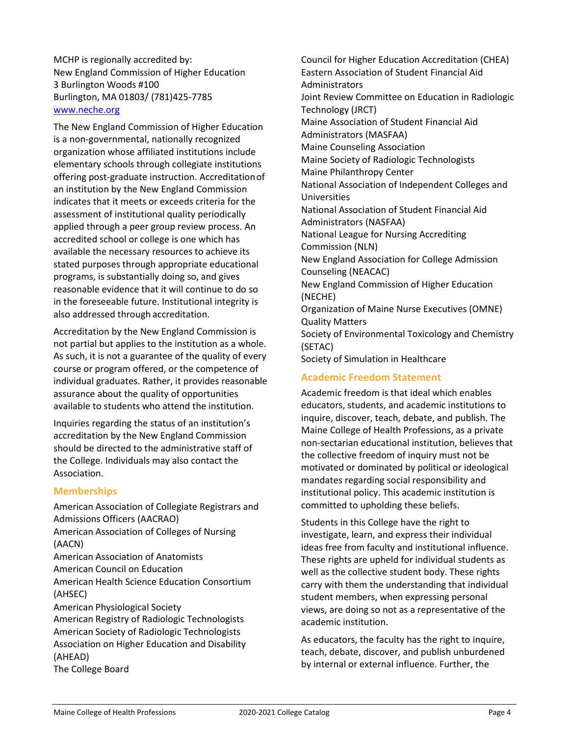MCHP is regionally accredited by:
New England Commission of Higher Education
3 Burlington Woods #100
Burlington, MA 01803/ (781)425-7785
www.neche.org

The New England Commission of Higher Education is a non-governmental, nationally recognized organization whose affiliated institutions include elementary schools through collegiate institutions offering post-graduate instruction. Accreditation of an institution by the New England Commission indicates that it meets or exceeds criteria for the assessment of institutional quality periodically applied through a peer group review process. An accredited school or college is one which has available the necessary resources to achieve its stated purposes through appropriate educational programs, is substantially doing so, and gives reasonable evidence that it will continue to do so in the foreseeable future. Institutional integrity is also addressed through accreditation.

Accreditation by the New England Commission is not partial but applies to the institution as a whole. As such, it is not a guarantee of the quality of every course or program offered, or the competence of individual graduates. Rather, it provides reasonable assurance about the quality of opportunities available to students who attend the institution.

Inquiries regarding the status of an institution's accreditation by the New England Commission should be directed to the administrative staff of the College. Individuals may also contact the Association.

## Memberships

American Association of Collegiate Registrars and Admissions Officers (AACRAO)
American Association of Colleges of Nursing (AACN)
American Association of Anatomists
American Council on Education
American Health Science Education Consortium (AHSEC)
American Physiological Society
American Registry of Radiologic Technologists
American Society of Radiologic Technologists
Association on Higher Education and Disability (AHEAD)
The College Board
Council for Higher Education Accreditation (CHEA)
Eastern Association of Student Financial Aid Administrators
Joint Review Committee on Education in Radiologic Technology (JRCT)
Maine Association of Student Financial Aid Administrators (MASFAA)
Maine Counseling Association
Maine Society of Radiologic Technologists
Maine Philanthropy Center
National Association of Independent Colleges and Universities
National Association of Student Financial Aid Administrators (NASFAA)
National League for Nursing Accrediting Commission (NLN)
New England Association for College Admission Counseling (NEACAC)
New England Commission of Higher Education (NECHE)
Organization of Maine Nurse Executives (OMNE)
Quality Matters
Society of Environmental Toxicology and Chemistry (SETAC)
Society of Simulation in Healthcare

## Academic Freedom Statement

Academic freedom is that ideal which enables educators, students, and academic institutions to inquire, discover, teach, debate, and publish. The Maine College of Health Professions, as a private non-sectarian educational institution, believes that the collective freedom of inquiry must not be motivated or dominated by political or ideological mandates regarding social responsibility and institutional policy. This academic institution is committed to upholding these beliefs.

Students in this College have the right to investigate, learn, and express their individual ideas free from faculty and institutional influence. These rights are upheld for individual students as well as the collective student body. These rights carry with them the understanding that individual student members, when expressing personal views, are doing so not as a representative of the academic institution.

As educators, the faculty has the right to inquire, teach, debate, discover, and publish unburdened by internal or external influence. Further, the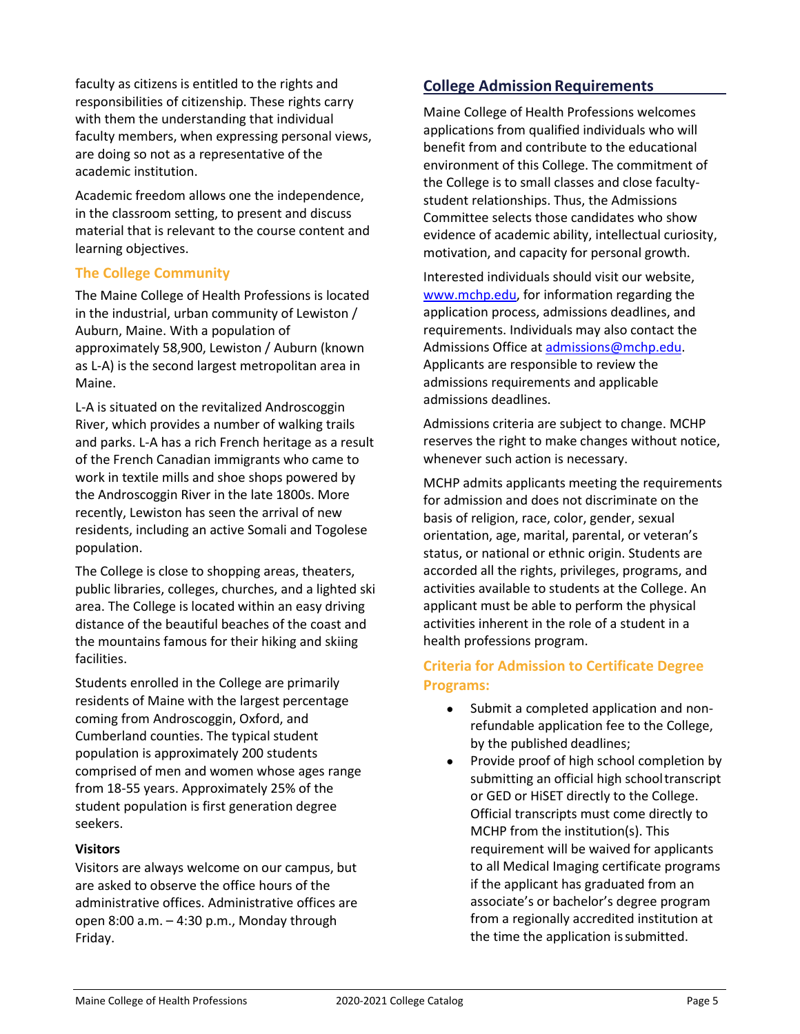faculty as citizens is entitled to the rights and responsibilities of citizenship. These rights carry with them the understanding that individual faculty members, when expressing personal views, are doing so not as a representative of the academic institution.

Academic freedom allows one the independence, in the classroom setting, to present and discuss material that is relevant to the course content and learning objectives.

### The College Community

The Maine College of Health Professions is located in the industrial, urban community of Lewiston / Auburn, Maine. With a population of approximately 58,900, Lewiston / Auburn (known as L-A) is the second largest metropolitan area in Maine.

L-A is situated on the revitalized Androscoggin River, which provides a number of walking trails and parks. L-A has a rich French heritage as a result of the French Canadian immigrants who came to work in textile mills and shoe shops powered by the Androscoggin River in the late 1800s. More recently, Lewiston has seen the arrival of new residents, including an active Somali and Togolese population.

The College is close to shopping areas, theaters, public libraries, colleges, churches, and a lighted ski area. The College is located within an easy driving distance of the beautiful beaches of the coast and the mountains famous for their hiking and skiing facilities.

Students enrolled in the College are primarily residents of Maine with the largest percentage coming from Androscoggin, Oxford, and Cumberland counties. The typical student population is approximately 200 students comprised of men and women whose ages range from 18-55 years. Approximately 25% of the student population is first generation degree seekers.

**Visitors**

Visitors are always welcome on our campus, but are asked to observe the office hours of the administrative offices. Administrative offices are open 8:00 a.m. – 4:30 p.m., Monday through Friday.

## College Admission Requirements

Maine College of Health Professions welcomes applications from qualified individuals who will benefit from and contribute to the educational environment of this College. The commitment of the College is to small classes and close faculty-student relationships. Thus, the Admissions Committee selects those candidates who show evidence of academic ability, intellectual curiosity, motivation, and capacity for personal growth.

Interested individuals should visit our website, [www.mchp.edu](www.mchp.edu), for information regarding the application process, admissions deadlines, and requirements. Individuals may also contact the Admissions Office at [admissions@mchp.edu](mailto:admissions@mchp.edu). Applicants are responsible to review the admissions requirements and applicable admissions deadlines.

Admissions criteria are subject to change. MCHP reserves the right to make changes without notice, whenever such action is necessary.

MCHP admits applicants meeting the requirements for admission and does not discriminate on the basis of religion, race, color, gender, sexual orientation, age, marital, parental, or veteran's status, or national or ethnic origin. Students are accorded all the rights, privileges, programs, and activities available to students at the College. An applicant must be able to perform the physical activities inherent in the role of a student in a health professions program.

### Criteria for Admission to Certificate Degree Programs:

- Submit a completed application and non-refundable application fee to the College, by the published deadlines;
- Provide proof of high school completion by submitting an official high school transcript or GED or HiSET directly to the College. Official transcripts must come directly to MCHP from the institution(s). This requirement will be waived for applicants to all Medical Imaging certificate programs if the applicant has graduated from an associate's or bachelor's degree program from a regionally accredited institution at the time the application is submitted.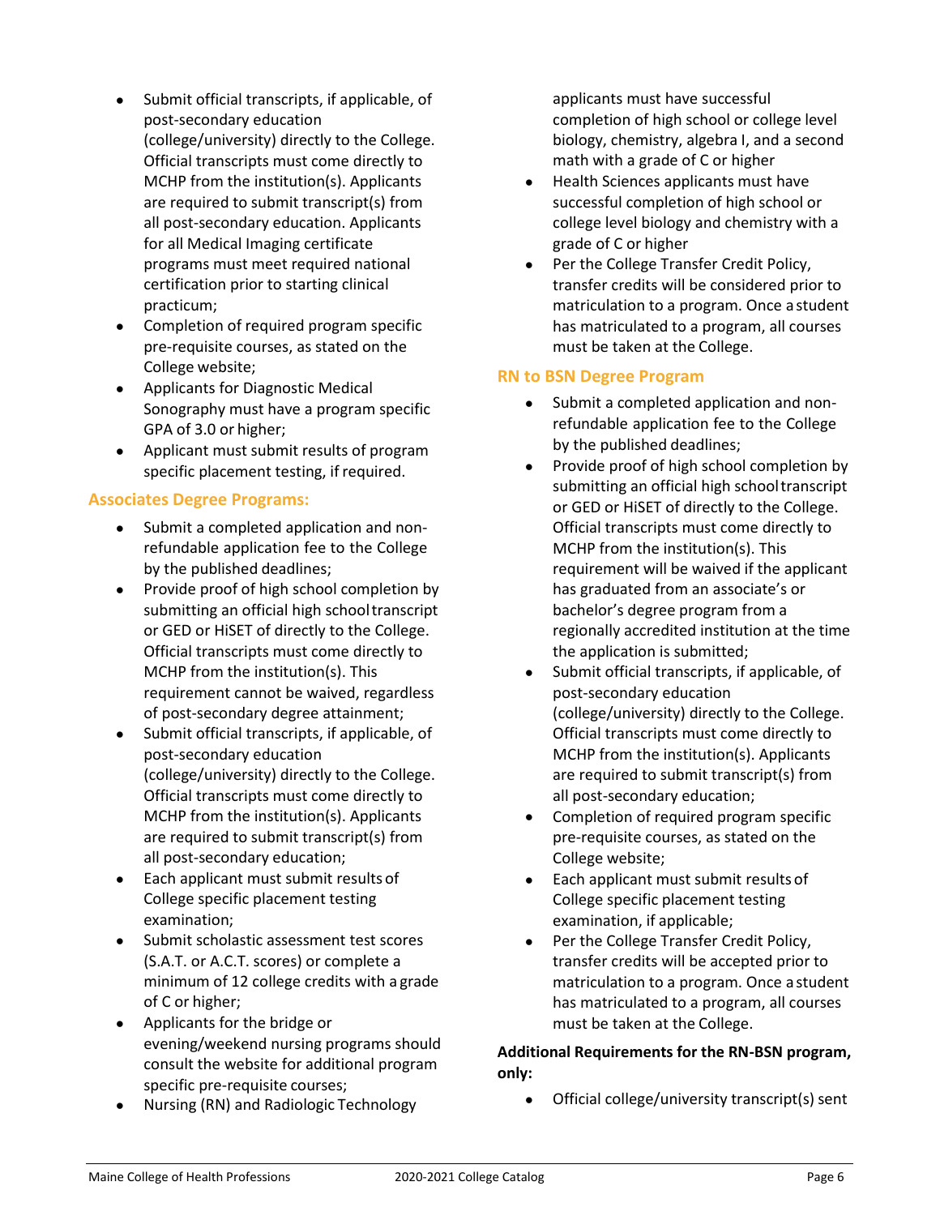- Submit official transcripts, if applicable, of post-secondary education (college/university) directly to the College. Official transcripts must come directly to MCHP from the institution(s). Applicants are required to submit transcript(s) from all post-secondary education. Applicants for all Medical Imaging certificate programs must meet required national certification prior to starting clinical practicum;
- Completion of required program specific pre-requisite courses, as stated on the College website;
- Applicants for Diagnostic Medical Sonography must have a program specific GPA of 3.0 or higher;
- Applicant must submit results of program specific placement testing, if required.

### Associates Degree Programs:

- Submit a completed application and non-refundable application fee to the College by the published deadlines;
- Provide proof of high school completion by submitting an official high school transcript or GED or HiSET of directly to the College. Official transcripts must come directly to MCHP from the institution(s). This requirement cannot be waived, regardless of post-secondary degree attainment;
- Submit official transcripts, if applicable, of post-secondary education (college/university) directly to the College. Official transcripts must come directly to MCHP from the institution(s). Applicants are required to submit transcript(s) from all post-secondary education;
- Each applicant must submit results of College specific placement testing examination;
- Submit scholastic assessment test scores (S.A.T. or A.C.T. scores) or complete a minimum of 12 college credits with a grade of C or higher;
- Applicants for the bridge or evening/weekend nursing programs should consult the website for additional program specific pre-requisite courses;
- Nursing (RN) and Radiologic Technology applicants must have successful completion of high school or college level biology, chemistry, algebra I, and a second math with a grade of C or higher
- Health Sciences applicants must have successful completion of high school or college level biology and chemistry with a grade of C or higher
- Per the College Transfer Credit Policy, transfer credits will be considered prior to matriculation to a program. Once a student has matriculated to a program, all courses must be taken at the College.

### RN to BSN Degree Program

- Submit a completed application and non-refundable application fee to the College by the published deadlines;
- Provide proof of high school completion by submitting an official high school transcript or GED or HiSET of directly to the College. Official transcripts must come directly to MCHP from the institution(s). This requirement will be waived if the applicant has graduated from an associate's or bachelor's degree program from a regionally accredited institution at the time the application is submitted;
- Submit official transcripts, if applicable, of post-secondary education (college/university) directly to the College. Official transcripts must come directly to MCHP from the institution(s). Applicants are required to submit transcript(s) from all post-secondary education;
- Completion of required program specific pre-requisite courses, as stated on the College website;
- Each applicant must submit results of College specific placement testing examination, if applicable;
- Per the College Transfer Credit Policy, transfer credits will be accepted prior to matriculation to a program. Once a student has matriculated to a program, all courses must be taken at the College.

**Additional Requirements for the RN-BSN program, only:**

- Official college/university transcript(s) sent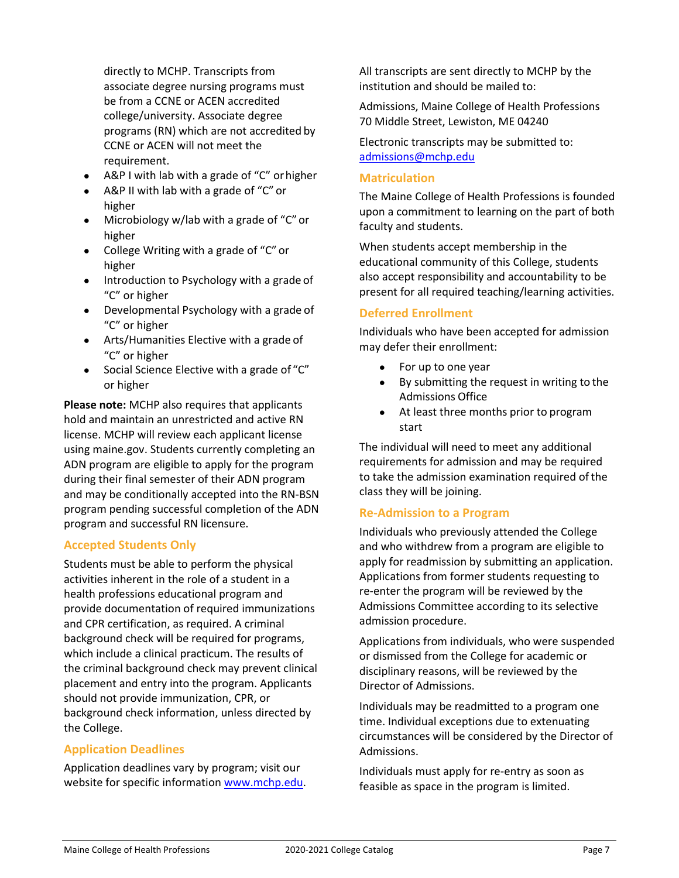directly to MCHP. Transcripts from associate degree nursing programs must be from a CCNE or ACEN accredited college/university. Associate degree programs (RN) which are not accredited by CCNE or ACEN will not meet the requirement.

- A&P I with lab with a grade of "C" or higher
- A&P II with lab with a grade of "C" or higher
- Microbiology w/lab with a grade of "C" or higher
- College Writing with a grade of "C" or higher
- Introduction to Psychology with a grade of "C" or higher
- Developmental Psychology with a grade of "C" or higher
- Arts/Humanities Elective with a grade of "C" or higher
- Social Science Elective with a grade of "C" or higher

**Please note:** MCHP also requires that applicants hold and maintain an unrestricted and active RN license. MCHP will review each applicant license using maine.gov. Students currently completing an ADN program are eligible to apply for the program during their final semester of their ADN program and may be conditionally accepted into the RN-BSN program pending successful completion of the ADN program and successful RN licensure.

## Accepted Students Only

Students must be able to perform the physical activities inherent in the role of a student in a health professions educational program and provide documentation of required immunizations and CPR certification, as required. A criminal background check will be required for programs, which include a clinical practicum. The results of the criminal background check may prevent clinical placement and entry into the program. Applicants should not provide immunization, CPR, or background check information, unless directed by the College.

## Application Deadlines

Application deadlines vary by program; visit our website for specific information www.mchp.edu.

All transcripts are sent directly to MCHP by the institution and should be mailed to:

Admissions, Maine College of Health Professions
70 Middle Street, Lewiston, ME 04240

Electronic transcripts may be submitted to: admissions@mchp.edu

## Matriculation

The Maine College of Health Professions is founded upon a commitment to learning on the part of both faculty and students.

When students accept membership in the educational community of this College, students also accept responsibility and accountability to be present for all required teaching/learning activities.

## Deferred Enrollment

Individuals who have been accepted for admission may defer their enrollment:

- For up to one year
- By submitting the request in writing to the Admissions Office
- At least three months prior to program start

The individual will need to meet any additional requirements for admission and may be required to take the admission examination required of the class they will be joining.

## Re-Admission to a Program

Individuals who previously attended the College and who withdrew from a program are eligible to apply for readmission by submitting an application. Applications from former students requesting to re-enter the program will be reviewed by the Admissions Committee according to its selective admission procedure.

Applications from individuals, who were suspended or dismissed from the College for academic or disciplinary reasons, will be reviewed by the Director of Admissions.

Individuals may be readmitted to a program one time. Individual exceptions due to extenuating circumstances will be considered by the Director of Admissions.

Individuals must apply for re-entry as soon as feasible as space in the program is limited.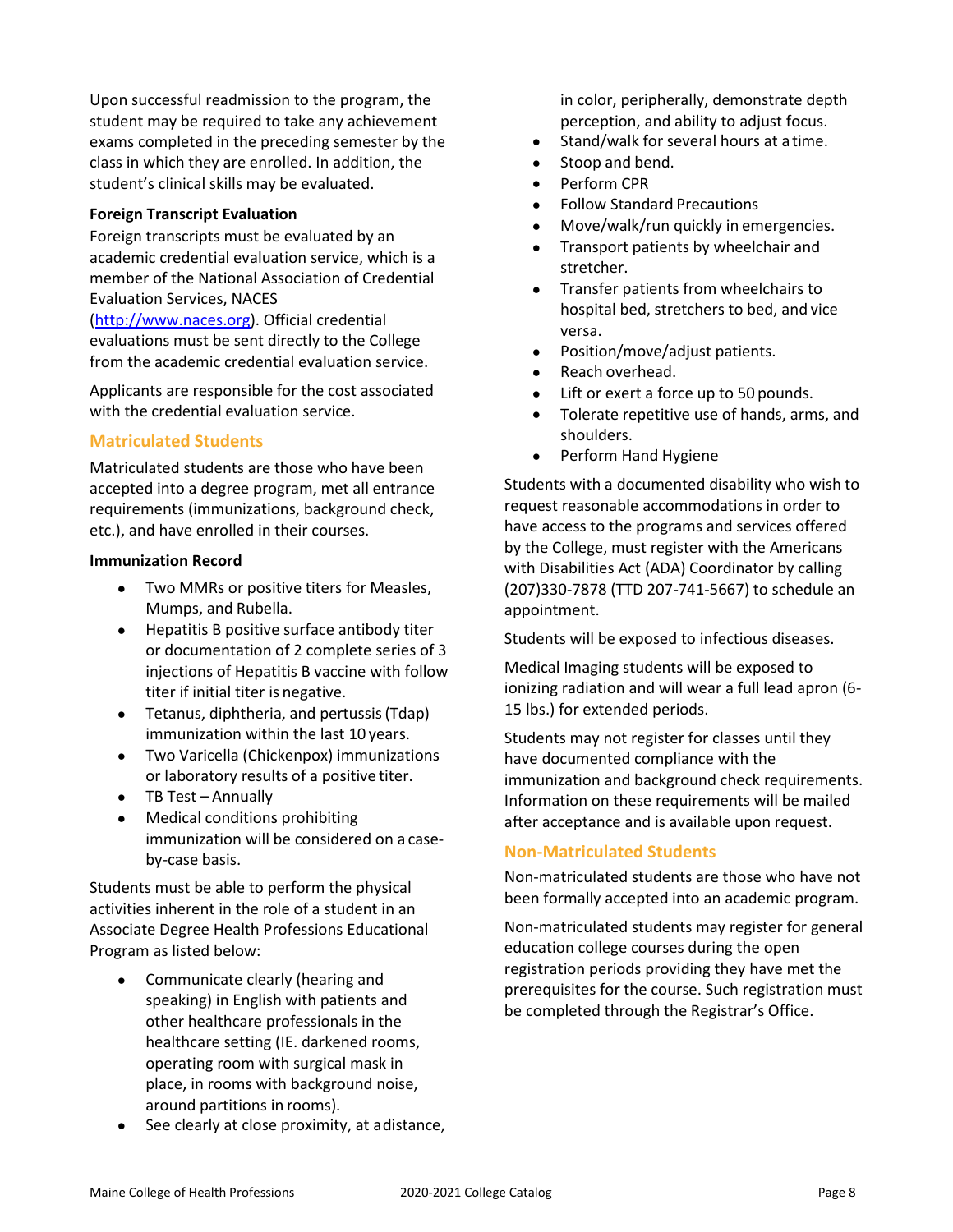Upon successful readmission to the program, the student may be required to take any achievement exams completed in the preceding semester by the class in which they are enrolled. In addition, the student's clinical skills may be evaluated.

**Foreign Transcript Evaluation**

Foreign transcripts must be evaluated by an academic credential evaluation service, which is a member of the National Association of Credential Evaluation Services, NACES (http://www.naces.org). Official credential evaluations must be sent directly to the College from the academic credential evaluation service.

Applicants are responsible for the cost associated with the credential evaluation service.

## Matriculated Students

Matriculated students are those who have been accepted into a degree program, met all entrance requirements (immunizations, background check, etc.), and have enrolled in their courses.

**Immunization Record**

- Two MMRs or positive titers for Measles, Mumps, and Rubella.
- Hepatitis B positive surface antibody titer or documentation of 2 complete series of 3 injections of Hepatitis B vaccine with follow titer if initial titer is negative.
- Tetanus, diphtheria, and pertussis (Tdap) immunization within the last 10 years.
- Two Varicella (Chickenpox) immunizations or laboratory results of a positive titer.
- TB Test – Annually
- Medical conditions prohibiting immunization will be considered on a case-by-case basis.

Students must be able to perform the physical activities inherent in the role of a student in an Associate Degree Health Professions Educational Program as listed below:

- Communicate clearly (hearing and speaking) in English with patients and other healthcare professionals in the healthcare setting (IE. darkened rooms, operating room with surgical mask in place, in rooms with background noise, around partitions in rooms).
- See clearly at close proximity, at a distance, in color, peripherally, demonstrate depth perception, and ability to adjust focus.
- Stand/walk for several hours at a time.
- Stoop and bend.
- Perform CPR
- Follow Standard Precautions
- Move/walk/run quickly in emergencies.
- Transport patients by wheelchair and stretcher.
- Transfer patients from wheelchairs to hospital bed, stretchers to bed, and vice versa.
- Position/move/adjust patients.
- Reach overhead.
- Lift or exert a force up to 50 pounds.
- Tolerate repetitive use of hands, arms, and shoulders.
- Perform Hand Hygiene

Students with a documented disability who wish to request reasonable accommodations in order to have access to the programs and services offered by the College, must register with the Americans with Disabilities Act (ADA) Coordinator by calling (207)330-7878 (TTD 207-741-5667) to schedule an appointment.

Students will be exposed to infectious diseases.

Medical Imaging students will be exposed to ionizing radiation and will wear a full lead apron (6-15 lbs.) for extended periods.

Students may not register for classes until they have documented compliance with the immunization and background check requirements. Information on these requirements will be mailed after acceptance and is available upon request.

## Non-Matriculated Students

Non-matriculated students are those who have not been formally accepted into an academic program.

Non-matriculated students may register for general education college courses during the open registration periods providing they have met the prerequisites for the course. Such registration must be completed through the Registrar's Office.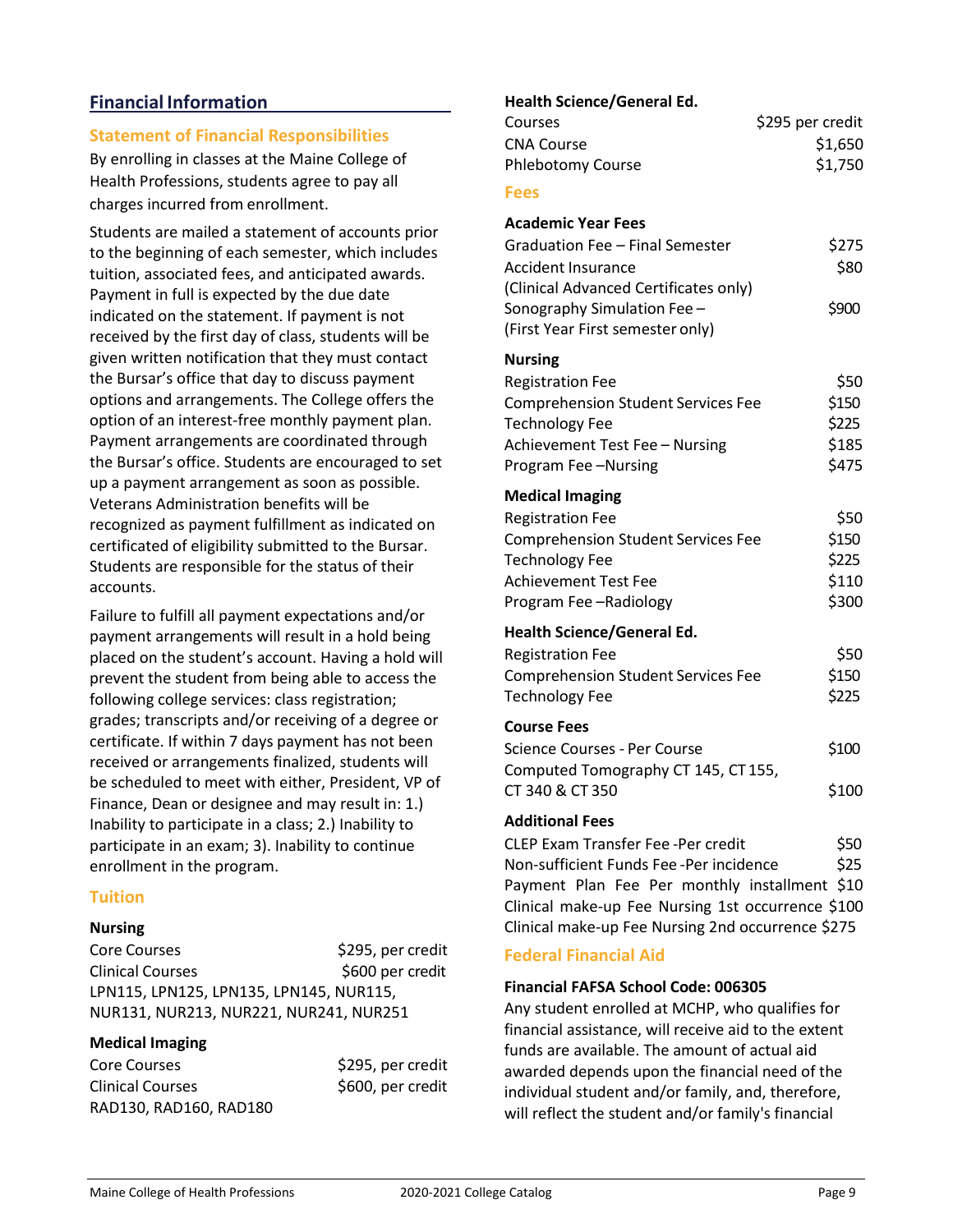## Financial Information

### Statement of Financial Responsibilities

By enrolling in classes at the Maine College of Health Professions, students agree to pay all charges incurred from enrollment.

Students are mailed a statement of accounts prior to the beginning of each semester, which includes tuition, associated fees, and anticipated awards. Payment in full is expected by the due date indicated on the statement. If payment is not received by the first day of class, students will be given written notification that they must contact the Bursar's office that day to discuss payment options and arrangements. The College offers the option of an interest-free monthly payment plan. Payment arrangements are coordinated through the Bursar's office. Students are encouraged to set up a payment arrangement as soon as possible. Veterans Administration benefits will be recognized as payment fulfillment as indicated on certificated of eligibility submitted to the Bursar. Students are responsible for the status of their accounts.

Failure to fulfill all payment expectations and/or payment arrangements will result in a hold being placed on the student's account. Having a hold will prevent the student from being able to access the following college services: class registration; grades; transcripts and/or receiving of a degree or certificate. If within 7 days payment has not been received or arrangements finalized, students will be scheduled to meet with either, President, VP of Finance, Dean or designee and may result in: 1.) Inability to participate in a class; 2.) Inability to participate in an exam; 3). Inability to continue enrollment in the program.

### Tuition

**Nursing**

| | |
|---|---|
| Core Courses | $295, per credit |
| Clinical Courses | $600 per credit |

LPN115, LPN125, LPN135, LPN145, NUR115, NUR131, NUR213, NUR221, NUR241, NUR251

**Medical Imaging**

| | |
|---|---|
| Core Courses | $295, per credit |
| Clinical Courses | $600, per credit |

RAD130, RAD160, RAD180

**Health Science/General Ed.**

| | |
|---|---|
| Courses | $295 per credit |
| CNA Course | $1,650 |
| Phlebotomy Course | $1,750 |

### Fees

**Academic Year Fees**

| | |
|---|---|
| Graduation Fee – Final Semester | $275 |
| Accident Insurance (Clinical Advanced Certificates only) | $80 |
| Sonography Simulation Fee – (First Year First semester only) | $900 |

**Nursing**

| | |
|---|---|
| Registration Fee | $50 |
| Comprehension Student Services Fee | $150 |
| Technology Fee | $225 |
| Achievement Test Fee – Nursing | $185 |
| Program Fee –Nursing | $475 |

**Medical Imaging**

| | |
|---|---|
| Registration Fee | $50 |
| Comprehension Student Services Fee | $150 |
| Technology Fee | $225 |
| Achievement Test Fee | $110 |
| Program Fee –Radiology | $300 |

**Health Science/General Ed.**

| | |
|---|---|
| Registration Fee | $50 |
| Comprehension Student Services Fee | $150 |
| Technology Fee | $225 |

**Course Fees**

| | |
|---|---|
| Science Courses - Per Course | $100 |
| Computed Tomography CT 145, CT 155, CT 340 & CT 350 | $100 |

**Additional Fees**

| | |
|---|---|
| CLEP Exam Transfer Fee -Per credit | $50 |
| Non-sufficient Funds Fee -Per incidence | $25 |
| Payment Plan Fee Per monthly installment | $10 |
| Clinical make-up Fee Nursing 1st occurrence | $100 |
| Clinical make-up Fee Nursing 2nd occurrence | $275 |

### Federal Financial Aid

**Financial FAFSA School Code: 006305**

Any student enrolled at MCHP, who qualifies for financial assistance, will receive aid to the extent funds are available. The amount of actual aid awarded depends upon the financial need of the individual student and/or family, and, therefore, will reflect the student and/or family's financial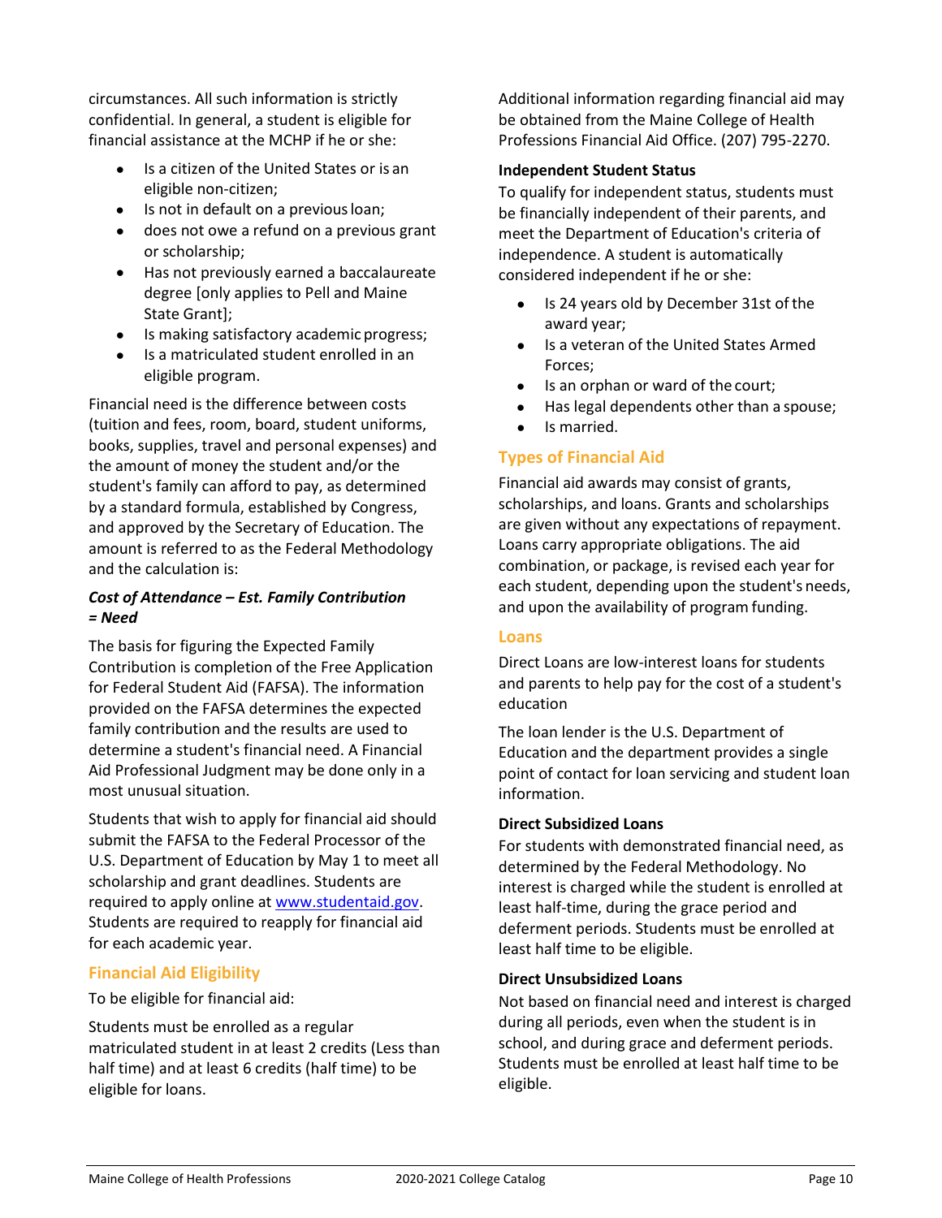circumstances. All such information is strictly confidential. In general, a student is eligible for financial assistance at the MCHP if he or she:

- Is a citizen of the United States or is an eligible non-citizen;
- Is not in default on a previous loan;
- does not owe a refund on a previous grant or scholarship;
- Has not previously earned a baccalaureate degree [only applies to Pell and Maine State Grant];
- Is making satisfactory academic progress;
- Is a matriculated student enrolled in an eligible program.

Financial need is the difference between costs (tuition and fees, room, board, student uniforms, books, supplies, travel and personal expenses) and the amount of money the student and/or the student's family can afford to pay, as determined by a standard formula, established by Congress, and approved by the Secretary of Education. The amount is referred to as the Federal Methodology and the calculation is:

***Cost of Attendance – Est. Family Contribution = Need***

The basis for figuring the Expected Family Contribution is completion of the Free Application for Federal Student Aid (FAFSA). The information provided on the FAFSA determines the expected family contribution and the results are used to determine a student's financial need. A Financial Aid Professional Judgment may be done only in a most unusual situation.

Students that wish to apply for financial aid should submit the FAFSA to the Federal Processor of the U.S. Department of Education by May 1 to meet all scholarship and grant deadlines. Students are required to apply online at www.studentaid.gov. Students are required to reapply for financial aid for each academic year.

## Financial Aid Eligibility

To be eligible for financial aid:

Students must be enrolled as a regular matriculated student in at least 2 credits (Less than half time) and at least 6 credits (half time) to be eligible for loans.

Additional information regarding financial aid may be obtained from the Maine College of Health Professions Financial Aid Office. (207) 795-2270.

**Independent Student Status**

To qualify for independent status, students must be financially independent of their parents, and meet the Department of Education's criteria of independence. A student is automatically considered independent if he or she:

- Is 24 years old by December 31st of the award year;
- Is a veteran of the United States Armed Forces;
- Is an orphan or ward of the court;
- Has legal dependents other than a spouse;
- Is married.

## Types of Financial Aid

Financial aid awards may consist of grants, scholarships, and loans. Grants and scholarships are given without any expectations of repayment. Loans carry appropriate obligations. The aid combination, or package, is revised each year for each student, depending upon the student's needs, and upon the availability of program funding.

## Loans

Direct Loans are low-interest loans for students and parents to help pay for the cost of a student's education

The loan lender is the U.S. Department of Education and the department provides a single point of contact for loan servicing and student loan information.

**Direct Subsidized Loans**

For students with demonstrated financial need, as determined by the Federal Methodology. No interest is charged while the student is enrolled at least half-time, during the grace period and deferment periods. Students must be enrolled at least half time to be eligible.

**Direct Unsubsidized Loans**

Not based on financial need and interest is charged during all periods, even when the student is in school, and during grace and deferment periods. Students must be enrolled at least half time to be eligible.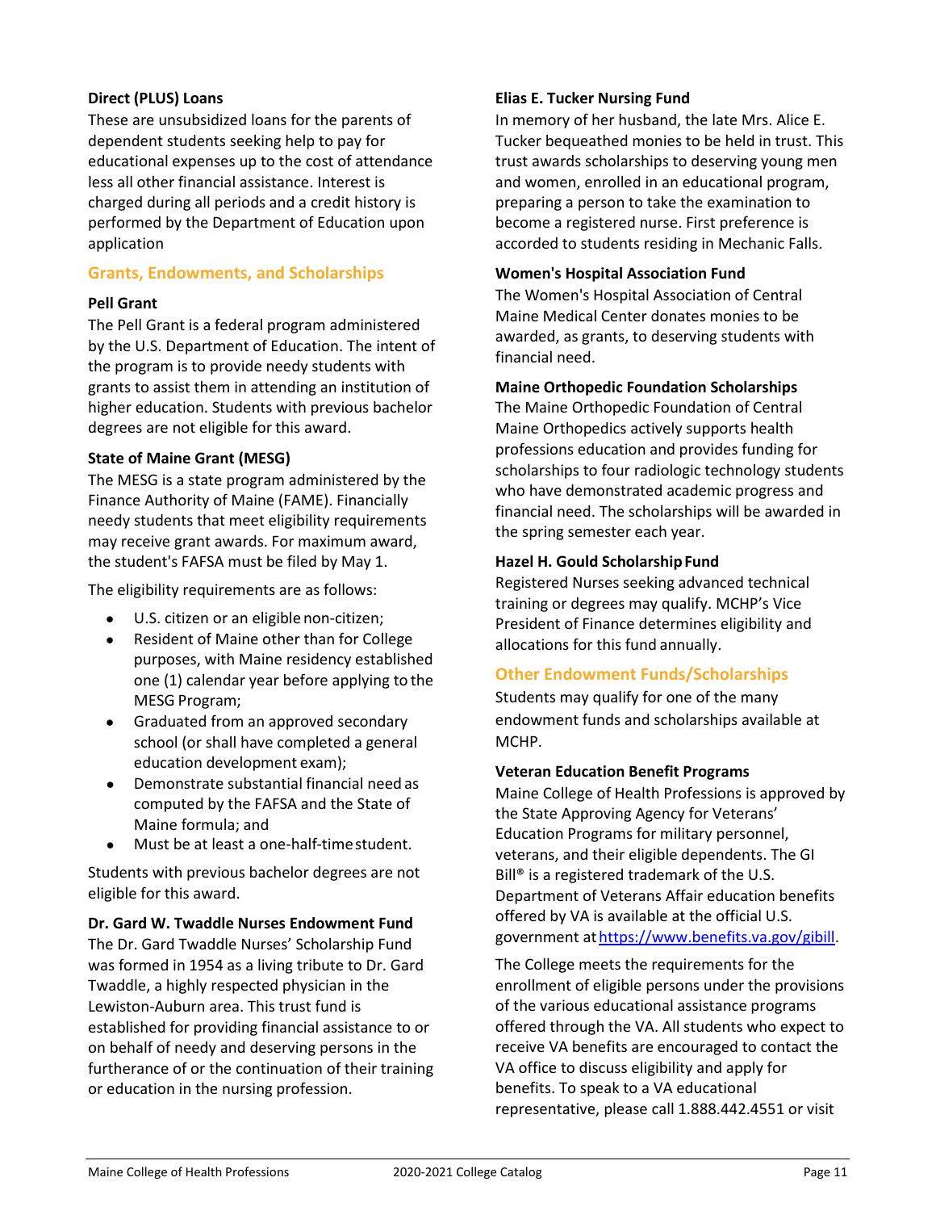#### Direct (PLUS) Loans

These are unsubsidized loans for the parents of dependent students seeking help to pay for educational expenses up to the cost of attendance less all other financial assistance. Interest is charged during all periods and a credit history is performed by the Department of Education upon application

### Grants, Endowments, and Scholarships

#### Pell Grant

The Pell Grant is a federal program administered by the U.S. Department of Education. The intent of the program is to provide needy students with grants to assist them in attending an institution of higher education. Students with previous bachelor degrees are not eligible for this award.

#### State of Maine Grant (MESG)

The MESG is a state program administered by the Finance Authority of Maine (FAME). Financially needy students that meet eligibility requirements may receive grant awards. For maximum award, the student's FAFSA must be filed by May 1.

The eligibility requirements are as follows:

- U.S. citizen or an eligible non-citizen;
- Resident of Maine other than for College purposes, with Maine residency established one (1) calendar year before applying to the MESG Program;
- Graduated from an approved secondary school (or shall have completed a general education development exam);
- Demonstrate substantial financial need as computed by the FAFSA and the State of Maine formula; and
- Must be at least a one-half-time student.

Students with previous bachelor degrees are not eligible for this award.

#### Dr. Gard W. Twaddle Nurses Endowment Fund

The Dr. Gard Twaddle Nurses' Scholarship Fund was formed in 1954 as a living tribute to Dr. Gard Twaddle, a highly respected physician in the Lewiston-Auburn area. This trust fund is established for providing financial assistance to or on behalf of needy and deserving persons in the furtherance of or the continuation of their training or education in the nursing profession.

#### Elias E. Tucker Nursing Fund

In memory of her husband, the late Mrs. Alice E. Tucker bequeathed monies to be held in trust. This trust awards scholarships to deserving young men and women, enrolled in an educational program, preparing a person to take the examination to become a registered nurse. First preference is accorded to students residing in Mechanic Falls.

#### Women's Hospital Association Fund

The Women's Hospital Association of Central Maine Medical Center donates monies to be awarded, as grants, to deserving students with financial need.

#### Maine Orthopedic Foundation Scholarships

The Maine Orthopedic Foundation of Central Maine Orthopedics actively supports health professions education and provides funding for scholarships to four radiologic technology students who have demonstrated academic progress and financial need. The scholarships will be awarded in the spring semester each year.

#### Hazel H. Gould Scholarship Fund

Registered Nurses seeking advanced technical training or degrees may qualify. MCHP's Vice President of Finance determines eligibility and allocations for this fund annually.

### Other Endowment Funds/Scholarships

Students may qualify for one of the many endowment funds and scholarships available at MCHP.

#### Veteran Education Benefit Programs

Maine College of Health Professions is approved by the State Approving Agency for Veterans' Education Programs for military personnel, veterans, and their eligible dependents. The GI Bill® is a registered trademark of the U.S. Department of Veterans Affair education benefits offered by VA is available at the official U.S. government at https://www.benefits.va.gov/gibill.

The College meets the requirements for the enrollment of eligible persons under the provisions of the various educational assistance programs offered through the VA. All students who expect to receive VA benefits are encouraged to contact the VA office to discuss eligibility and apply for benefits. To speak to a VA educational representative, please call 1.888.442.4551 or visit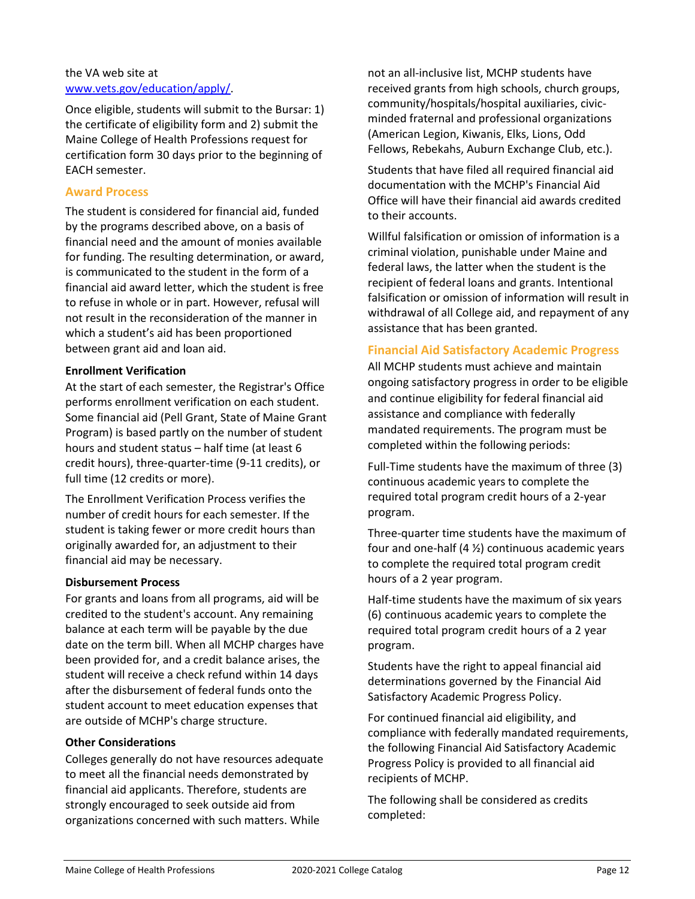the VA web site at [www.vets.gov/education/apply/](www.vets.gov/education/apply/).

Once eligible, students will submit to the Bursar: 1) the certificate of eligibility form and 2) submit the Maine College of Health Professions request for certification form 30 days prior to the beginning of EACH semester.

## Award Process

The student is considered for financial aid, funded by the programs described above, on a basis of financial need and the amount of monies available for funding. The resulting determination, or award, is communicated to the student in the form of a financial aid award letter, which the student is free to refuse in whole or in part. However, refusal will not result in the reconsideration of the manner in which a student's aid has been proportioned between grant aid and loan aid.

**Enrollment Verification**

At the start of each semester, the Registrar's Office performs enrollment verification on each student. Some financial aid (Pell Grant, State of Maine Grant Program) is based partly on the number of student hours and student status – half time (at least 6 credit hours), three-quarter-time (9-11 credits), or full time (12 credits or more).

The Enrollment Verification Process verifies the number of credit hours for each semester. If the student is taking fewer or more credit hours than originally awarded for, an adjustment to their financial aid may be necessary.

**Disbursement Process**

For grants and loans from all programs, aid will be credited to the student's account. Any remaining balance at each term will be payable by the due date on the term bill. When all MCHP charges have been provided for, and a credit balance arises, the student will receive a check refund within 14 days after the disbursement of federal funds onto the student account to meet education expenses that are outside of MCHP's charge structure.

**Other Considerations**

Colleges generally do not have resources adequate to meet all the financial needs demonstrated by financial aid applicants. Therefore, students are strongly encouraged to seek outside aid from organizations concerned with such matters. While not an all-inclusive list, MCHP students have received grants from high schools, church groups, community/hospitals/hospital auxiliaries, civic-minded fraternal and professional organizations (American Legion, Kiwanis, Elks, Lions, Odd Fellows, Rebekahs, Auburn Exchange Club, etc.).

Students that have filed all required financial aid documentation with the MCHP's Financial Aid Office will have their financial aid awards credited to their accounts.

Willful falsification or omission of information is a criminal violation, punishable under Maine and federal laws, the latter when the student is the recipient of federal loans and grants. Intentional falsification or omission of information will result in withdrawal of all College aid, and repayment of any assistance that has been granted.

## Financial Aid Satisfactory Academic Progress

All MCHP students must achieve and maintain ongoing satisfactory progress in order to be eligible and continue eligibility for federal financial aid assistance and compliance with federally mandated requirements. The program must be completed within the following periods:

Full-Time students have the maximum of three (3) continuous academic years to complete the required total program credit hours of a 2-year program.

Three-quarter time students have the maximum of four and one-half (4 ½) continuous academic years to complete the required total program credit hours of a 2 year program.

Half-time students have the maximum of six years (6) continuous academic years to complete the required total program credit hours of a 2 year program.

Students have the right to appeal financial aid determinations governed by the Financial Aid Satisfactory Academic Progress Policy.

For continued financial aid eligibility, and compliance with federally mandated requirements, the following Financial Aid Satisfactory Academic Progress Policy is provided to all financial aid recipients of MCHP.

The following shall be considered as credits completed: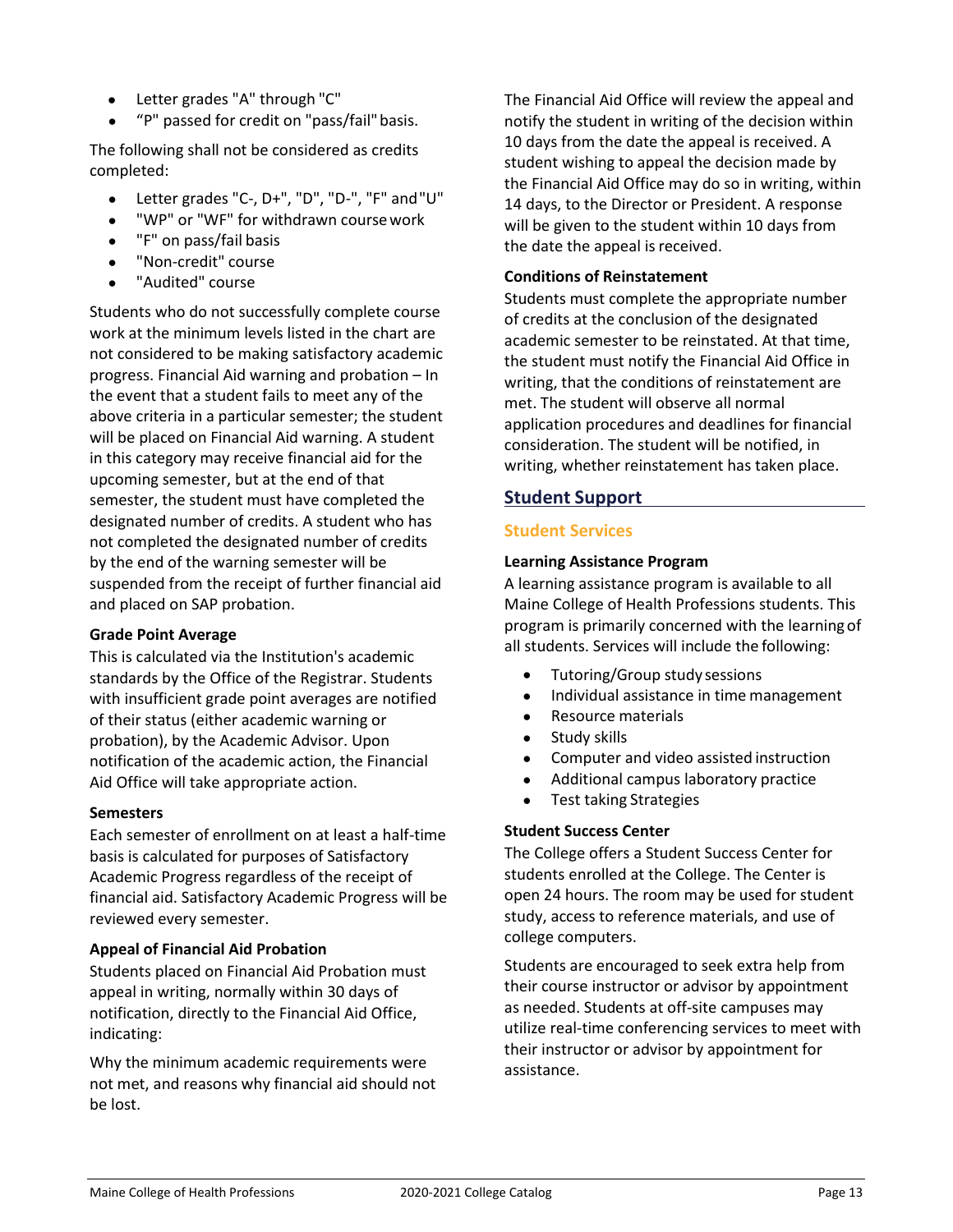- Letter grades "A" through "C"
- "P" passed for credit on "pass/fail" basis.

The following shall not be considered as credits completed:

- Letter grades "C-, D+", "D", "D-", "F" and "U"
- "WP" or "WF" for withdrawn course work
- "F" on pass/fail basis
- "Non-credit" course
- "Audited" course

Students who do not successfully complete course work at the minimum levels listed in the chart are not considered to be making satisfactory academic progress. Financial Aid warning and probation – In the event that a student fails to meet any of the above criteria in a particular semester; the student will be placed on Financial Aid warning. A student in this category may receive financial aid for the upcoming semester, but at the end of that semester, the student must have completed the designated number of credits. A student who has not completed the designated number of credits by the end of the warning semester will be suspended from the receipt of further financial aid and placed on SAP probation.

**Grade Point Average**

This is calculated via the Institution's academic standards by the Office of the Registrar. Students with insufficient grade point averages are notified of their status (either academic warning or probation), by the Academic Advisor. Upon notification of the academic action, the Financial Aid Office will take appropriate action.

**Semesters**

Each semester of enrollment on at least a half-time basis is calculated for purposes of Satisfactory Academic Progress regardless of the receipt of financial aid. Satisfactory Academic Progress will be reviewed every semester.

**Appeal of Financial Aid Probation**

Students placed on Financial Aid Probation must appeal in writing, normally within 30 days of notification, directly to the Financial Aid Office, indicating:

Why the minimum academic requirements were not met, and reasons why financial aid should not be lost.

The Financial Aid Office will review the appeal and notify the student in writing of the decision within 10 days from the date the appeal is received. A student wishing to appeal the decision made by the Financial Aid Office may do so in writing, within 14 days, to the Director or President. A response will be given to the student within 10 days from the date the appeal is received.

**Conditions of Reinstatement**

Students must complete the appropriate number of credits at the conclusion of the designated academic semester to be reinstated. At that time, the student must notify the Financial Aid Office in writing, that the conditions of reinstatement are met. The student will observe all normal application procedures and deadlines for financial consideration. The student will be notified, in writing, whether reinstatement has taken place.

## Student Support

### Student Services

**Learning Assistance Program**

A learning assistance program is available to all Maine College of Health Professions students. This program is primarily concerned with the learning of all students. Services will include the following:

- Tutoring/Group study sessions
- Individual assistance in time management
- Resource materials
- Study skills
- Computer and video assisted instruction
- Additional campus laboratory practice
- Test taking Strategies

**Student Success Center**

The College offers a Student Success Center for students enrolled at the College. The Center is open 24 hours. The room may be used for student study, access to reference materials, and use of college computers.

Students are encouraged to seek extra help from their course instructor or advisor by appointment as needed. Students at off-site campuses may utilize real-time conferencing services to meet with their instructor or advisor by appointment for assistance.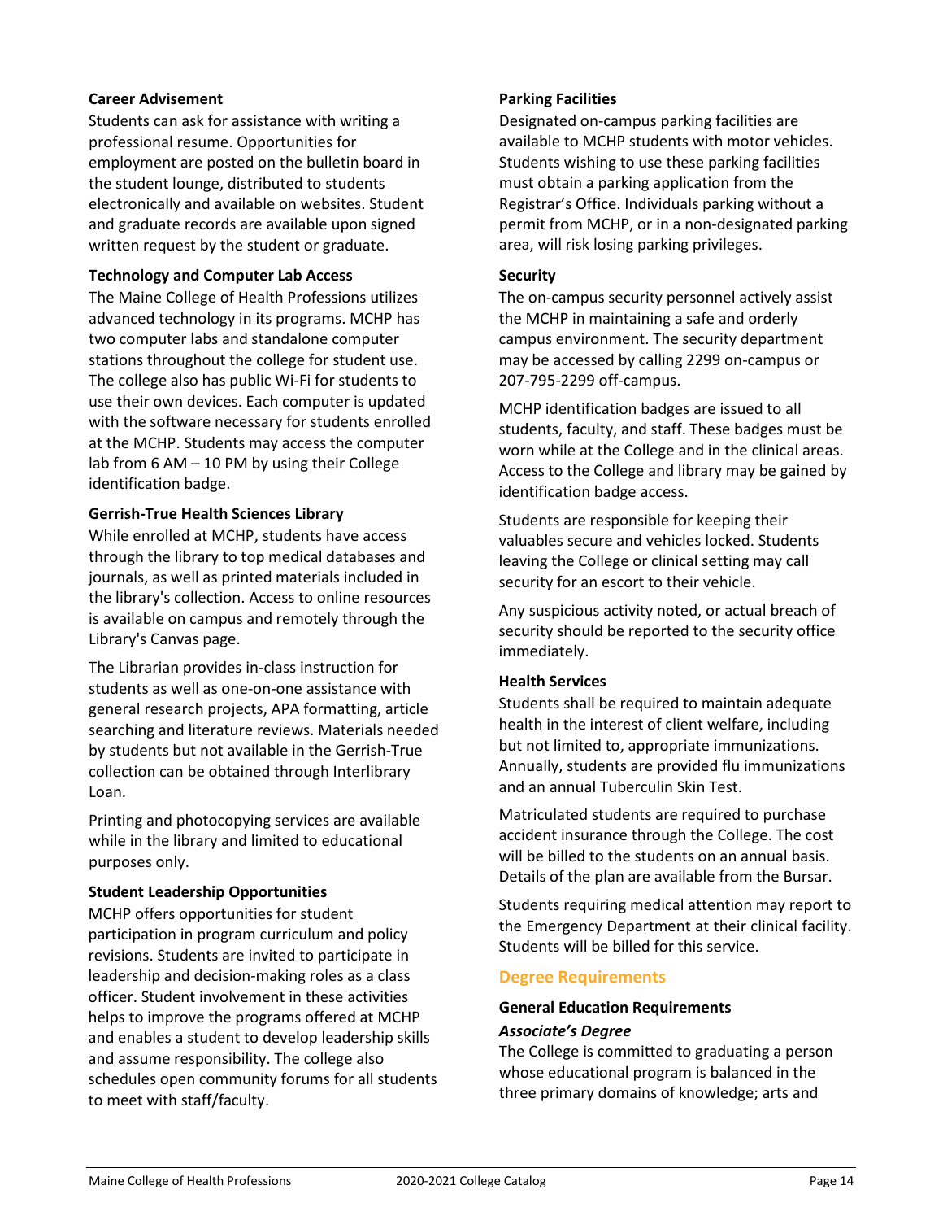**Career Advisement**

Students can ask for assistance with writing a professional resume. Opportunities for employment are posted on the bulletin board in the student lounge, distributed to students electronically and available on websites. Student and graduate records are available upon signed written request by the student or graduate.

**Technology and Computer Lab Access**

The Maine College of Health Professions utilizes advanced technology in its programs. MCHP has two computer labs and standalone computer stations throughout the college for student use. The college also has public Wi-Fi for students to use their own devices. Each computer is updated with the software necessary for students enrolled at the MCHP. Students may access the computer lab from 6 AM – 10 PM by using their College identification badge.

**Gerrish-True Health Sciences Library**

While enrolled at MCHP, students have access through the library to top medical databases and journals, as well as printed materials included in the library's collection. Access to online resources is available on campus and remotely through the Library's Canvas page.

The Librarian provides in-class instruction for students as well as one-on-one assistance with general research projects, APA formatting, article searching and literature reviews. Materials needed by students but not available in the Gerrish-True collection can be obtained through Interlibrary Loan.

Printing and photocopying services are available while in the library and limited to educational purposes only.

**Student Leadership Opportunities**

MCHP offers opportunities for student participation in program curriculum and policy revisions. Students are invited to participate in leadership and decision-making roles as a class officer. Student involvement in these activities helps to improve the programs offered at MCHP and enables a student to develop leadership skills and assume responsibility. The college also schedules open community forums for all students to meet with staff/faculty.

**Parking Facilities**

Designated on-campus parking facilities are available to MCHP students with motor vehicles. Students wishing to use these parking facilities must obtain a parking application from the Registrar's Office. Individuals parking without a permit from MCHP, or in a non-designated parking area, will risk losing parking privileges.

**Security**

The on-campus security personnel actively assist the MCHP in maintaining a safe and orderly campus environment. The security department may be accessed by calling 2299 on-campus or 207-795-2299 off-campus.

MCHP identification badges are issued to all students, faculty, and staff. These badges must be worn while at the College and in the clinical areas. Access to the College and library may be gained by identification badge access.

Students are responsible for keeping their valuables secure and vehicles locked. Students leaving the College or clinical setting may call security for an escort to their vehicle.

Any suspicious activity noted, or actual breach of security should be reported to the security office immediately.

**Health Services**

Students shall be required to maintain adequate health in the interest of client welfare, including but not limited to, appropriate immunizations. Annually, students are provided flu immunizations and an annual Tuberculin Skin Test.

Matriculated students are required to purchase accident insurance through the College. The cost will be billed to the students on an annual basis. Details of the plan are available from the Bursar.

Students requiring medical attention may report to the Emergency Department at their clinical facility. Students will be billed for this service.

## Degree Requirements

### General Education Requirements

#### *Associate's Degree*

The College is committed to graduating a person whose educational program is balanced in the three primary domains of knowledge; arts and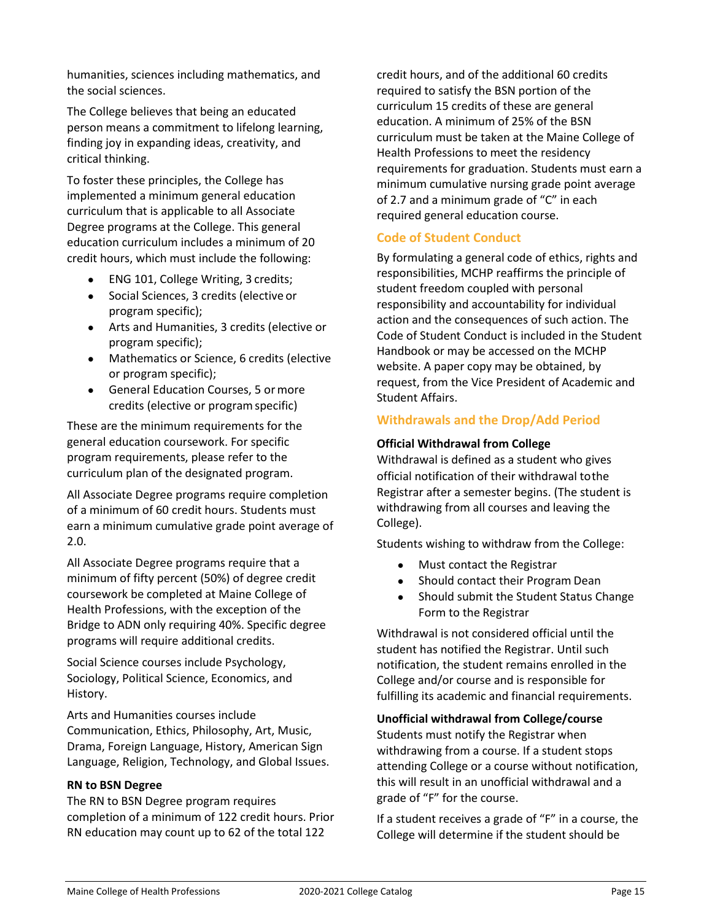humanities, sciences including mathematics, and the social sciences.

The College believes that being an educated person means a commitment to lifelong learning, finding joy in expanding ideas, creativity, and critical thinking.

To foster these principles, the College has implemented a minimum general education curriculum that is applicable to all Associate Degree programs at the College. This general education curriculum includes a minimum of 20 credit hours, which must include the following:

- ENG 101, College Writing, 3 credits;
- Social Sciences, 3 credits (elective or program specific);
- Arts and Humanities, 3 credits (elective or program specific);
- Mathematics or Science, 6 credits (elective or program specific);
- General Education Courses, 5 or more credits (elective or program specific)

These are the minimum requirements for the general education coursework. For specific program requirements, please refer to the curriculum plan of the designated program.

All Associate Degree programs require completion of a minimum of 60 credit hours. Students must earn a minimum cumulative grade point average of 2.0.

All Associate Degree programs require that a minimum of fifty percent (50%) of degree credit coursework be completed at Maine College of Health Professions, with the exception of the Bridge to ADN only requiring 40%. Specific degree programs will require additional credits.

Social Science courses include Psychology, Sociology, Political Science, Economics, and History.

Arts and Humanities courses include Communication, Ethics, Philosophy, Art, Music, Drama, Foreign Language, History, American Sign Language, Religion, Technology, and Global Issues.

**RN to BSN Degree**

The RN to BSN Degree program requires completion of a minimum of 122 credit hours. Prior RN education may count up to 62 of the total 122 credit hours, and of the additional 60 credits required to satisfy the BSN portion of the curriculum 15 credits of these are general education. A minimum of 25% of the BSN curriculum must be taken at the Maine College of Health Professions to meet the residency requirements for graduation. Students must earn a minimum cumulative nursing grade point average of 2.7 and a minimum grade of "C" in each required general education course.

## Code of Student Conduct

By formulating a general code of ethics, rights and responsibilities, MCHP reaffirms the principle of student freedom coupled with personal responsibility and accountability for individual action and the consequences of such action. The Code of Student Conduct is included in the Student Handbook or may be accessed on the MCHP website. A paper copy may be obtained, by request, from the Vice President of Academic and Student Affairs.

## Withdrawals and the Drop/Add Period

**Official Withdrawal from College**

Withdrawal is defined as a student who gives official notification of their withdrawal to the Registrar after a semester begins. (The student is withdrawing from all courses and leaving the College).

Students wishing to withdraw from the College:

- Must contact the Registrar
- Should contact their Program Dean
- Should submit the Student Status Change Form to the Registrar

Withdrawal is not considered official until the student has notified the Registrar. Until such notification, the student remains enrolled in the College and/or course and is responsible for fulfilling its academic and financial requirements.

**Unofficial withdrawal from College/course**

Students must notify the Registrar when withdrawing from a course. If a student stops attending College or a course without notification, this will result in an unofficial withdrawal and a grade of "F" for the course.

If a student receives a grade of "F" in a course, the College will determine if the student should be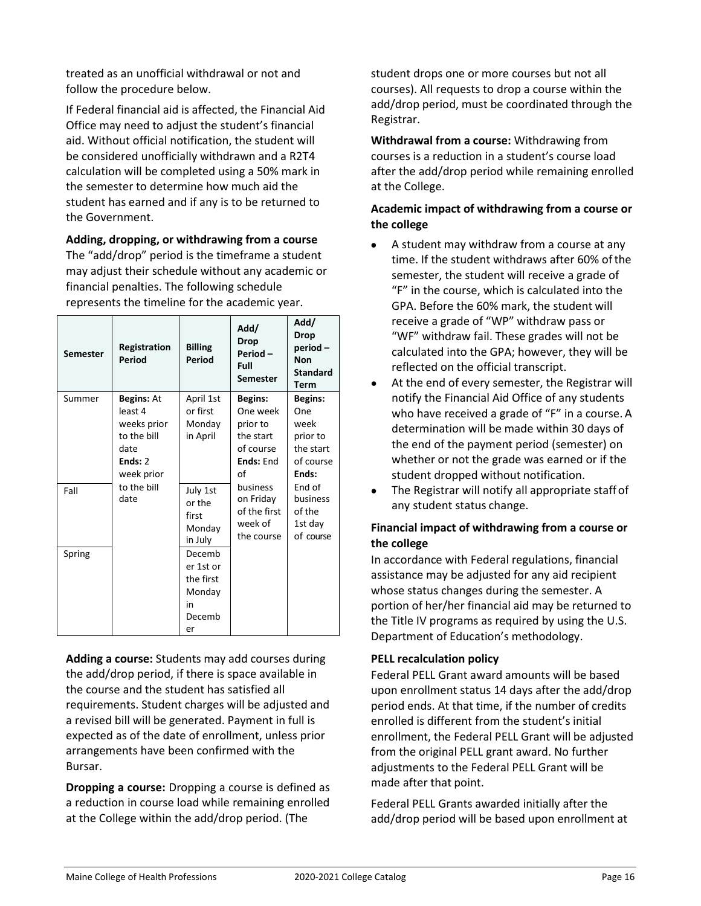treated as an unofficial withdrawal or not and follow the procedure below.

If Federal financial aid is affected, the Financial Aid Office may need to adjust the student's financial aid. Without official notification, the student will be considered unofficially withdrawn and a R2T4 calculation will be completed using a 50% mark in the semester to determine how much aid the student has earned and if any is to be returned to the Government.

**Adding, dropping, or withdrawing from a course**
The "add/drop" period is the timeframe a student may adjust their schedule without any academic or financial penalties. The following schedule represents the timeline for the academic year.

| Semester | Registration Period | Billing Period | Add/ Drop Period – Full Semester | Add/ Drop period – Non Standard Term |
|---|---|---|---|---|
| Summer | **Begins:** At least 4 weeks prior to the bill date **Ends:** 2 week prior to the bill date | April 1st or first Monday in April | **Begins:** One week prior to the start of course **Ends:** End of business on Friday of the first week of the course | **Begins:** One week prior to the start of course **Ends:** End of business of the 1st day of course |
| Fall | | July 1st or the first Monday in July | | |
| Spring | | December 1st or the first Monday in December | | |

**Adding a course:** Students may add courses during the add/drop period, if there is space available in the course and the student has satisfied all requirements. Student charges will be adjusted and a revised bill will be generated. Payment in full is expected as of the date of enrollment, unless prior arrangements have been confirmed with the Bursar.

**Dropping a course:** Dropping a course is defined as a reduction in course load while remaining enrolled at the College within the add/drop period. (The student drops one or more courses but not all courses). All requests to drop a course within the add/drop period, must be coordinated through the Registrar.

**Withdrawal from a course:** Withdrawing from courses is a reduction in a student's course load after the add/drop period while remaining enrolled at the College.

**Academic impact of withdrawing from a course or the college**

- A student may withdraw from a course at any time. If the student withdraws after 60% of the semester, the student will receive a grade of "F" in the course, which is calculated into the GPA. Before the 60% mark, the student will receive a grade of "WP" withdraw pass or "WF" withdraw fail. These grades will not be calculated into the GPA; however, they will be reflected on the official transcript.
- At the end of every semester, the Registrar will notify the Financial Aid Office of any students who have received a grade of "F" in a course. A determination will be made within 30 days of the end of the payment period (semester) on whether or not the grade was earned or if the student dropped without notification.
- The Registrar will notify all appropriate staff of any student status change.

**Financial impact of withdrawing from a course or the college**
In accordance with Federal regulations, financial assistance may be adjusted for any aid recipient whose status changes during the semester. A portion of her/her financial aid may be returned to the Title IV programs as required by using the U.S. Department of Education's methodology.

**PELL recalculation policy**
Federal PELL Grant award amounts will be based upon enrollment status 14 days after the add/drop period ends. At that time, if the number of credits enrolled is different from the student's initial enrollment, the Federal PELL Grant will be adjusted from the original PELL grant award. No further adjustments to the Federal PELL Grant will be made after that point.

Federal PELL Grants awarded initially after the add/drop period will be based upon enrollment at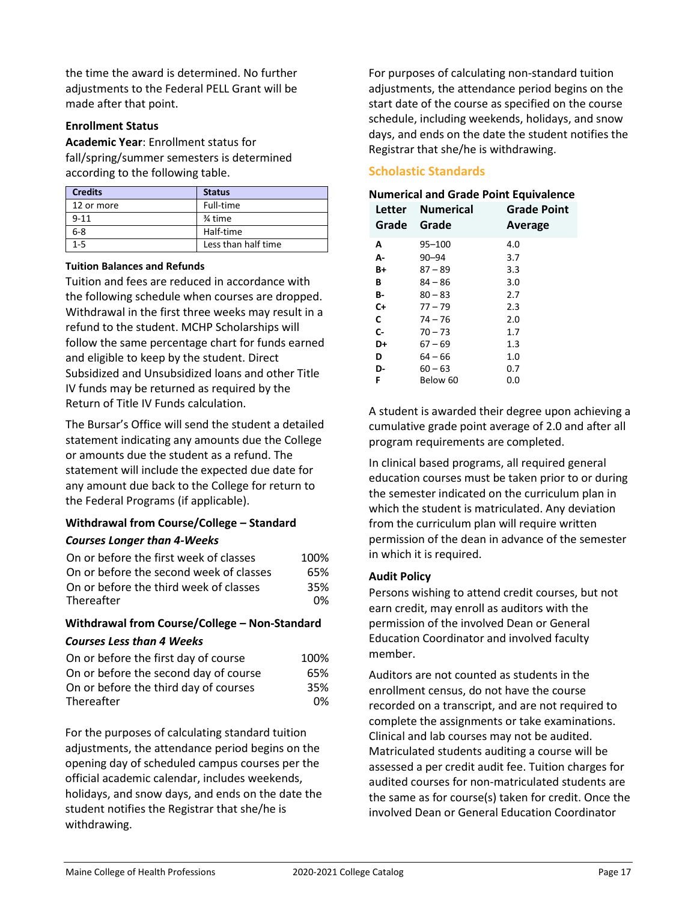the time the award is determined. No further adjustments to the Federal PELL Grant will be made after that point.

**Enrollment Status**

**Academic Year**: Enrollment status for fall/spring/summer semesters is determined according to the following table.

| Credits | Status |
|---|---|
| 12 or more | Full-time |
| 9-11 | ¾ time |
| 6-8 | Half-time |
| 1-5 | Less than half time |

**Tuition Balances and Refunds**

Tuition and fees are reduced in accordance with the following schedule when courses are dropped. Withdrawal in the first three weeks may result in a refund to the student. MCHP Scholarships will follow the same percentage chart for funds earned and eligible to keep by the student. Direct Subsidized and Unsubsidized loans and other Title IV funds may be returned as required by the Return of Title IV Funds calculation.

The Bursar's Office will send the student a detailed statement indicating any amounts due the College or amounts due the student as a refund. The statement will include the expected due date for any amount due back to the College for return to the Federal Programs (if applicable).

**Withdrawal from Course/College – Standard**

***Courses Longer than 4-Weeks***

| | |
|---|---|
| On or before the first week of classes | 100% |
| On or before the second week of classes | 65% |
| On or before the third week of classes | 35% |
| Thereafter | 0% |

**Withdrawal from Course/College – Non-Standard**

***Courses Less than 4 Weeks***

| | |
|---|---|
| On or before the first day of course | 100% |
| On or before the second day of course | 65% |
| On or before the third day of courses | 35% |
| Thereafter | 0% |

For the purposes of calculating standard tuition adjustments, the attendance period begins on the opening day of scheduled campus courses per the official academic calendar, includes weekends, holidays, and snow days, and ends on the date the student notifies the Registrar that she/he is withdrawing.

For purposes of calculating non-standard tuition adjustments, the attendance period begins on the start date of the course as specified on the course schedule, including weekends, holidays, and snow days, and ends on the date the student notifies the Registrar that she/he is withdrawing.

## Scholastic Standards

**Numerical and Grade Point Equivalence**

| Letter Grade | Numerical Grade | Grade Point Average |
|---|---|---|
| **A** | 95–100 | 4.0 |
| **A-** | 90–94 | 3.7 |
| **B+** | 87 – 89 | 3.3 |
| **B** | 84 – 86 | 3.0 |
| **B-** | 80 – 83 | 2.7 |
| **C+** | 77 – 79 | 2.3 |
| **C** | 74 – 76 | 2.0 |
| **C-** | 70 – 73 | 1.7 |
| **D+** | 67 – 69 | 1.3 |
| **D** | 64 – 66 | 1.0 |
| **D-** | 60 – 63 | 0.7 |
| **F** | Below 60 | 0.0 |

A student is awarded their degree upon achieving a cumulative grade point average of 2.0 and after all program requirements are completed.

In clinical based programs, all required general education courses must be taken prior to or during the semester indicated on the curriculum plan in which the student is matriculated. Any deviation from the curriculum plan will require written permission of the dean in advance of the semester in which it is required.

**Audit Policy**

Persons wishing to attend credit courses, but not earn credit, may enroll as auditors with the permission of the involved Dean or General Education Coordinator and involved faculty member.

Auditors are not counted as students in the enrollment census, do not have the course recorded on a transcript, and are not required to complete the assignments or take examinations. Clinical and lab courses may not be audited. Matriculated students auditing a course will be assessed a per credit audit fee. Tuition charges for audited courses for non-matriculated students are the same as for course(s) taken for credit. Once the involved Dean or General Education Coordinator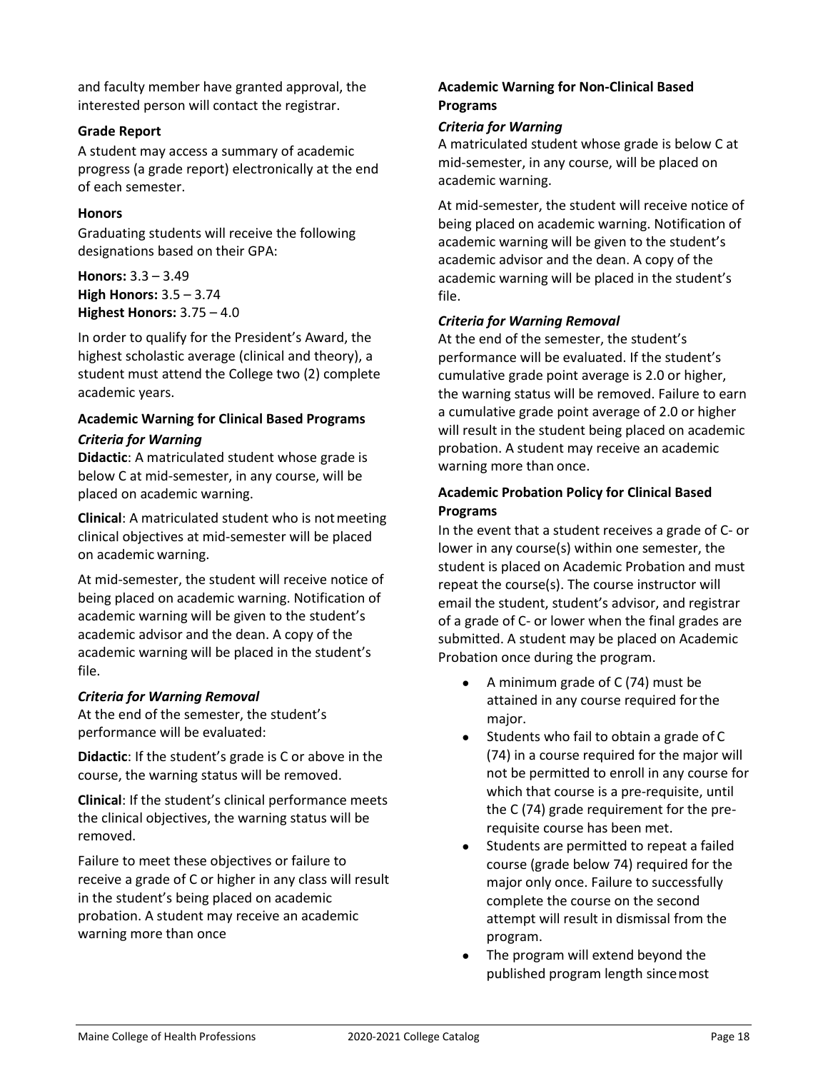and faculty member have granted approval, the interested person will contact the registrar.

### Grade Report

A student may access a summary of academic progress (a grade report) electronically at the end of each semester.

### Honors

Graduating students will receive the following designations based on their GPA:

**Honors:** 3.3 – 3.49
**High Honors:** 3.5 – 3.74
**Highest Honors:** 3.75 – 4.0

In order to qualify for the President's Award, the highest scholastic average (clinical and theory), a student must attend the College two (2) complete academic years.

### Academic Warning for Clinical Based Programs

#### *Criteria for Warning*

**Didactic**: A matriculated student whose grade is below C at mid-semester, in any course, will be placed on academic warning.

**Clinical**: A matriculated student who is not meeting clinical objectives at mid-semester will be placed on academic warning.

At mid-semester, the student will receive notice of being placed on academic warning. Notification of academic warning will be given to the student's academic advisor and the dean. A copy of the academic warning will be placed in the student's file.

#### *Criteria for Warning Removal*

At the end of the semester, the student's performance will be evaluated:

**Didactic**: If the student's grade is C or above in the course, the warning status will be removed.

**Clinical**: If the student's clinical performance meets the clinical objectives, the warning status will be removed.

Failure to meet these objectives or failure to receive a grade of C or higher in any class will result in the student's being placed on academic probation. A student may receive an academic warning more than once

### Academic Warning for Non-Clinical Based Programs

#### *Criteria for Warning*

A matriculated student whose grade is below C at mid-semester, in any course, will be placed on academic warning.

At mid-semester, the student will receive notice of being placed on academic warning. Notification of academic warning will be given to the student's academic advisor and the dean. A copy of the academic warning will be placed in the student's file.

#### *Criteria for Warning Removal*

At the end of the semester, the student's performance will be evaluated. If the student's cumulative grade point average is 2.0 or higher, the warning status will be removed. Failure to earn a cumulative grade point average of 2.0 or higher will result in the student being placed on academic probation. A student may receive an academic warning more than once.

### Academic Probation Policy for Clinical Based Programs

In the event that a student receives a grade of C- or lower in any course(s) within one semester, the student is placed on Academic Probation and must repeat the course(s). The course instructor will email the student, student's advisor, and registrar of a grade of C- or lower when the final grades are submitted. A student may be placed on Academic Probation once during the program.

- A minimum grade of C (74) must be attained in any course required for the major.
- Students who fail to obtain a grade of C (74) in a course required for the major will not be permitted to enroll in any course for which that course is a pre-requisite, until the C (74) grade requirement for the pre-requisite course has been met.
- Students are permitted to repeat a failed course (grade below 74) required for the major only once. Failure to successfully complete the course on the second attempt will result in dismissal from the program.
- The program will extend beyond the published program length since most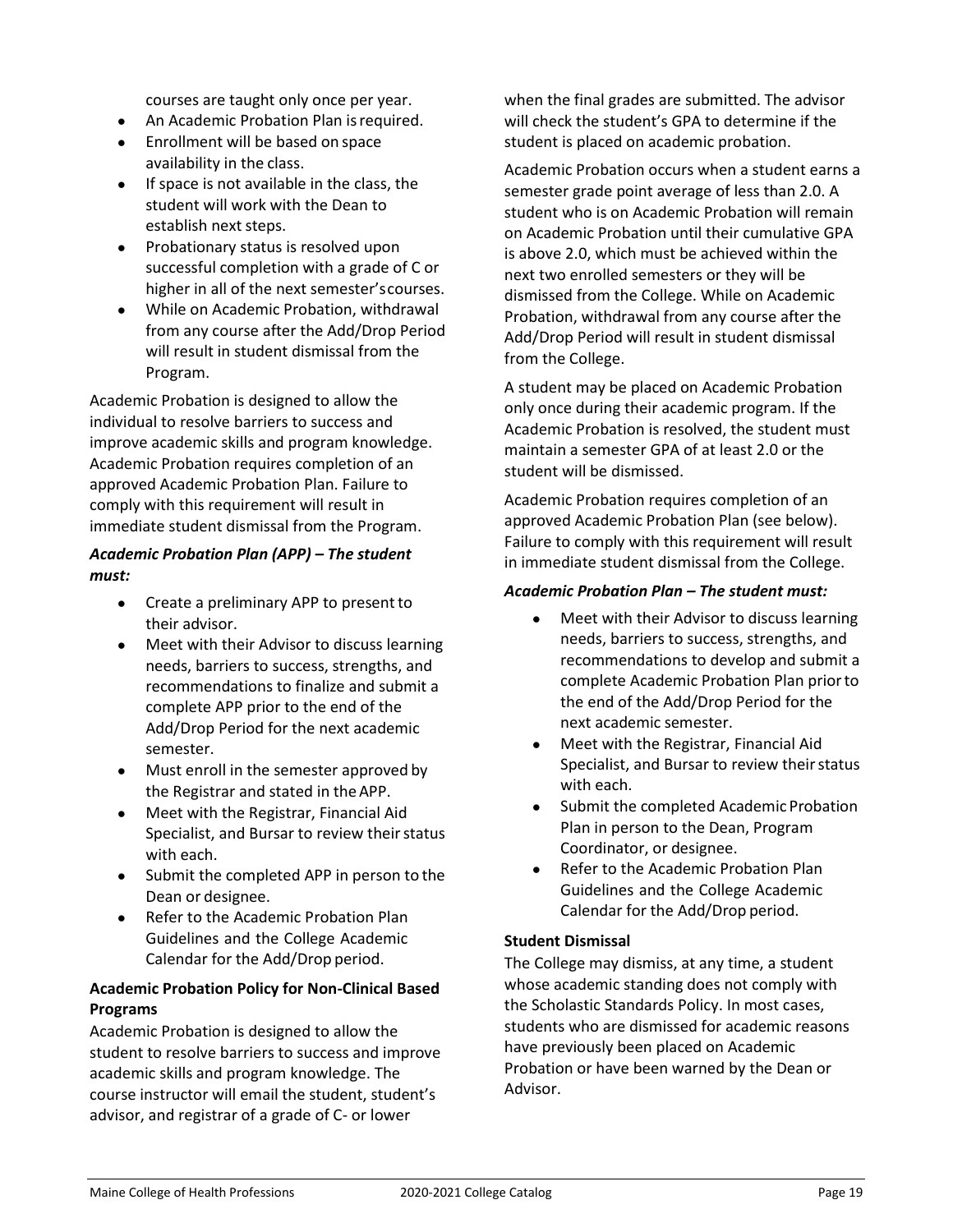courses are taught only once per year.

- An Academic Probation Plan is required.
- Enrollment will be based on space availability in the class.
- If space is not available in the class, the student will work with the Dean to establish next steps.
- Probationary status is resolved upon successful completion with a grade of C or higher in all of the next semester's courses.
- While on Academic Probation, withdrawal from any course after the Add/Drop Period will result in student dismissal from the Program.

Academic Probation is designed to allow the individual to resolve barriers to success and improve academic skills and program knowledge. Academic Probation requires completion of an approved Academic Probation Plan. Failure to comply with this requirement will result in immediate student dismissal from the Program.

***Academic Probation Plan (APP) – The student must:***

- Create a preliminary APP to present to their advisor.
- Meet with their Advisor to discuss learning needs, barriers to success, strengths, and recommendations to finalize and submit a complete APP prior to the end of the Add/Drop Period for the next academic semester.
- Must enroll in the semester approved by the Registrar and stated in the APP.
- Meet with the Registrar, Financial Aid Specialist, and Bursar to review their status with each.
- Submit the completed APP in person to the Dean or designee.
- Refer to the Academic Probation Plan Guidelines and the College Academic Calendar for the Add/Drop period.

**Academic Probation Policy for Non-Clinical Based Programs**

Academic Probation is designed to allow the student to resolve barriers to success and improve academic skills and program knowledge. The course instructor will email the student, student's advisor, and registrar of a grade of C- or lower when the final grades are submitted. The advisor will check the student's GPA to determine if the student is placed on academic probation.

Academic Probation occurs when a student earns a semester grade point average of less than 2.0. A student who is on Academic Probation will remain on Academic Probation until their cumulative GPA is above 2.0, which must be achieved within the next two enrolled semesters or they will be dismissed from the College. While on Academic Probation, withdrawal from any course after the Add/Drop Period will result in student dismissal from the College.

A student may be placed on Academic Probation only once during their academic program. If the Academic Probation is resolved, the student must maintain a semester GPA of at least 2.0 or the student will be dismissed.

Academic Probation requires completion of an approved Academic Probation Plan (see below). Failure to comply with this requirement will result in immediate student dismissal from the College.

***Academic Probation Plan – The student must:***

- Meet with their Advisor to discuss learning needs, barriers to success, strengths, and recommendations to develop and submit a complete Academic Probation Plan prior to the end of the Add/Drop Period for the next academic semester.
- Meet with the Registrar, Financial Aid Specialist, and Bursar to review their status with each.
- Submit the completed Academic Probation Plan in person to the Dean, Program Coordinator, or designee.
- Refer to the Academic Probation Plan Guidelines and the College Academic Calendar for the Add/Drop period.

**Student Dismissal**

The College may dismiss, at any time, a student whose academic standing does not comply with the Scholastic Standards Policy. In most cases, students who are dismissed for academic reasons have previously been placed on Academic Probation or have been warned by the Dean or Advisor.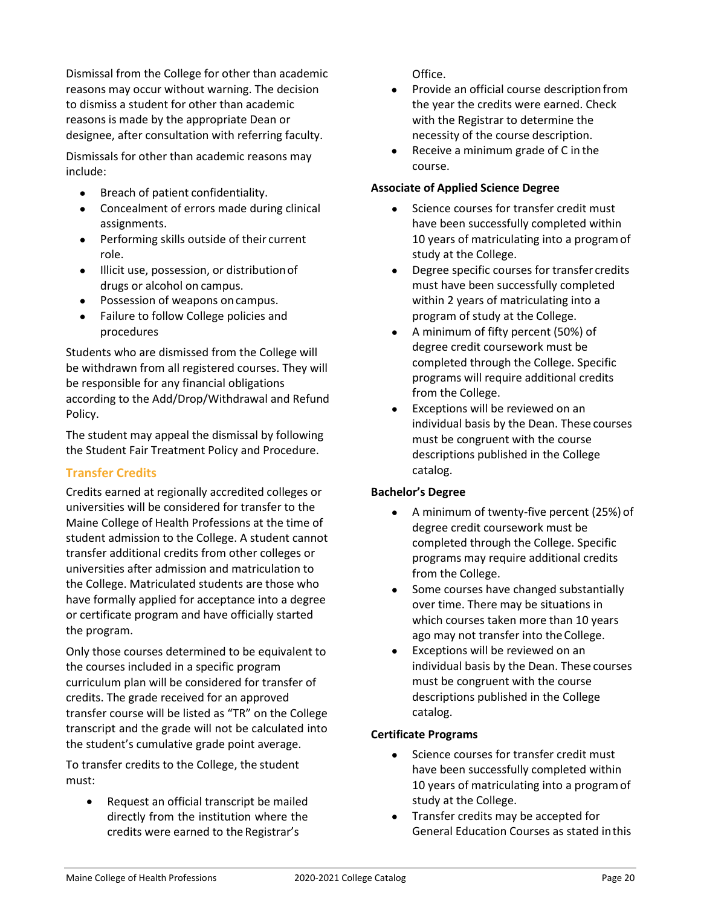Dismissal from the College for other than academic reasons may occur without warning. The decision to dismiss a student for other than academic reasons is made by the appropriate Dean or designee, after consultation with referring faculty.

Dismissals for other than academic reasons may include:

- Breach of patient confidentiality.
- Concealment of errors made during clinical assignments.
- Performing skills outside of their current role.
- Illicit use, possession, or distribution of drugs or alcohol on campus.
- Possession of weapons on campus.
- Failure to follow College policies and procedures

Students who are dismissed from the College will be withdrawn from all registered courses. They will be responsible for any financial obligations according to the Add/Drop/Withdrawal and Refund Policy.

The student may appeal the dismissal by following the Student Fair Treatment Policy and Procedure.

## Transfer Credits

Credits earned at regionally accredited colleges or universities will be considered for transfer to the Maine College of Health Professions at the time of student admission to the College. A student cannot transfer additional credits from other colleges or universities after admission and matriculation to the College. Matriculated students are those who have formally applied for acceptance into a degree or certificate program and have officially started the program.

Only those courses determined to be equivalent to the courses included in a specific program curriculum plan will be considered for transfer of credits. The grade received for an approved transfer course will be listed as "TR" on the College transcript and the grade will not be calculated into the student's cumulative grade point average.

To transfer credits to the College, the student must:

- Request an official transcript be mailed directly from the institution where the credits were earned to the Registrar's Office.
- Provide an official course description from the year the credits were earned. Check with the Registrar to determine the necessity of the course description.
- Receive a minimum grade of C in the course.

**Associate of Applied Science Degree**

- Science courses for transfer credit must have been successfully completed within 10 years of matriculating into a program of study at the College.
- Degree specific courses for transfer credits must have been successfully completed within 2 years of matriculating into a program of study at the College.
- A minimum of fifty percent (50%) of degree credit coursework must be completed through the College. Specific programs will require additional credits from the College.
- Exceptions will be reviewed on an individual basis by the Dean. These courses must be congruent with the course descriptions published in the College catalog.

**Bachelor's Degree**

- A minimum of twenty-five percent (25%) of degree credit coursework must be completed through the College. Specific programs may require additional credits from the College.
- Some courses have changed substantially over time. There may be situations in which courses taken more than 10 years ago may not transfer into the College.
- Exceptions will be reviewed on an individual basis by the Dean. These courses must be congruent with the course descriptions published in the College catalog.

**Certificate Programs**

- Science courses for transfer credit must have been successfully completed within 10 years of matriculating into a program of study at the College.
- Transfer credits may be accepted for General Education Courses as stated in this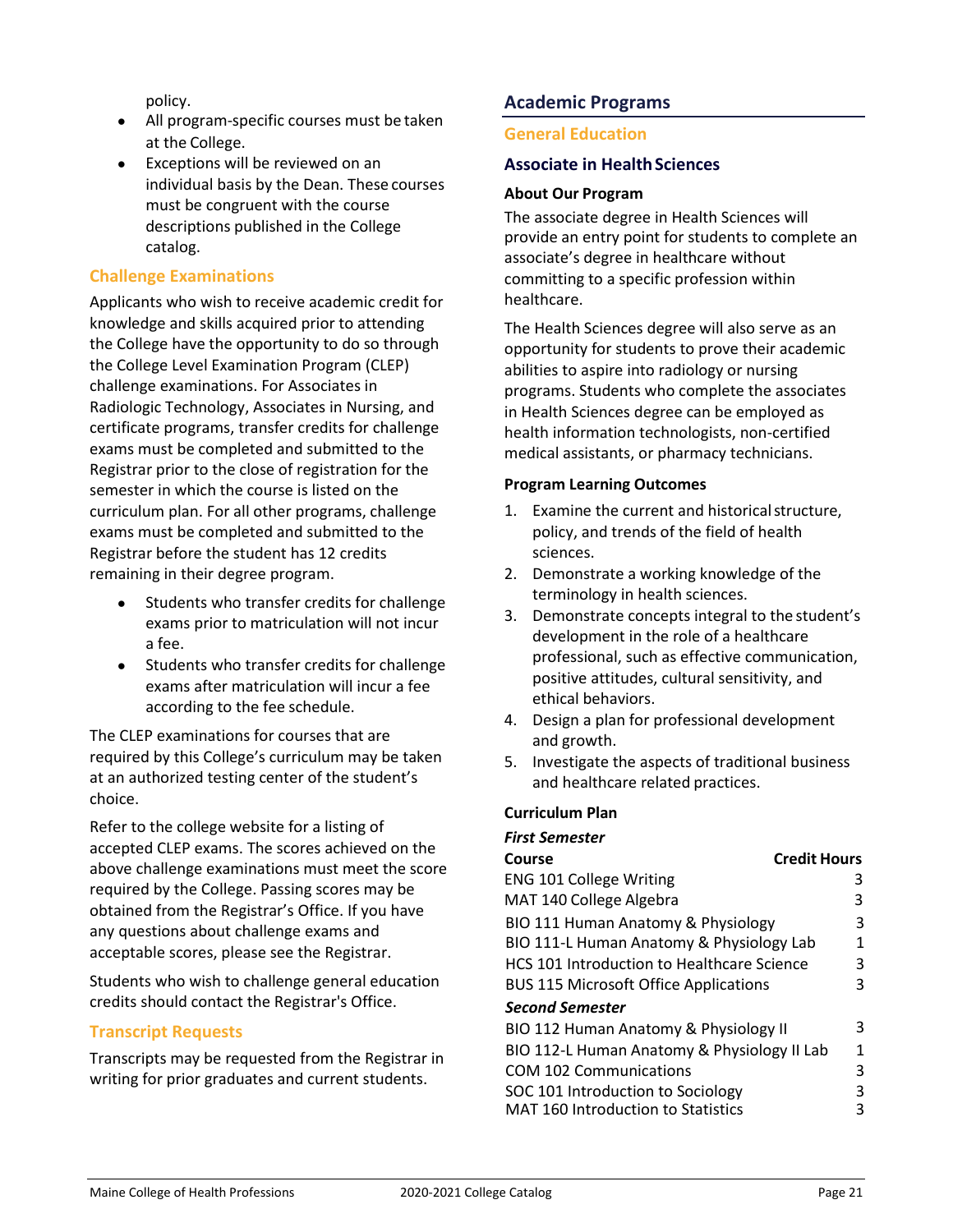policy.

- All program-specific courses must be taken at the College.
- Exceptions will be reviewed on an individual basis by the Dean. These courses must be congruent with the course descriptions published in the College catalog.

### Challenge Examinations

Applicants who wish to receive academic credit for knowledge and skills acquired prior to attending the College have the opportunity to do so through the College Level Examination Program (CLEP) challenge examinations. For Associates in Radiologic Technology, Associates in Nursing, and certificate programs, transfer credits for challenge exams must be completed and submitted to the Registrar prior to the close of registration for the semester in which the course is listed on the curriculum plan. For all other programs, challenge exams must be completed and submitted to the Registrar before the student has 12 credits remaining in their degree program.

- Students who transfer credits for challenge exams prior to matriculation will not incur a fee.
- Students who transfer credits for challenge exams after matriculation will incur a fee according to the fee schedule.

The CLEP examinations for courses that are required by this College's curriculum may be taken at an authorized testing center of the student's choice.

Refer to the college website for a listing of accepted CLEP exams. The scores achieved on the above challenge examinations must meet the score required by the College. Passing scores may be obtained from the Registrar's Office. If you have any questions about challenge exams and acceptable scores, please see the Registrar.

Students who wish to challenge general education credits should contact the Registrar's Office.

### Transcript Requests

Transcripts may be requested from the Registrar in writing for prior graduates and current students.

## Academic Programs

### General Education

### Associate in Health Sciences

**About Our Program**

The associate degree in Health Sciences will provide an entry point for students to complete an associate's degree in healthcare without committing to a specific profession within healthcare.

The Health Sciences degree will also serve as an opportunity for students to prove their academic abilities to aspire into radiology or nursing programs. Students who complete the associates in Health Sciences degree can be employed as health information technologists, non-certified medical assistants, or pharmacy technicians.

**Program Learning Outcomes**

1. Examine the current and historical structure, policy, and trends of the field of health sciences.
2. Demonstrate a working knowledge of the terminology in health sciences.
3. Demonstrate concepts integral to the student's development in the role of a healthcare professional, such as effective communication, positive attitudes, cultural sensitivity, and ethical behaviors.
4. Design a plan for professional development and growth.
5. Investigate the aspects of traditional business and healthcare related practices.

**Curriculum Plan**

***First Semester***

| Course | Credit Hours |
|---|---|
| ENG 101 College Writing | 3 |
| MAT 140 College Algebra | 3 |
| BIO 111 Human Anatomy & Physiology | 3 |
| BIO 111-L Human Anatomy & Physiology Lab | 1 |
| HCS 101 Introduction to Healthcare Science | 3 |
| BUS 115 Microsoft Office Applications | 3 |
| ***Second Semester*** | |
| BIO 112 Human Anatomy & Physiology II | 3 |
| BIO 112-L Human Anatomy & Physiology II Lab | 1 |
| COM 102 Communications | 3 |
| SOC 101 Introduction to Sociology | 3 |
| MAT 160 Introduction to Statistics | 3 |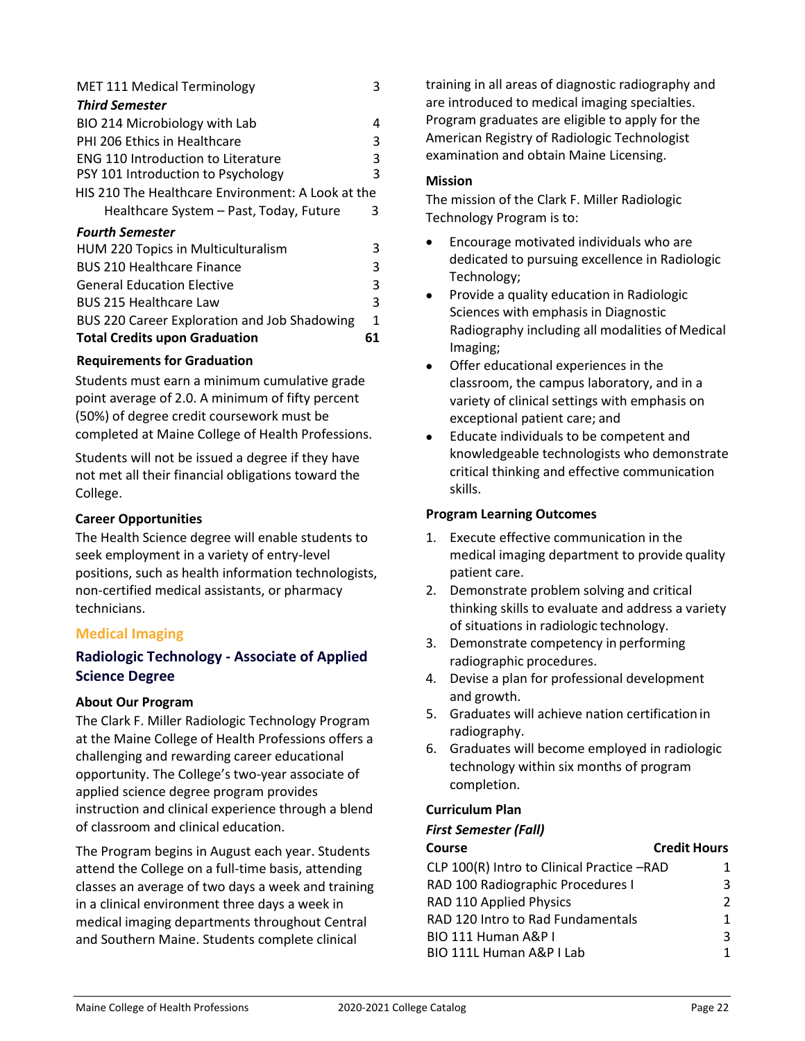| | |
|---|---|
| MET 111 Medical Terminology | 3 |
| ***Third Semester*** | |
| BIO 214 Microbiology with Lab | 4 |
| PHI 206 Ethics in Healthcare | 3 |
| ENG 110 Introduction to Literature | 3 |
| PSY 101 Introduction to Psychology | 3 |
| HIS 210 The Healthcare Environment: A Look at the Healthcare System – Past, Today, Future | 3 |
| ***Fourth Semester*** | |
| HUM 220 Topics in Multiculturalism | 3 |
| BUS 210 Healthcare Finance | 3 |
| General Education Elective | 3 |
| BUS 215 Healthcare Law | 3 |
| BUS 220 Career Exploration and Job Shadowing | 1 |
| **Total Credits upon Graduation** | **61** |

**Requirements for Graduation**

Students must earn a minimum cumulative grade point average of 2.0. A minimum of fifty percent (50%) of degree credit coursework must be completed at Maine College of Health Professions.

Students will not be issued a degree if they have not met all their financial obligations toward the College.

**Career Opportunities**

The Health Science degree will enable students to seek employment in a variety of entry-level positions, such as health information technologists, non-certified medical assistants, or pharmacy technicians.

## Medical Imaging

### Radiologic Technology - Associate of Applied Science Degree

**About Our Program**

The Clark F. Miller Radiologic Technology Program at the Maine College of Health Professions offers a challenging and rewarding career educational opportunity. The College's two-year associate of applied science degree program provides instruction and clinical experience through a blend of classroom and clinical education.

The Program begins in August each year. Students attend the College on a full-time basis, attending classes an average of two days a week and training in a clinical environment three days a week in medical imaging departments throughout Central and Southern Maine. Students complete clinical training in all areas of diagnostic radiography and are introduced to medical imaging specialties. Program graduates are eligible to apply for the American Registry of Radiologic Technologist examination and obtain Maine Licensing.

**Mission**

The mission of the Clark F. Miller Radiologic Technology Program is to:

- Encourage motivated individuals who are dedicated to pursuing excellence in Radiologic Technology;
- Provide a quality education in Radiologic Sciences with emphasis in Diagnostic Radiography including all modalities of Medical Imaging;
- Offer educational experiences in the classroom, the campus laboratory, and in a variety of clinical settings with emphasis on exceptional patient care; and
- Educate individuals to be competent and knowledgeable technologists who demonstrate critical thinking and effective communication skills.

**Program Learning Outcomes**

1. Execute effective communication in the medical imaging department to provide quality patient care.
2. Demonstrate problem solving and critical thinking skills to evaluate and address a variety of situations in radiologic technology.
3. Demonstrate competency in performing radiographic procedures.
4. Devise a plan for professional development and growth.
5. Graduates will achieve nation certification in radiography.
6. Graduates will become employed in radiologic technology within six months of program completion.

**Curriculum Plan**

***First Semester (Fall)***

| Course | Credit Hours |
|---|---|
| CLP 100(R) Intro to Clinical Practice –RAD | 1 |
| RAD 100 Radiographic Procedures I | 3 |
| RAD 110 Applied Physics | 2 |
| RAD 120 Intro to Rad Fundamentals | 1 |
| BIO 111 Human A&P I | 3 |
| BIO 111L Human A&P I Lab | 1 |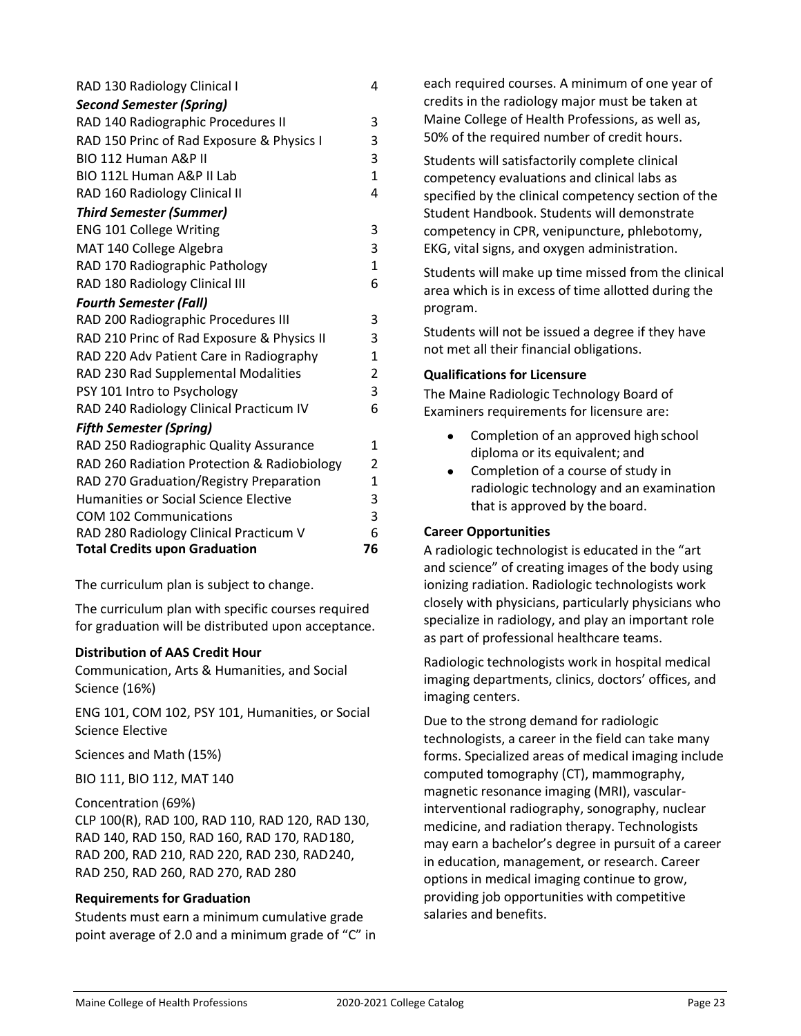| | |
|---|---|
| RAD 130 Radiology Clinical I | 4 |
| ***Second Semester (Spring)*** | |
| RAD 140 Radiographic Procedures II | 3 |
| RAD 150 Princ of Rad Exposure & Physics I | 3 |
| BIO 112 Human A&P II | 3 |
| BIO 112L Human A&P II Lab | 1 |
| RAD 160 Radiology Clinical II | 4 |
| ***Third Semester (Summer)*** | |
| ENG 101 College Writing | 3 |
| MAT 140 College Algebra | 3 |
| RAD 170 Radiographic Pathology | 1 |
| RAD 180 Radiology Clinical III | 6 |
| ***Fourth Semester (Fall)*** | |
| RAD 200 Radiographic Procedures III | 3 |
| RAD 210 Princ of Rad Exposure & Physics II | 3 |
| RAD 220 Adv Patient Care in Radiography | 1 |
| RAD 230 Rad Supplemental Modalities | 2 |
| PSY 101 Intro to Psychology | 3 |
| RAD 240 Radiology Clinical Practicum IV | 6 |
| ***Fifth Semester (Spring)*** | |
| RAD 250 Radiographic Quality Assurance | 1 |
| RAD 260 Radiation Protection & Radiobiology | 2 |
| RAD 270 Graduation/Registry Preparation | 1 |
| Humanities or Social Science Elective | 3 |
| COM 102 Communications | 3 |
| RAD 280 Radiology Clinical Practicum V | 6 |
| **Total Credits upon Graduation** | **76** |

The curriculum plan is subject to change.

The curriculum plan with specific courses required for graduation will be distributed upon acceptance.

**Distribution of AAS Credit Hour**

Communication, Arts & Humanities, and Social Science (16%)

ENG 101, COM 102, PSY 101, Humanities, or Social Science Elective

Sciences and Math (15%)

BIO 111, BIO 112, MAT 140

Concentration (69%)
CLP 100(R), RAD 100, RAD 110, RAD 120, RAD 130, RAD 140, RAD 150, RAD 160, RAD 170, RAD180, RAD 200, RAD 210, RAD 220, RAD 230, RAD240, RAD 250, RAD 260, RAD 270, RAD 280

**Requirements for Graduation**

Students must earn a minimum cumulative grade point average of 2.0 and a minimum grade of "C" in each required courses. A minimum of one year of credits in the radiology major must be taken at Maine College of Health Professions, as well as, 50% of the required number of credit hours.

Students will satisfactorily complete clinical competency evaluations and clinical labs as specified by the clinical competency section of the Student Handbook. Students will demonstrate competency in CPR, venipuncture, phlebotomy, EKG, vital signs, and oxygen administration.

Students will make up time missed from the clinical area which is in excess of time allotted during the program.

Students will not be issued a degree if they have not met all their financial obligations.

**Qualifications for Licensure**

The Maine Radiologic Technology Board of Examiners requirements for licensure are:

- Completion of an approved high school diploma or its equivalent; and
- Completion of a course of study in radiologic technology and an examination that is approved by the board.

**Career Opportunities**

A radiologic technologist is educated in the "art and science" of creating images of the body using ionizing radiation. Radiologic technologists work closely with physicians, particularly physicians who specialize in radiology, and play an important role as part of professional healthcare teams.

Radiologic technologists work in hospital medical imaging departments, clinics, doctors' offices, and imaging centers.

Due to the strong demand for radiologic technologists, a career in the field can take many forms. Specialized areas of medical imaging include computed tomography (CT), mammography, magnetic resonance imaging (MRI), vascular-interventional radiography, sonography, nuclear medicine, and radiation therapy. Technologists may earn a bachelor's degree in pursuit of a career in education, management, or research. Career options in medical imaging continue to grow, providing job opportunities with competitive salaries and benefits.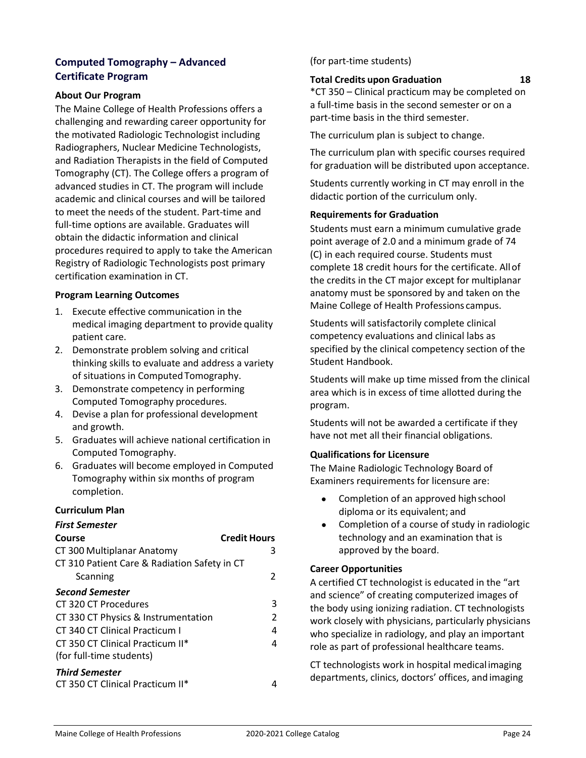## Computed Tomography – Advanced Certificate Program

### About Our Program

The Maine College of Health Professions offers a challenging and rewarding career opportunity for the motivated Radiologic Technologist including Radiographers, Nuclear Medicine Technologists, and Radiation Therapists in the field of Computed Tomography (CT). The College offers a program of advanced studies in CT. The program will include academic and clinical courses and will be tailored to meet the needs of the student. Part-time and full-time options are available. Graduates will obtain the didactic information and clinical procedures required to apply to take the American Registry of Radiologic Technologists post primary certification examination in CT.

### Program Learning Outcomes

1. Execute effective communication in the medical imaging department to provide quality patient care.
2. Demonstrate problem solving and critical thinking skills to evaluate and address a variety of situations in Computed Tomography.
3. Demonstrate competency in performing Computed Tomography procedures.
4. Devise a plan for professional development and growth.
5. Graduates will achieve national certification in Computed Tomography.
6. Graduates will become employed in Computed Tomography within six months of program completion.

### Curriculum Plan

| Course | Credit Hours |
|---|---|
| ***First Semester*** | |
| CT 300 Multiplanar Anatomy | 3 |
| CT 310 Patient Care & Radiation Safety in CT Scanning | 2 |
| ***Second Semester*** | |
| CT 320 CT Procedures | 3 |
| CT 330 CT Physics & Instrumentation | 2 |
| CT 340 CT Clinical Practicum I | 4 |
| CT 350 CT Clinical Practicum II* (for full-time students) | 4 |
| ***Third Semester*** | |
| CT 350 CT Clinical Practicum II* (for part-time students) | 4 |
| **Total Credits upon Graduation** | **18** |

*CT 350 – Clinical practicum may be completed on a full-time basis in the second semester or on a part-time basis in the third semester.

The curriculum plan is subject to change.

The curriculum plan with specific courses required for graduation will be distributed upon acceptance.

Students currently working in CT may enroll in the didactic portion of the curriculum only.

### Requirements for Graduation

Students must earn a minimum cumulative grade point average of 2.0 and a minimum grade of 74 (C) in each required course. Students must complete 18 credit hours for the certificate. All of the credits in the CT major except for multiplanar anatomy must be sponsored by and taken on the Maine College of Health Professions campus.

Students will satisfactorily complete clinical competency evaluations and clinical labs as specified by the clinical competency section of the Student Handbook.

Students will make up time missed from the clinical area which is in excess of time allotted during the program.

Students will not be awarded a certificate if they have not met all their financial obligations.

### Qualifications for Licensure

The Maine Radiologic Technology Board of Examiners requirements for licensure are:

- Completion of an approved high school diploma or its equivalent; and
- Completion of a course of study in radiologic technology and an examination that is approved by the board.

### Career Opportunities

A certified CT technologist is educated in the "art and science" of creating computerized images of the body using ionizing radiation. CT technologists work closely with physicians, particularly physicians who specialize in radiology, and play an important role as part of professional healthcare teams.

CT technologists work in hospital medical imaging departments, clinics, doctors' offices, and imaging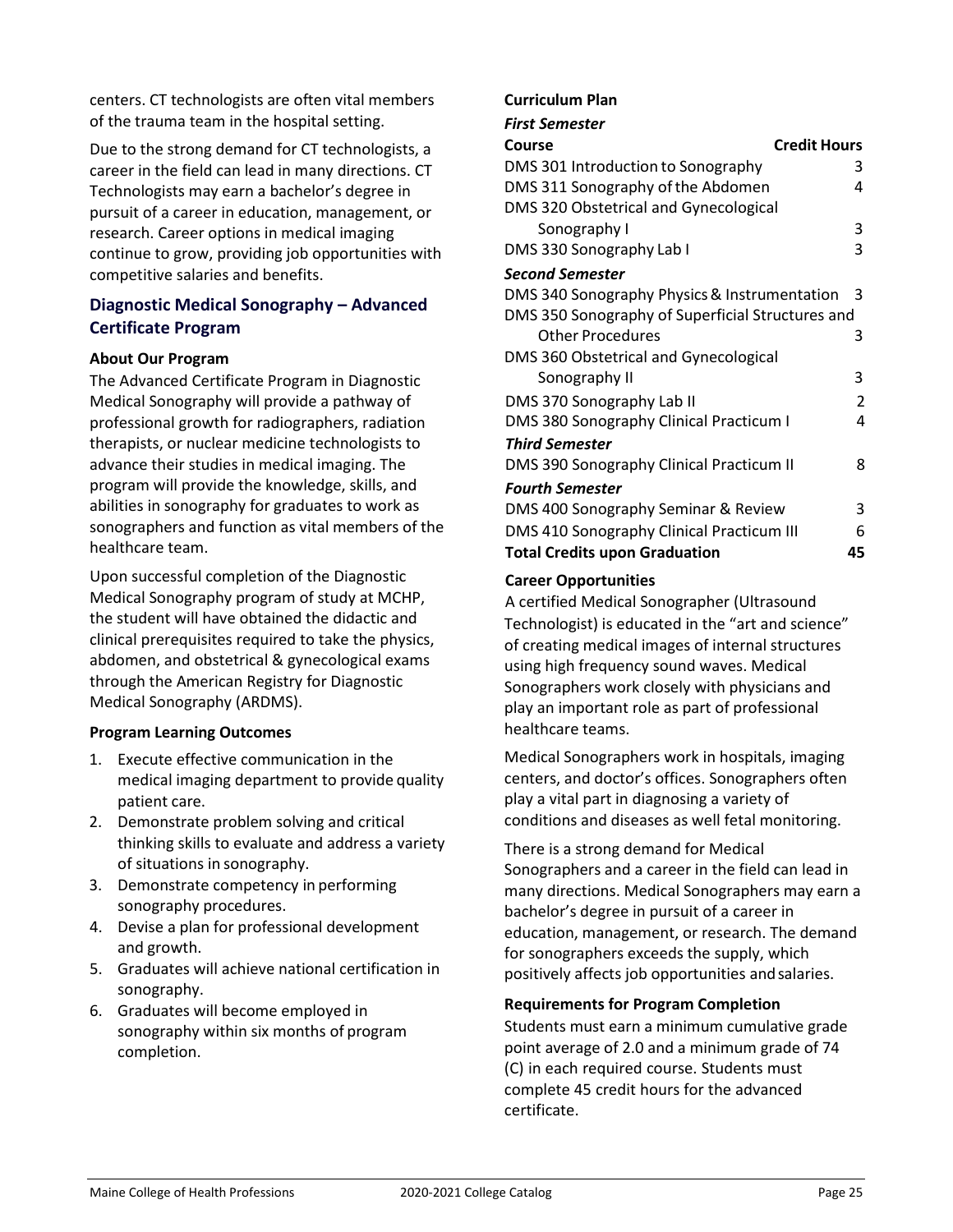centers. CT technologists are often vital members of the trauma team in the hospital setting.

Due to the strong demand for CT technologists, a career in the field can lead in many directions. CT Technologists may earn a bachelor's degree in pursuit of a career in education, management, or research. Career options in medical imaging continue to grow, providing job opportunities with competitive salaries and benefits.

## Diagnostic Medical Sonography – Advanced Certificate Program

**About Our Program**

The Advanced Certificate Program in Diagnostic Medical Sonography will provide a pathway of professional growth for radiographers, radiation therapists, or nuclear medicine technologists to advance their studies in medical imaging. The program will provide the knowledge, skills, and abilities in sonography for graduates to work as sonographers and function as vital members of the healthcare team.

Upon successful completion of the Diagnostic Medical Sonography program of study at MCHP, the student will have obtained the didactic and clinical prerequisites required to take the physics, abdomen, and obstetrical & gynecological exams through the American Registry for Diagnostic Medical Sonography (ARDMS).

**Program Learning Outcomes**

1. Execute effective communication in the medical imaging department to provide quality patient care.
2. Demonstrate problem solving and critical thinking skills to evaluate and address a variety of situations in sonography.
3. Demonstrate competency in performing sonography procedures.
4. Devise a plan for professional development and growth.
5. Graduates will achieve national certification in sonography.
6. Graduates will become employed in sonography within six months of program completion.

**Curriculum Plan**

| Course | Credit Hours |
|---|---|
| ***First Semester*** | |
| DMS 301 Introduction to Sonography | 3 |
| DMS 311 Sonography of the Abdomen | 4 |
| DMS 320 Obstetrical and Gynecological Sonography I | 3 |
| DMS 330 Sonography Lab I | 3 |
| ***Second Semester*** | |
| DMS 340 Sonography Physics & Instrumentation | 3 |
| DMS 350 Sonography of Superficial Structures and Other Procedures | 3 |
| DMS 360 Obstetrical and Gynecological Sonography II | 3 |
| DMS 370 Sonography Lab II | 2 |
| DMS 380 Sonography Clinical Practicum I | 4 |
| ***Third Semester*** | |
| DMS 390 Sonography Clinical Practicum II | 8 |
| ***Fourth Semester*** | |
| DMS 400 Sonography Seminar & Review | 3 |
| DMS 410 Sonography Clinical Practicum III | 6 |
| **Total Credits upon Graduation** | **45** |

**Career Opportunities**

A certified Medical Sonographer (Ultrasound Technologist) is educated in the "art and science" of creating medical images of internal structures using high frequency sound waves. Medical Sonographers work closely with physicians and play an important role as part of professional healthcare teams.

Medical Sonographers work in hospitals, imaging centers, and doctor's offices. Sonographers often play a vital part in diagnosing a variety of conditions and diseases as well fetal monitoring.

There is a strong demand for Medical Sonographers and a career in the field can lead in many directions. Medical Sonographers may earn a bachelor's degree in pursuit of a career in education, management, or research. The demand for sonographers exceeds the supply, which positively affects job opportunities and salaries.

**Requirements for Program Completion**

Students must earn a minimum cumulative grade point average of 2.0 and a minimum grade of 74 (C) in each required course. Students must complete 45 credit hours for the advanced certificate.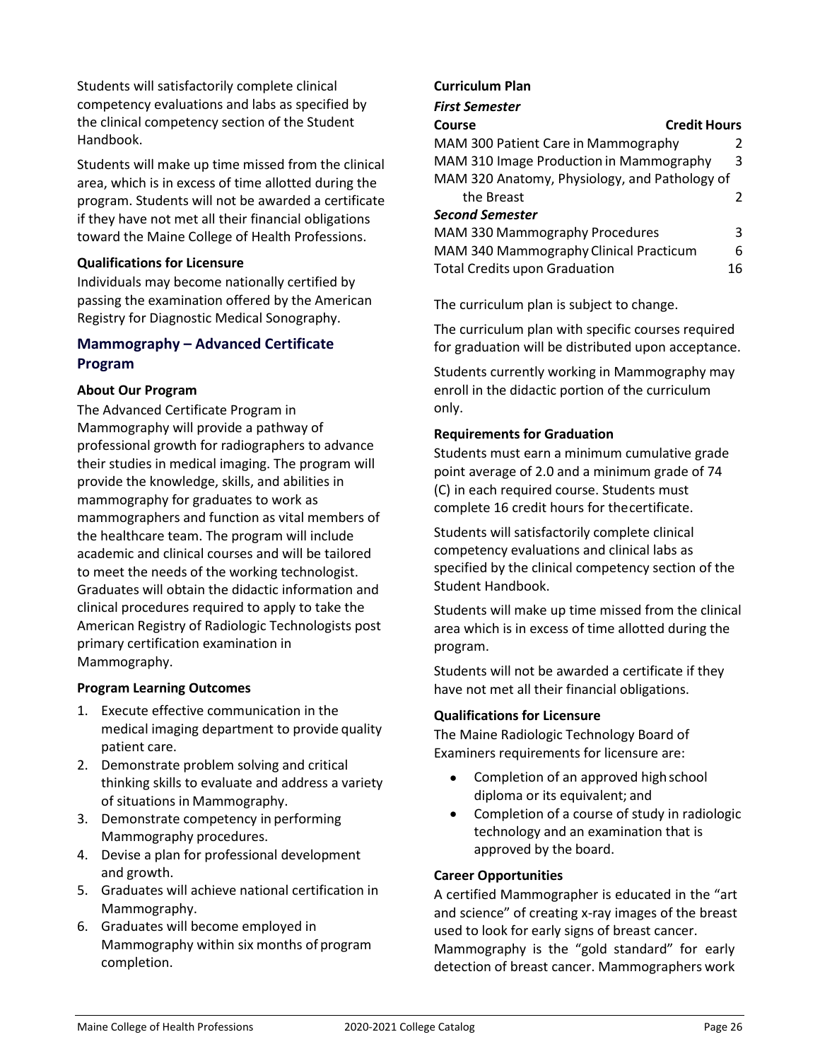Students will satisfactorily complete clinical competency evaluations and labs as specified by the clinical competency section of the Student Handbook.

Students will make up time missed from the clinical area, which is in excess of time allotted during the program. Students will not be awarded a certificate if they have not met all their financial obligations toward the Maine College of Health Professions.

**Qualifications for Licensure**

Individuals may become nationally certified by passing the examination offered by the American Registry for Diagnostic Medical Sonography.

## Mammography – Advanced Certificate Program

**About Our Program**

The Advanced Certificate Program in Mammography will provide a pathway of professional growth for radiographers to advance their studies in medical imaging. The program will provide the knowledge, skills, and abilities in mammography for graduates to work as mammographers and function as vital members of the healthcare team. The program will include academic and clinical courses and will be tailored to meet the needs of the working technologist. Graduates will obtain the didactic information and clinical procedures required to apply to take the American Registry of Radiologic Technologists post primary certification examination in Mammography.

**Program Learning Outcomes**

1. Execute effective communication in the medical imaging department to provide quality patient care.
2. Demonstrate problem solving and critical thinking skills to evaluate and address a variety of situations in Mammography.
3. Demonstrate competency in performing Mammography procedures.
4. Devise a plan for professional development and growth.
5. Graduates will achieve national certification in Mammography.
6. Graduates will become employed in Mammography within six months of program completion.

**Curriculum Plan**

***First Semester***

| Course | Credit Hours |
|---|---|
| MAM 300 Patient Care in Mammography | 2 |
| MAM 310 Image Production in Mammography | 3 |
| MAM 320 Anatomy, Physiology, and Pathology of the Breast | 2 |
| ***Second Semester*** | |
| MAM 330 Mammography Procedures | 3 |
| MAM 340 Mammography Clinical Practicum | 6 |
| Total Credits upon Graduation | 16 |

The curriculum plan is subject to change.

The curriculum plan with specific courses required for graduation will be distributed upon acceptance.

Students currently working in Mammography may enroll in the didactic portion of the curriculum only.

**Requirements for Graduation**

Students must earn a minimum cumulative grade point average of 2.0 and a minimum grade of 74 (C) in each required course. Students must complete 16 credit hours for the certificate.

Students will satisfactorily complete clinical competency evaluations and clinical labs as specified by the clinical competency section of the Student Handbook.

Students will make up time missed from the clinical area which is in excess of time allotted during the program.

Students will not be awarded a certificate if they have not met all their financial obligations.

**Qualifications for Licensure**

The Maine Radiologic Technology Board of Examiners requirements for licensure are:

- Completion of an approved high school diploma or its equivalent; and
- Completion of a course of study in radiologic technology and an examination that is approved by the board.

**Career Opportunities**

A certified Mammographer is educated in the "art and science" of creating x-ray images of the breast used to look for early signs of breast cancer. Mammography is the "gold standard" for early detection of breast cancer. Mammographers work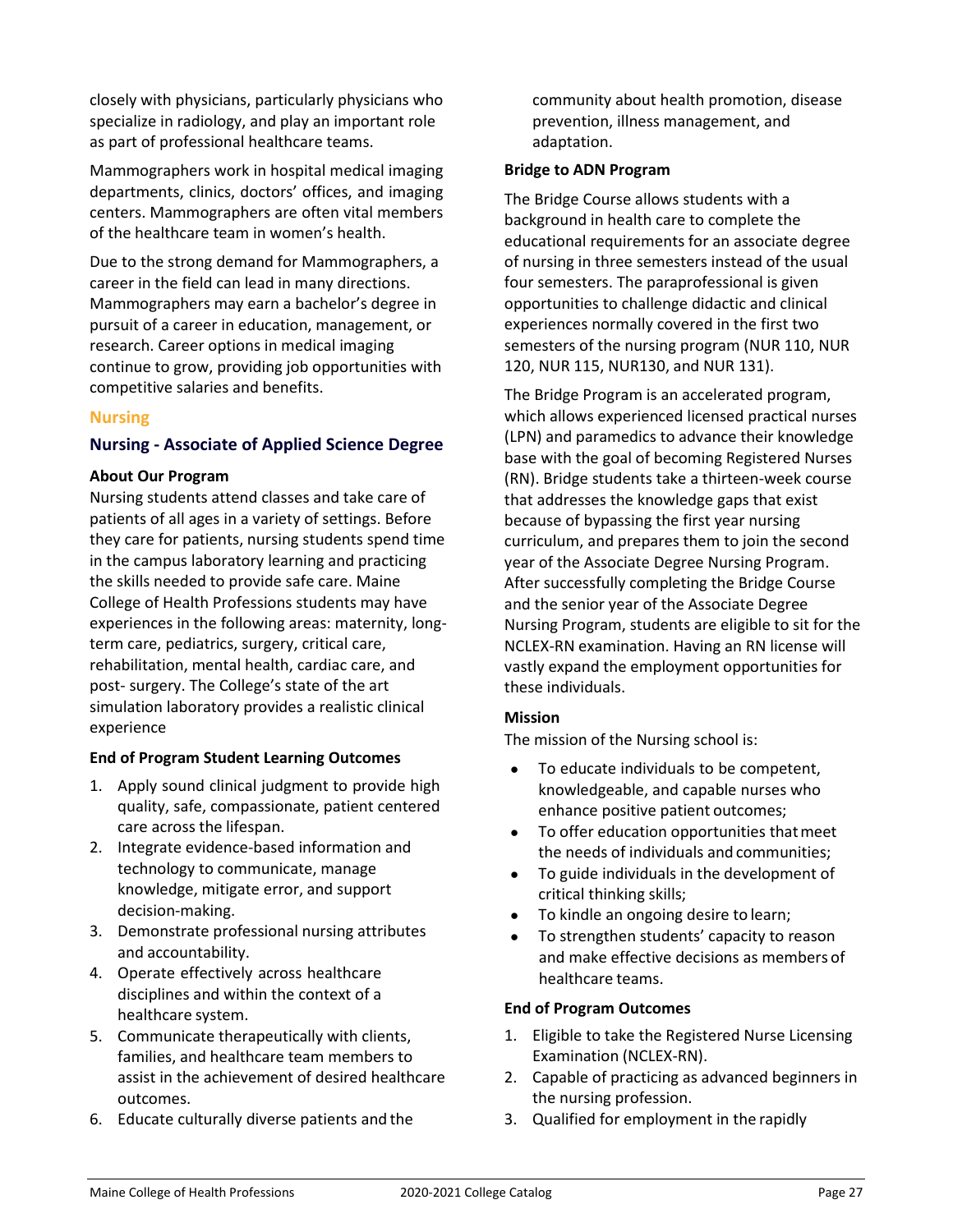closely with physicians, particularly physicians who specialize in radiology, and play an important role as part of professional healthcare teams.

Mammographers work in hospital medical imaging departments, clinics, doctors' offices, and imaging centers. Mammographers are often vital members of the healthcare team in women's health.

Due to the strong demand for Mammographers, a career in the field can lead in many directions. Mammographers may earn a bachelor's degree in pursuit of a career in education, management, or research. Career options in medical imaging continue to grow, providing job opportunities with competitive salaries and benefits.

## Nursing

### Nursing - Associate of Applied Science Degree

**About Our Program**

Nursing students attend classes and take care of patients of all ages in a variety of settings. Before they care for patients, nursing students spend time in the campus laboratory learning and practicing the skills needed to provide safe care. Maine College of Health Professions students may have experiences in the following areas: maternity, long-term care, pediatrics, surgery, critical care, rehabilitation, mental health, cardiac care, and post- surgery. The College's state of the art simulation laboratory provides a realistic clinical experience

**End of Program Student Learning Outcomes**

1. Apply sound clinical judgment to provide high quality, safe, compassionate, patient centered care across the lifespan.
2. Integrate evidence-based information and technology to communicate, manage knowledge, mitigate error, and support decision-making.
3. Demonstrate professional nursing attributes and accountability.
4. Operate effectively across healthcare disciplines and within the context of a healthcare system.
5. Communicate therapeutically with clients, families, and healthcare team members to assist in the achievement of desired healthcare outcomes.
6. Educate culturally diverse patients and the community about health promotion, disease prevention, illness management, and adaptation.

**Bridge to ADN Program**

The Bridge Course allows students with a background in health care to complete the educational requirements for an associate degree of nursing in three semesters instead of the usual four semesters. The paraprofessional is given opportunities to challenge didactic and clinical experiences normally covered in the first two semesters of the nursing program (NUR 110, NUR 120, NUR 115, NUR130, and NUR 131).

The Bridge Program is an accelerated program, which allows experienced licensed practical nurses (LPN) and paramedics to advance their knowledge base with the goal of becoming Registered Nurses (RN). Bridge students take a thirteen-week course that addresses the knowledge gaps that exist because of bypassing the first year nursing curriculum, and prepares them to join the second year of the Associate Degree Nursing Program. After successfully completing the Bridge Course and the senior year of the Associate Degree Nursing Program, students are eligible to sit for the NCLEX-RN examination. Having an RN license will vastly expand the employment opportunities for these individuals.

**Mission**

The mission of the Nursing school is:

- To educate individuals to be competent, knowledgeable, and capable nurses who enhance positive patient outcomes;
- To offer education opportunities that meet the needs of individuals and communities;
- To guide individuals in the development of critical thinking skills;
- To kindle an ongoing desire to learn;
- To strengthen students' capacity to reason and make effective decisions as members of healthcare teams.

**End of Program Outcomes**

1. Eligible to take the Registered Nurse Licensing Examination (NCLEX-RN).
2. Capable of practicing as advanced beginners in the nursing profession.
3. Qualified for employment in the rapidly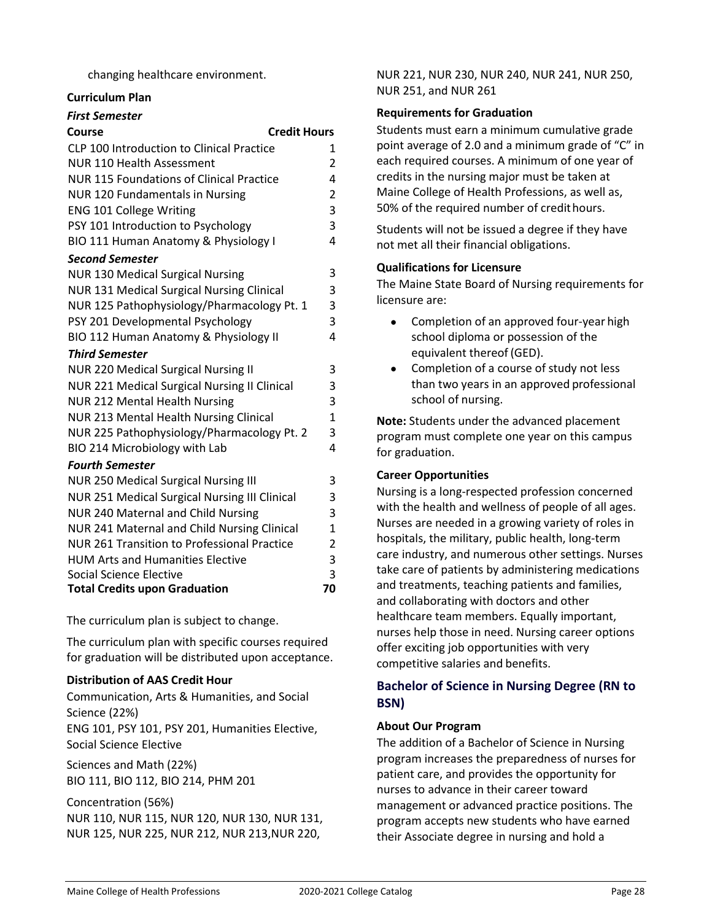changing healthcare environment.

**Curriculum Plan**

***First Semester***

| Course | Credit Hours |
|---|---|
| CLP 100 Introduction to Clinical Practice | 1 |
| NUR 110 Health Assessment | 2 |
| NUR 115 Foundations of Clinical Practice | 4 |
| NUR 120 Fundamentals in Nursing | 2 |
| ENG 101 College Writing | 3 |
| PSY 101 Introduction to Psychology | 3 |
| BIO 111 Human Anatomy & Physiology I | 4 |
| ***Second Semester*** | |
| NUR 130 Medical Surgical Nursing | 3 |
| NUR 131 Medical Surgical Nursing Clinical | 3 |
| NUR 125 Pathophysiology/Pharmacology Pt. 1 | 3 |
| PSY 201 Developmental Psychology | 3 |
| BIO 112 Human Anatomy & Physiology II | 4 |
| ***Third Semester*** | |
| NUR 220 Medical Surgical Nursing II | 3 |
| NUR 221 Medical Surgical Nursing II Clinical | 3 |
| NUR 212 Mental Health Nursing | 3 |
| NUR 213 Mental Health Nursing Clinical | 1 |
| NUR 225 Pathophysiology/Pharmacology Pt. 2 | 3 |
| BIO 214 Microbiology with Lab | 4 |
| ***Fourth Semester*** | |
| NUR 250 Medical Surgical Nursing III | 3 |
| NUR 251 Medical Surgical Nursing III Clinical | 3 |
| NUR 240 Maternal and Child Nursing | 3 |
| NUR 241 Maternal and Child Nursing Clinical | 1 |
| NUR 261 Transition to Professional Practice | 2 |
| HUM Arts and Humanities Elective | 3 |
| Social Science Elective | 3 |
| **Total Credits upon Graduation** | **70** |

The curriculum plan is subject to change.

The curriculum plan with specific courses required for graduation will be distributed upon acceptance.

**Distribution of AAS Credit Hour**

Communication, Arts & Humanities, and Social Science (22%)
ENG 101, PSY 101, PSY 201, Humanities Elective, Social Science Elective

Sciences and Math (22%)
BIO 111, BIO 112, BIO 214, PHM 201

Concentration (56%)
NUR 110, NUR 115, NUR 120, NUR 130, NUR 131, NUR 125, NUR 225, NUR 212, NUR 213,NUR 220, NUR 221, NUR 230, NUR 240, NUR 241, NUR 250, NUR 251, and NUR 261

**Requirements for Graduation**

Students must earn a minimum cumulative grade point average of 2.0 and a minimum grade of "C" in each required courses. A minimum of one year of credits in the nursing major must be taken at Maine College of Health Professions, as well as, 50% of the required number of credit hours.

Students will not be issued a degree if they have not met all their financial obligations.

**Qualifications for Licensure**

The Maine State Board of Nursing requirements for licensure are:

- Completion of an approved four-year high school diploma or possession of the equivalent thereof (GED).
- Completion of a course of study not less than two years in an approved professional school of nursing.

**Note:** Students under the advanced placement program must complete one year on this campus for graduation.

**Career Opportunities**

Nursing is a long-respected profession concerned with the health and wellness of people of all ages. Nurses are needed in a growing variety of roles in hospitals, the military, public health, long-term care industry, and numerous other settings. Nurses take care of patients by administering medications and treatments, teaching patients and families, and collaborating with doctors and other healthcare team members. Equally important, nurses help those in need. Nursing career options offer exciting job opportunities with very competitive salaries and benefits.

## Bachelor of Science in Nursing Degree (RN to BSN)

**About Our Program**

The addition of a Bachelor of Science in Nursing program increases the preparedness of nurses for patient care, and provides the opportunity for nurses to advance in their career toward management or advanced practice positions. The program accepts new students who have earned their Associate degree in nursing and hold a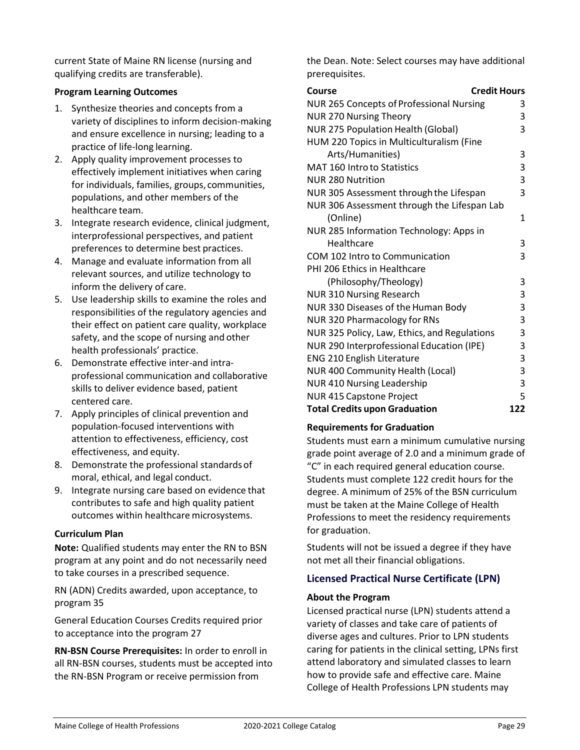current State of Maine RN license (nursing and qualifying credits are transferable).

#### Program Learning Outcomes

1. Synthesize theories and concepts from a variety of disciplines to inform decision-making and ensure excellence in nursing; leading to a practice of life-long learning.
2. Apply quality improvement processes to effectively implement initiatives when caring for individuals, families, groups, communities, populations, and other members of the healthcare team.
3. Integrate research evidence, clinical judgment, interprofessional perspectives, and patient preferences to determine best practices.
4. Manage and evaluate information from all relevant sources, and utilize technology to inform the delivery of care.
5. Use leadership skills to examine the roles and responsibilities of the regulatory agencies and their effect on patient care quality, workplace safety, and the scope of nursing and other health professionals' practice.
6. Demonstrate effective inter-and intra-professional communication and collaborative skills to deliver evidence based, patient centered care.
7. Apply principles of clinical prevention and population-focused interventions with attention to effectiveness, efficiency, cost effectiveness, and equity.
8. Demonstrate the professional standards of moral, ethical, and legal conduct.
9. Integrate nursing care based on evidence that contributes to safe and high quality patient outcomes within healthcare microsystems.

#### Curriculum Plan

**Note:** Qualified students may enter the RN to BSN program at any point and do not necessarily need to take courses in a prescribed sequence.

RN (ADN) Credits awarded, upon acceptance, to program 35

General Education Courses Credits required prior to acceptance into the program 27

**RN-BSN Course Prerequisites:** In order to enroll in all RN-BSN courses, students must be accepted into the RN-BSN Program or receive permission from the Dean. Note: Select courses may have additional prerequisites.

| Course | Credit Hours |
|---|---|
| NUR 265 Concepts of Professional Nursing | 3 |
| NUR 270 Nursing Theory | 3 |
| NUR 275 Population Health (Global) | 3 |
| HUM 220 Topics in Multiculturalism (Fine Arts/Humanities) | 3 |
| MAT 160 Intro to Statistics | 3 |
| NUR 280 Nutrition | 3 |
| NUR 305 Assessment through the Lifespan | 3 |
| NUR 306 Assessment through the Lifespan Lab (Online) | 1 |
| NUR 285 Information Technology: Apps in Healthcare | 3 |
| COM 102 Intro to Communication | 3 |
| PHI 206 Ethics in Healthcare (Philosophy/Theology) | 3 |
| NUR 310 Nursing Research | 3 |
| NUR 330 Diseases of the Human Body | 3 |
| NUR 320 Pharmacology for RNs | 3 |
| NUR 325 Policy, Law, Ethics, and Regulations | 3 |
| NUR 290 Interprofessional Education (IPE) | 3 |
| ENG 210 English Literature | 3 |
| NUR 400 Community Health (Local) | 3 |
| NUR 410 Nursing Leadership | 3 |
| NUR 415 Capstone Project | 5 |
| **Total Credits upon Graduation** | **122** |

#### Requirements for Graduation

Students must earn a minimum cumulative nursing grade point average of 2.0 and a minimum grade of "C" in each required general education course. Students must complete 122 credit hours for the degree. A minimum of 25% of the BSN curriculum must be taken at the Maine College of Health Professions to meet the residency requirements for graduation.

Students will not be issued a degree if they have not met all their financial obligations.

### Licensed Practical Nurse Certificate (LPN)

#### About the Program

Licensed practical nurse (LPN) students attend a variety of classes and take care of patients of diverse ages and cultures. Prior to LPN students caring for patients in the clinical setting, LPNs first attend laboratory and simulated classes to learn how to provide safe and effective care. Maine College of Health Professions LPN students may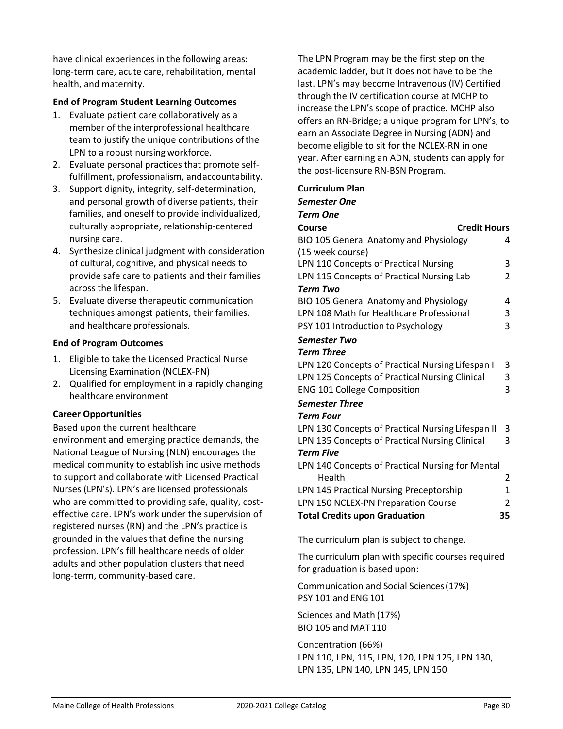have clinical experiences in the following areas: long-term care, acute care, rehabilitation, mental health, and maternity.

**End of Program Student Learning Outcomes**

1. Evaluate patient care collaboratively as a member of the interprofessional healthcare team to justify the unique contributions of the LPN to a robust nursing workforce.
2. Evaluate personal practices that promote self-fulfillment, professionalism, andaccountability.
3. Support dignity, integrity, self-determination, and personal growth of diverse patients, their families, and oneself to provide individualized, culturally appropriate, relationship-centered nursing care.
4. Synthesize clinical judgment with consideration of cultural, cognitive, and physical needs to provide safe care to patients and their families across the lifespan.
5. Evaluate diverse therapeutic communication techniques amongst patients, their families, and healthcare professionals.

**End of Program Outcomes**

1. Eligible to take the Licensed Practical Nurse Licensing Examination (NCLEX-PN)
2. Qualified for employment in a rapidly changing healthcare environment

**Career Opportunities**

Based upon the current healthcare environment and emerging practice demands, the National League of Nursing (NLN) encourages the medical community to establish inclusive methods to support and collaborate with Licensed Practical Nurses (LPN's). LPN's are licensed professionals who are committed to providing safe, quality, cost-effective care. LPN's work under the supervision of registered nurses (RN) and the LPN's practice is grounded in the values that define the nursing profession. LPN's fill healthcare needs of older adults and other population clusters that need long-term, community-based care.

The LPN Program may be the first step on the academic ladder, but it does not have to be the last. LPN's may become Intravenous (IV) Certified through the IV certification course at MCHP to increase the LPN's scope of practice. MCHP also offers an RN-Bridge; a unique program for LPN's, to earn an Associate Degree in Nursing (ADN) and become eligible to sit for the NCLEX-RN in one year. After earning an ADN, students can apply for the post-licensure RN-BSN Program.

**Curriculum Plan**

***Semester One***

***Term One***

| Course | Credit Hours |
|---|---|
| BIO 105 General Anatomy and Physiology (15 week course) | 4 |
| LPN 110 Concepts of Practical Nursing | 3 |
| LPN 115 Concepts of Practical Nursing Lab | 2 |
| ***Term Two*** | |
| BIO 105 General Anatomy and Physiology | 4 |
| LPN 108 Math for Healthcare Professional | 3 |
| PSY 101 Introduction to Psychology | 3 |
| ***Semester Two*** | |
| ***Term Three*** | |
| LPN 120 Concepts of Practical Nursing Lifespan I | 3 |
| LPN 125 Concepts of Practical Nursing Clinical | 3 |
| ENG 101 College Composition | 3 |
| ***Semester Three*** | |
| ***Term Four*** | |
| LPN 130 Concepts of Practical Nursing Lifespan II | 3 |
| LPN 135 Concepts of Practical Nursing Clinical | 3 |
| ***Term Five*** | |
| LPN 140 Concepts of Practical Nursing for Mental Health | 2 |
| LPN 145 Practical Nursing Preceptorship | 1 |
| LPN 150 NCLEX-PN Preparation Course | 2 |
| **Total Credits upon Graduation** | **35** |

The curriculum plan is subject to change.

The curriculum plan with specific courses required for graduation is based upon:

Communication and Social Sciences (17%)
PSY 101 and ENG 101

Sciences and Math (17%)
BIO 105 and MAT 110

Concentration (66%)
LPN 110, LPN, 115, LPN, 120, LPN 125, LPN 130, LPN 135, LPN 140, LPN 145, LPN 150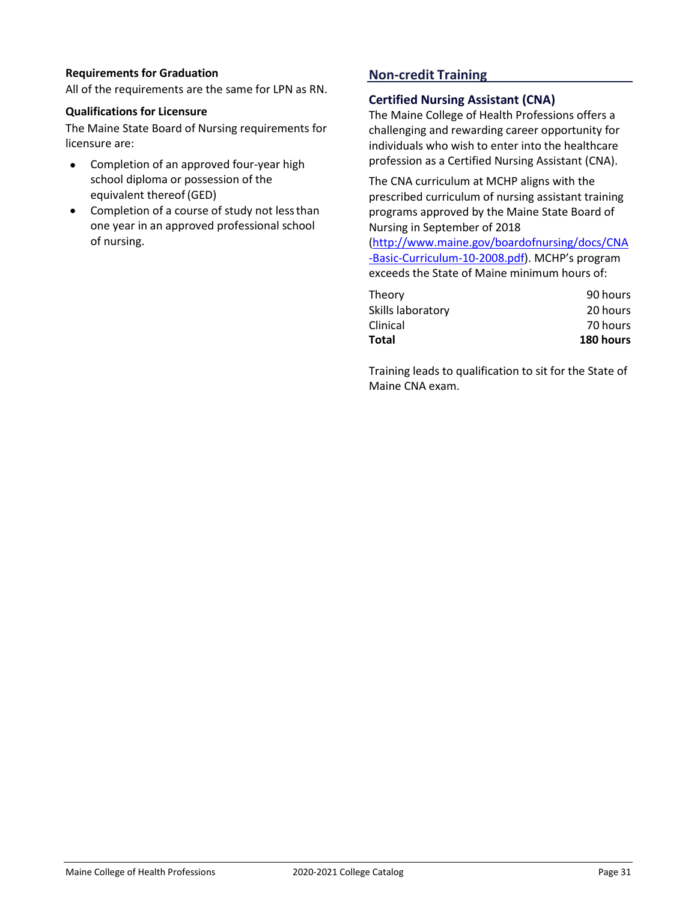**Requirements for Graduation**

All of the requirements are the same for LPN as RN.

**Qualifications for Licensure**

The Maine State Board of Nursing requirements for licensure are:

- Completion of an approved four-year high school diploma or possession of the equivalent thereof (GED)
- Completion of a course of study not less than one year in an approved professional school of nursing.

## Non-credit Training

### Certified Nursing Assistant (CNA)

The Maine College of Health Professions offers a challenging and rewarding career opportunity for individuals who wish to enter into the healthcare profession as a Certified Nursing Assistant (CNA).

The CNA curriculum at MCHP aligns with the prescribed curriculum of nursing assistant training programs approved by the Maine State Board of Nursing in September of 2018 (http://www.maine.gov/boardofnursing/docs/CNA-Basic-Curriculum-10-2008.pdf). MCHP's program exceeds the State of Maine minimum hours of:

| | |
|---|---|
| Theory | 90 hours |
| Skills laboratory | 20 hours |
| Clinical | 70 hours |
| **Total** | **180 hours** |

Training leads to qualification to sit for the State of Maine CNA exam.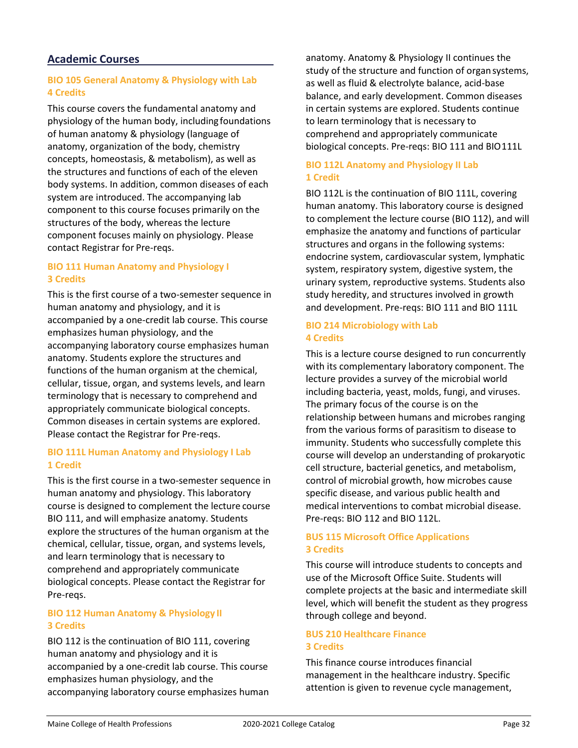## Academic Courses

### BIO 105 General Anatomy & Physiology with Lab
**4 Credits**

This course covers the fundamental anatomy and physiology of the human body, including foundations of human anatomy & physiology (language of anatomy, organization of the body, chemistry concepts, homeostasis, & metabolism), as well as the structures and functions of each of the eleven body systems. In addition, common diseases of each system are introduced. The accompanying lab component to this course focuses primarily on the structures of the body, whereas the lecture component focuses mainly on physiology. Please contact Registrar for Pre-reqs.

### BIO 111 Human Anatomy and Physiology I
**3 Credits**

This is the first course of a two-semester sequence in human anatomy and physiology, and it is accompanied by a one-credit lab course. This course emphasizes human physiology, and the accompanying laboratory course emphasizes human anatomy. Students explore the structures and functions of the human organism at the chemical, cellular, tissue, organ, and systems levels, and learn terminology that is necessary to comprehend and appropriately communicate biological concepts. Common diseases in certain systems are explored. Please contact the Registrar for Pre-reqs.

### BIO 111L Human Anatomy and Physiology I Lab
**1 Credit**

This is the first course in a two-semester sequence in human anatomy and physiology. This laboratory course is designed to complement the lecture course BIO 111, and will emphasize anatomy. Students explore the structures of the human organism at the chemical, cellular, tissue, organ, and systems levels, and learn terminology that is necessary to comprehend and appropriately communicate biological concepts. Please contact the Registrar for Pre-reqs.

### BIO 112 Human Anatomy & Physiology II
**3 Credits**

BIO 112 is the continuation of BIO 111, covering human anatomy and physiology and it is accompanied by a one-credit lab course. This course emphasizes human physiology, and the accompanying laboratory course emphasizes human anatomy. Anatomy & Physiology II continues the study of the structure and function of organ systems, as well as fluid & electrolyte balance, acid-base balance, and early development. Common diseases in certain systems are explored. Students continue to learn terminology that is necessary to comprehend and appropriately communicate biological concepts. Pre-reqs: BIO 111 and BIO 111L

### BIO 112L Anatomy and Physiology II Lab
**1 Credit**

BIO 112L is the continuation of BIO 111L, covering human anatomy. This laboratory course is designed to complement the lecture course (BIO 112), and will emphasize the anatomy and functions of particular structures and organs in the following systems: endocrine system, cardiovascular system, lymphatic system, respiratory system, digestive system, the urinary system, reproductive systems. Students also study heredity, and structures involved in growth and development. Pre-reqs: BIO 111 and BIO 111L

### BIO 214 Microbiology with Lab
**4 Credits**

This is a lecture course designed to run concurrently with its complementary laboratory component. The lecture provides a survey of the microbial world including bacteria, yeast, molds, fungi, and viruses. The primary focus of the course is on the relationship between humans and microbes ranging from the various forms of parasitism to disease to immunity. Students who successfully complete this course will develop an understanding of prokaryotic cell structure, bacterial genetics, and metabolism, control of microbial growth, how microbes cause specific disease, and various public health and medical interventions to combat microbial disease. Pre-reqs: BIO 112 and BIO 112L.

### BUS 115 Microsoft Office Applications
**3 Credits**

This course will introduce students to concepts and use of the Microsoft Office Suite. Students will complete projects at the basic and intermediate skill level, which will benefit the student as they progress through college and beyond.

### BUS 210 Healthcare Finance
**3 Credits**

This finance course introduces financial management in the healthcare industry. Specific attention is given to revenue cycle management,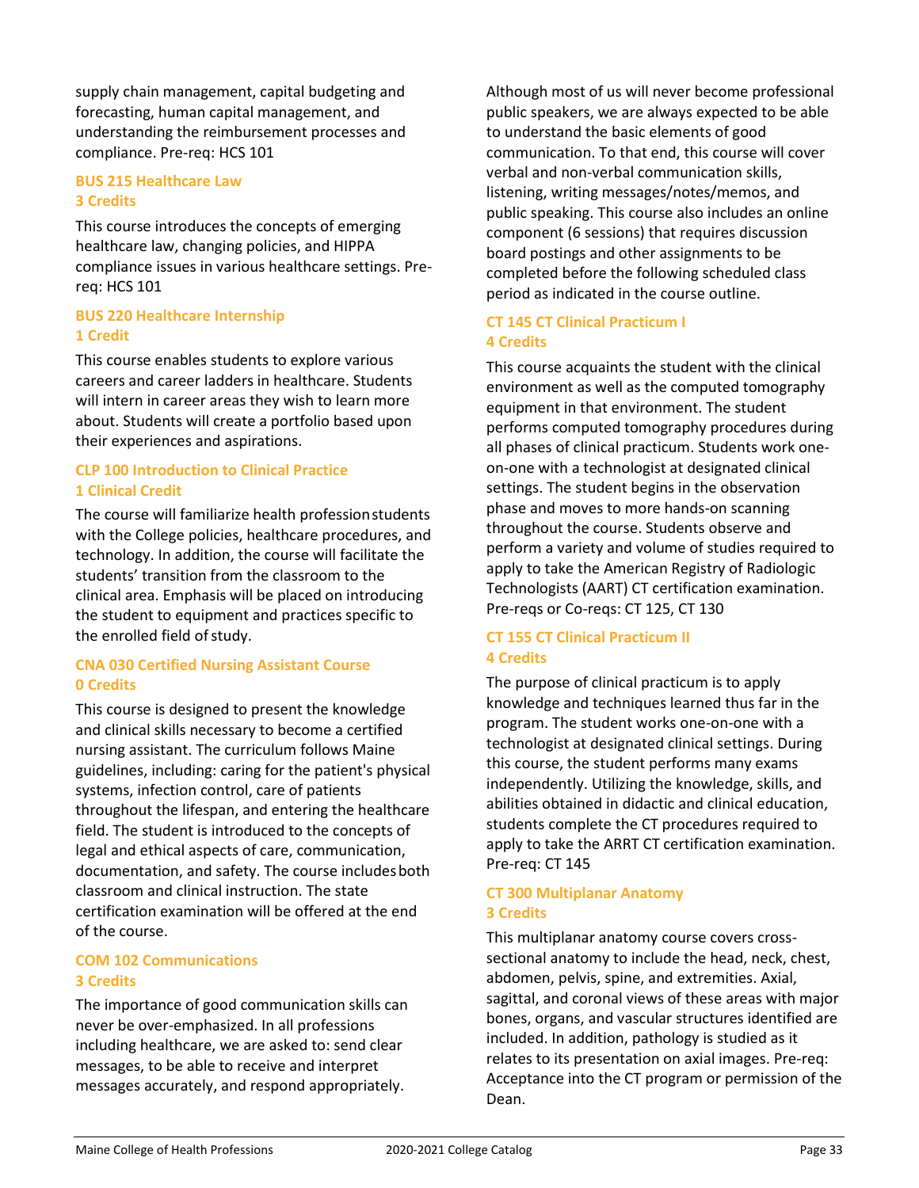supply chain management, capital budgeting and forecasting, human capital management, and understanding the reimbursement processes and compliance. Pre-req: HCS 101

### BUS 215 Healthcare Law
### 3 Credits

This course introduces the concepts of emerging healthcare law, changing policies, and HIPPA compliance issues in various healthcare settings. Pre-req: HCS 101

### BUS 220 Healthcare Internship
### 1 Credit

This course enables students to explore various careers and career ladders in healthcare. Students will intern in career areas they wish to learn more about. Students will create a portfolio based upon their experiences and aspirations.

### CLP 100 Introduction to Clinical Practice
### 1 Clinical Credit

The course will familiarize health profession students with the College policies, healthcare procedures, and technology. In addition, the course will facilitate the students' transition from the classroom to the clinical area. Emphasis will be placed on introducing the student to equipment and practices specific to the enrolled field of study.

### CNA 030 Certified Nursing Assistant Course
### 0 Credits

This course is designed to present the knowledge and clinical skills necessary to become a certified nursing assistant. The curriculum follows Maine guidelines, including: caring for the patient's physical systems, infection control, care of patients throughout the lifespan, and entering the healthcare field. The student is introduced to the concepts of legal and ethical aspects of care, communication, documentation, and safety. The course includes both classroom and clinical instruction. The state certification examination will be offered at the end of the course.

### COM 102 Communications
### 3 Credits

The importance of good communication skills can never be over-emphasized. In all professions including healthcare, we are asked to: send clear messages, to be able to receive and interpret messages accurately, and respond appropriately. Although most of us will never become professional public speakers, we are always expected to be able to understand the basic elements of good communication. To that end, this course will cover verbal and non-verbal communication skills, listening, writing messages/notes/memos, and public speaking. This course also includes an online component (6 sessions) that requires discussion board postings and other assignments to be completed before the following scheduled class period as indicated in the course outline.

### CT 145 CT Clinical Practicum I
### 4 Credits

This course acquaints the student with the clinical environment as well as the computed tomography equipment in that environment. The student performs computed tomography procedures during all phases of clinical practicum. Students work one-on-one with a technologist at designated clinical settings. The student begins in the observation phase and moves to more hands-on scanning throughout the course. Students observe and perform a variety and volume of studies required to apply to take the American Registry of Radiologic Technologists (AART) CT certification examination. Pre-reqs or Co-reqs: CT 125, CT 130

### CT 155 CT Clinical Practicum II
### 4 Credits

The purpose of clinical practicum is to apply knowledge and techniques learned thus far in the program. The student works one-on-one with a technologist at designated clinical settings. During this course, the student performs many exams independently. Utilizing the knowledge, skills, and abilities obtained in didactic and clinical education, students complete the CT procedures required to apply to take the ARRT CT certification examination. Pre-req: CT 145

### CT 300 Multiplanar Anatomy
### 3 Credits

This multiplanar anatomy course covers cross-sectional anatomy to include the head, neck, chest, abdomen, pelvis, spine, and extremities. Axial, sagittal, and coronal views of these areas with major bones, organs, and vascular structures identified are included. In addition, pathology is studied as it relates to its presentation on axial images. Pre-req: Acceptance into the CT program or permission of the Dean.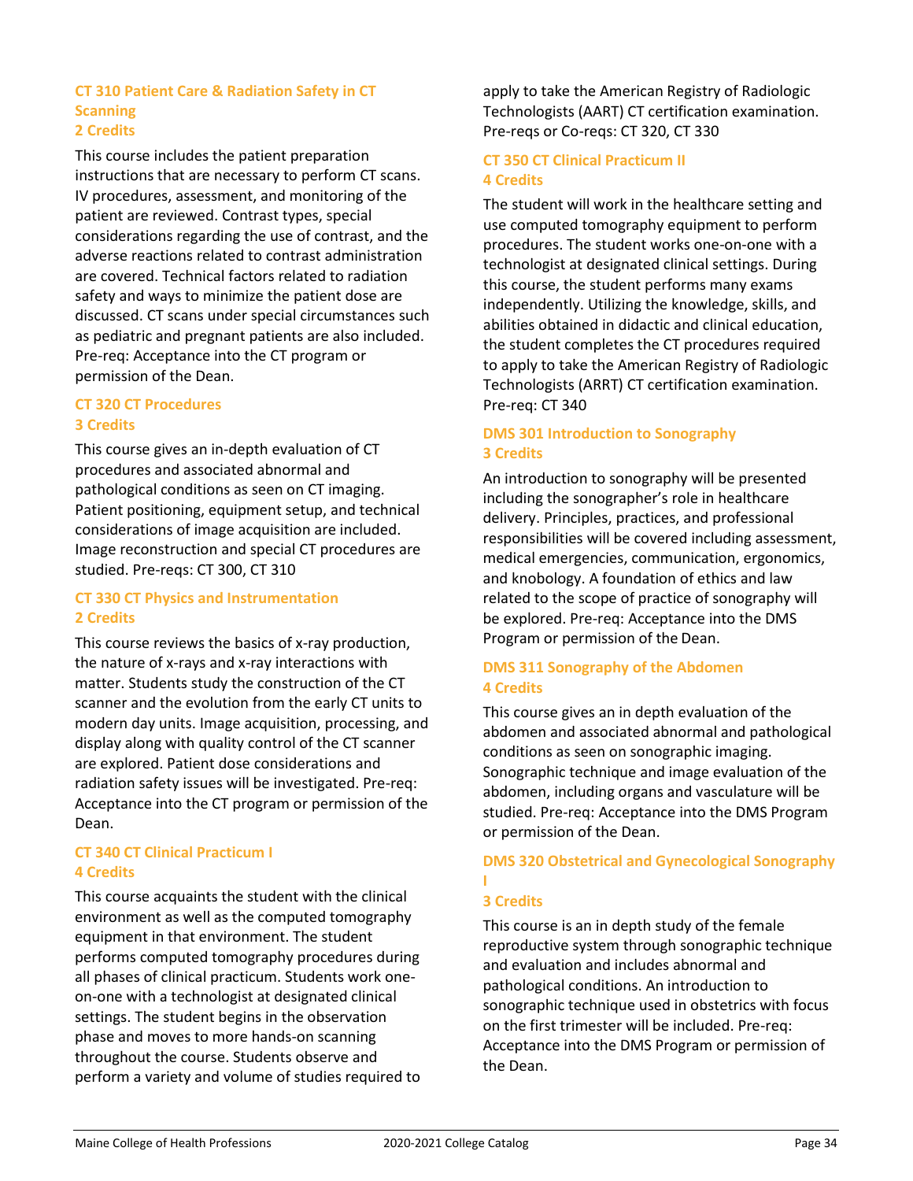### CT 310 Patient Care & Radiation Safety in CT Scanning
### 2 Credits

This course includes the patient preparation instructions that are necessary to perform CT scans. IV procedures, assessment, and monitoring of the patient are reviewed. Contrast types, special considerations regarding the use of contrast, and the adverse reactions related to contrast administration are covered. Technical factors related to radiation safety and ways to minimize the patient dose are discussed. CT scans under special circumstances such as pediatric and pregnant patients are also included. Pre-req: Acceptance into the CT program or permission of the Dean.

### CT 320 CT Procedures
### 3 Credits

This course gives an in-depth evaluation of CT procedures and associated abnormal and pathological conditions as seen on CT imaging. Patient positioning, equipment setup, and technical considerations of image acquisition are included. Image reconstruction and special CT procedures are studied. Pre-reqs: CT 300, CT 310

### CT 330 CT Physics and Instrumentation
### 2 Credits

This course reviews the basics of x-ray production, the nature of x-rays and x-ray interactions with matter. Students study the construction of the CT scanner and the evolution from the early CT units to modern day units. Image acquisition, processing, and display along with quality control of the CT scanner are explored. Patient dose considerations and radiation safety issues will be investigated. Pre-req: Acceptance into the CT program or permission of the Dean.

### CT 340 CT Clinical Practicum I
### 4 Credits

This course acquaints the student with the clinical environment as well as the computed tomography equipment in that environment. The student performs computed tomography procedures during all phases of clinical practicum. Students work one-on-one with a technologist at designated clinical settings. The student begins in the observation phase and moves to more hands-on scanning throughout the course. Students observe and perform a variety and volume of studies required to apply to take the American Registry of Radiologic Technologists (AART) CT certification examination. Pre-reqs or Co-reqs: CT 320, CT 330

### CT 350 CT Clinical Practicum II
### 4 Credits

The student will work in the healthcare setting and use computed tomography equipment to perform procedures. The student works one-on-one with a technologist at designated clinical settings. During this course, the student performs many exams independently. Utilizing the knowledge, skills, and abilities obtained in didactic and clinical education, the student completes the CT procedures required to apply to take the American Registry of Radiologic Technologists (ARRT) CT certification examination. Pre-req: CT 340

### DMS 301 Introduction to Sonography
### 3 Credits

An introduction to sonography will be presented including the sonographer's role in healthcare delivery. Principles, practices, and professional responsibilities will be covered including assessment, medical emergencies, communication, ergonomics, and knobology. A foundation of ethics and law related to the scope of practice of sonography will be explored. Pre-req: Acceptance into the DMS Program or permission of the Dean.

### DMS 311 Sonography of the Abdomen
### 4 Credits

This course gives an in depth evaluation of the abdomen and associated abnormal and pathological conditions as seen on sonographic imaging. Sonographic technique and image evaluation of the abdomen, including organs and vasculature will be studied. Pre-req: Acceptance into the DMS Program or permission of the Dean.

### DMS 320 Obstetrical and Gynecological Sonography I
### 3 Credits

This course is an in depth study of the female reproductive system through sonographic technique and evaluation and includes abnormal and pathological conditions. An introduction to sonographic technique used in obstetrics with focus on the first trimester will be included. Pre-req: Acceptance into the DMS Program or permission of the Dean.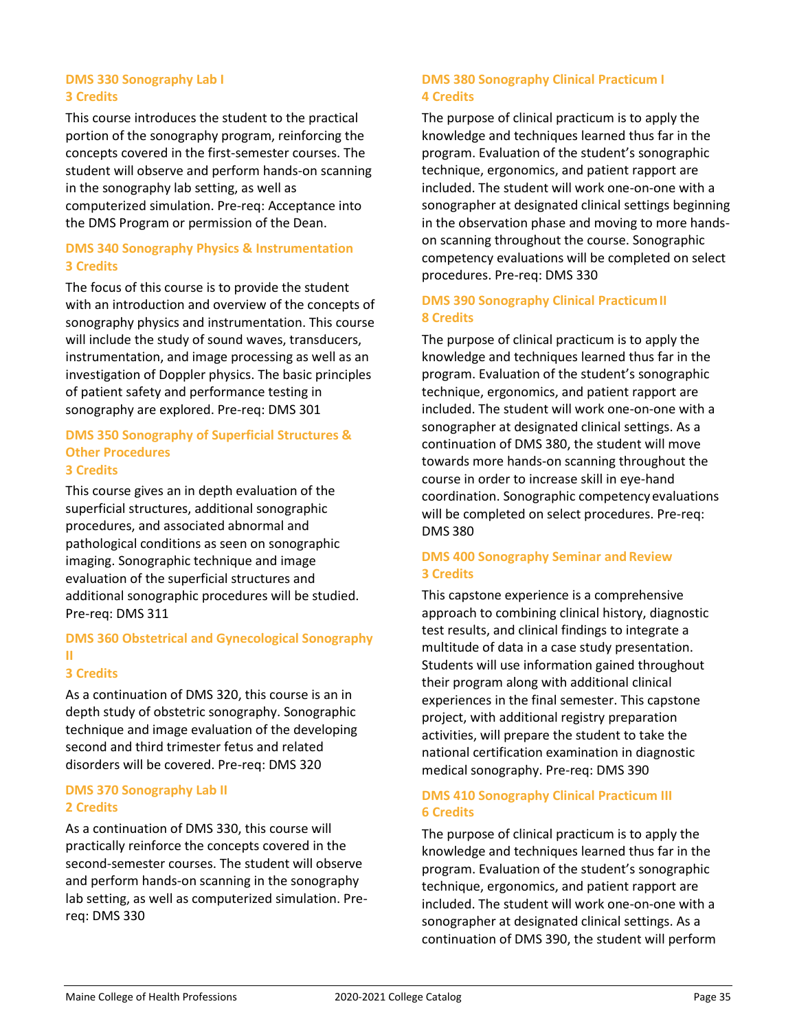### DMS 330 Sonography Lab I
**3 Credits**

This course introduces the student to the practical portion of the sonography program, reinforcing the concepts covered in the first-semester courses. The student will observe and perform hands-on scanning in the sonography lab setting, as well as computerized simulation. Pre-req: Acceptance into the DMS Program or permission of the Dean.

### DMS 340 Sonography Physics & Instrumentation
**3 Credits**

The focus of this course is to provide the student with an introduction and overview of the concepts of sonography physics and instrumentation. This course will include the study of sound waves, transducers, instrumentation, and image processing as well as an investigation of Doppler physics. The basic principles of patient safety and performance testing in sonography are explored. Pre-req: DMS 301

### DMS 350 Sonography of Superficial Structures & Other Procedures
**3 Credits**

This course gives an in depth evaluation of the superficial structures, additional sonographic procedures, and associated abnormal and pathological conditions as seen on sonographic imaging. Sonographic technique and image evaluation of the superficial structures and additional sonographic procedures will be studied. Pre-req: DMS 311

### DMS 360 Obstetrical and Gynecological Sonography II
**3 Credits**

As a continuation of DMS 320, this course is an in depth study of obstetric sonography. Sonographic technique and image evaluation of the developing second and third trimester fetus and related disorders will be covered. Pre-req: DMS 320

### DMS 370 Sonography Lab II
**2 Credits**

As a continuation of DMS 330, this course will practically reinforce the concepts covered in the second-semester courses. The student will observe and perform hands-on scanning in the sonography lab setting, as well as computerized simulation. Pre-req: DMS 330

### DMS 380 Sonography Clinical Practicum I
**4 Credits**

The purpose of clinical practicum is to apply the knowledge and techniques learned thus far in the program. Evaluation of the student's sonographic technique, ergonomics, and patient rapport are included. The student will work one-on-one with a sonographer at designated clinical settings beginning in the observation phase and moving to more hands-on scanning throughout the course. Sonographic competency evaluations will be completed on select procedures. Pre-req: DMS 330

### DMS 390 Sonography Clinical Practicum II
**8 Credits**

The purpose of clinical practicum is to apply the knowledge and techniques learned thus far in the program. Evaluation of the student's sonographic technique, ergonomics, and patient rapport are included. The student will work one-on-one with a sonographer at designated clinical settings. As a continuation of DMS 380, the student will move towards more hands-on scanning throughout the course in order to increase skill in eye-hand coordination. Sonographic competency evaluations will be completed on select procedures. Pre-req: DMS 380

### DMS 400 Sonography Seminar and Review
**3 Credits**

This capstone experience is a comprehensive approach to combining clinical history, diagnostic test results, and clinical findings to integrate a multitude of data in a case study presentation. Students will use information gained throughout their program along with additional clinical experiences in the final semester. This capstone project, with additional registry preparation activities, will prepare the student to take the national certification examination in diagnostic medical sonography. Pre-req: DMS 390

### DMS 410 Sonography Clinical Practicum III
**6 Credits**

The purpose of clinical practicum is to apply the knowledge and techniques learned thus far in the program. Evaluation of the student's sonographic technique, ergonomics, and patient rapport are included. The student will work one-on-one with a sonographer at designated clinical settings. As a continuation of DMS 390, the student will perform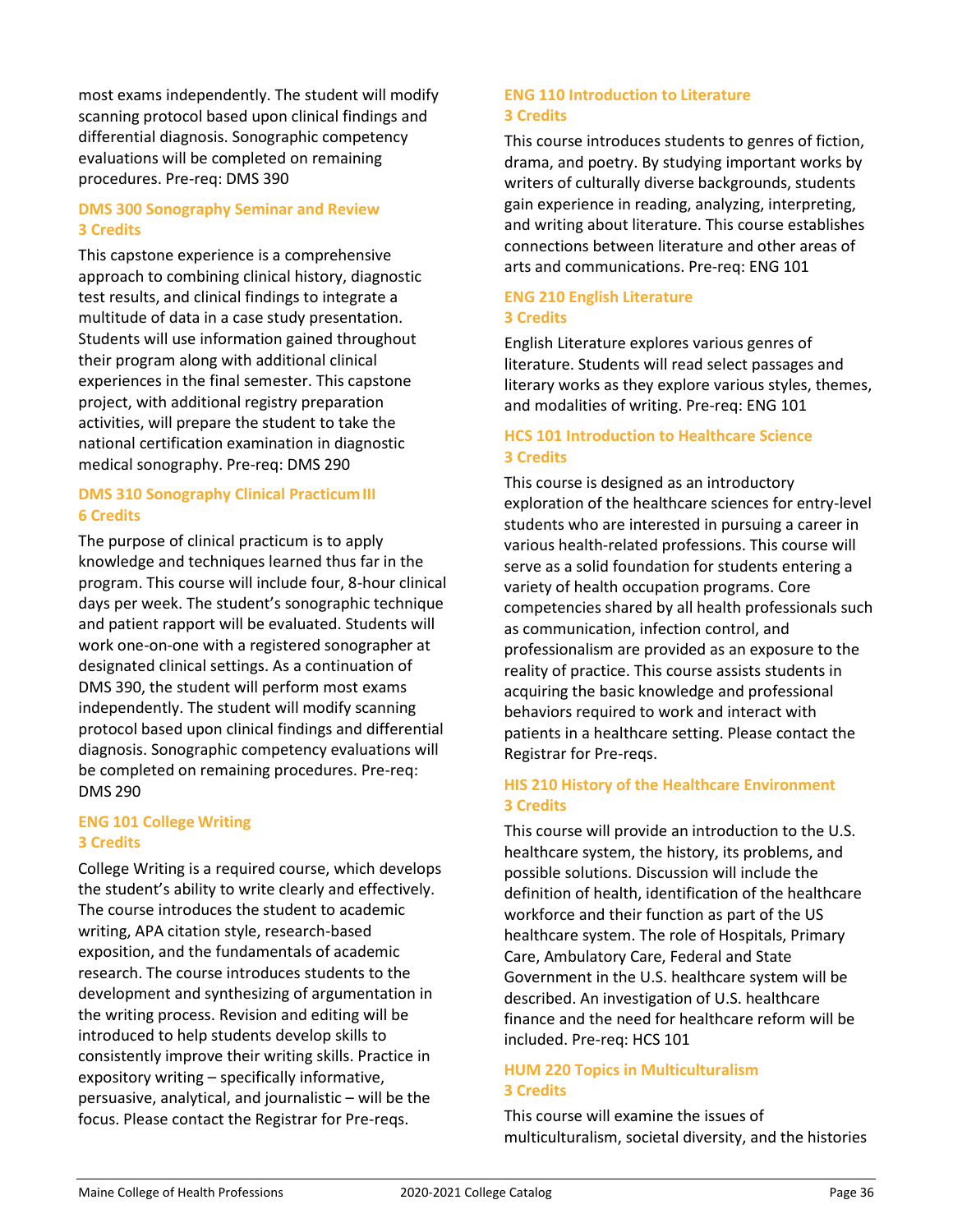most exams independently. The student will modify scanning protocol based upon clinical findings and differential diagnosis. Sonographic competency evaluations will be completed on remaining procedures. Pre-req: DMS 390

### DMS 300 Sonography Seminar and Review
### 3 Credits

This capstone experience is a comprehensive approach to combining clinical history, diagnostic test results, and clinical findings to integrate a multitude of data in a case study presentation. Students will use information gained throughout their program along with additional clinical experiences in the final semester. This capstone project, with additional registry preparation activities, will prepare the student to take the national certification examination in diagnostic medical sonography. Pre-req: DMS 290

### DMS 310 Sonography Clinical Practicum III
### 6 Credits

The purpose of clinical practicum is to apply knowledge and techniques learned thus far in the program. This course will include four, 8-hour clinical days per week. The student's sonographic technique and patient rapport will be evaluated. Students will work one-on-one with a registered sonographer at designated clinical settings. As a continuation of DMS 390, the student will perform most exams independently. The student will modify scanning protocol based upon clinical findings and differential diagnosis. Sonographic competency evaluations will be completed on remaining procedures. Pre-req: DMS 290

### ENG 101 College Writing
### 3 Credits

College Writing is a required course, which develops the student's ability to write clearly and effectively. The course introduces the student to academic writing, APA citation style, research-based exposition, and the fundamentals of academic research. The course introduces students to the development and synthesizing of argumentation in the writing process. Revision and editing will be introduced to help students develop skills to consistently improve their writing skills. Practice in expository writing – specifically informative, persuasive, analytical, and journalistic – will be the focus. Please contact the Registrar for Pre-reqs.

### ENG 110 Introduction to Literature
### 3 Credits

This course introduces students to genres of fiction, drama, and poetry. By studying important works by writers of culturally diverse backgrounds, students gain experience in reading, analyzing, interpreting, and writing about literature. This course establishes connections between literature and other areas of arts and communications. Pre-req: ENG 101

### ENG 210 English Literature
### 3 Credits

English Literature explores various genres of literature. Students will read select passages and literary works as they explore various styles, themes, and modalities of writing. Pre-req: ENG 101

### HCS 101 Introduction to Healthcare Science
### 3 Credits

This course is designed as an introductory exploration of the healthcare sciences for entry-level students who are interested in pursuing a career in various health-related professions. This course will serve as a solid foundation for students entering a variety of health occupation programs. Core competencies shared by all health professionals such as communication, infection control, and professionalism are provided as an exposure to the reality of practice. This course assists students in acquiring the basic knowledge and professional behaviors required to work and interact with patients in a healthcare setting. Please contact the Registrar for Pre-reqs.

### HIS 210 History of the Healthcare Environment
### 3 Credits

This course will provide an introduction to the U.S. healthcare system, the history, its problems, and possible solutions. Discussion will include the definition of health, identification of the healthcare workforce and their function as part of the US healthcare system. The role of Hospitals, Primary Care, Ambulatory Care, Federal and State Government in the U.S. healthcare system will be described. An investigation of U.S. healthcare finance and the need for healthcare reform will be included. Pre-req: HCS 101

### HUM 220 Topics in Multiculturalism
### 3 Credits

This course will examine the issues of multiculturalism, societal diversity, and the histories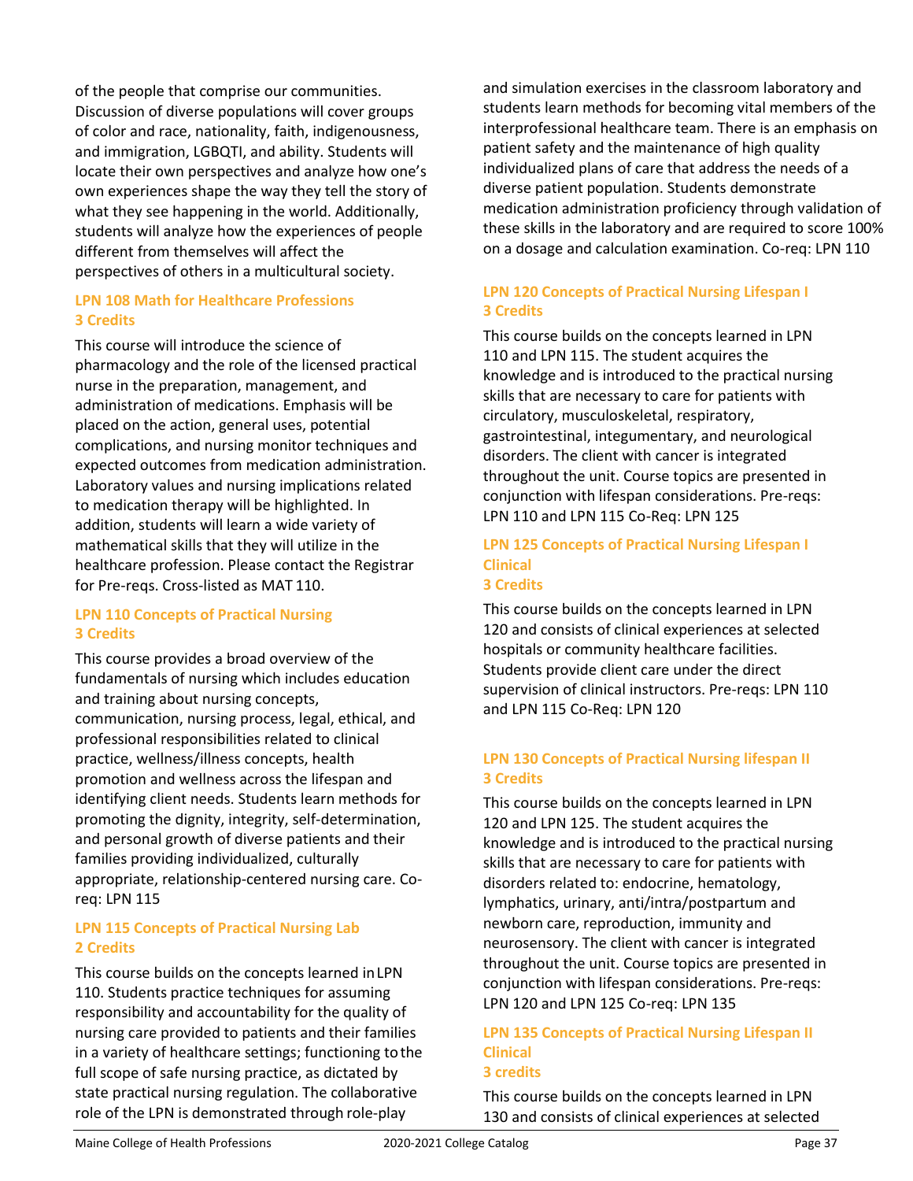of the people that comprise our communities. Discussion of diverse populations will cover groups of color and race, nationality, faith, indigenousness, and immigration, LGBQTI, and ability. Students will locate their own perspectives and analyze how one's own experiences shape the way they tell the story of what they see happening in the world. Additionally, students will analyze how the experiences of people different from themselves will affect the perspectives of others in a multicultural society.

### LPN 108 Math for Healthcare Professions
**3 Credits**

This course will introduce the science of pharmacology and the role of the licensed practical nurse in the preparation, management, and administration of medications. Emphasis will be placed on the action, general uses, potential complications, and nursing monitor techniques and expected outcomes from medication administration. Laboratory values and nursing implications related to medication therapy will be highlighted. In addition, students will learn a wide variety of mathematical skills that they will utilize in the healthcare profession. Please contact the Registrar for Pre-reqs. Cross-listed as MAT 110.

### LPN 110 Concepts of Practical Nursing
**3 Credits**

This course provides a broad overview of the fundamentals of nursing which includes education and training about nursing concepts, communication, nursing process, legal, ethical, and professional responsibilities related to clinical practice, wellness/illness concepts, health promotion and wellness across the lifespan and identifying client needs. Students learn methods for promoting the dignity, integrity, self-determination, and personal growth of diverse patients and their families providing individualized, culturally appropriate, relationship-centered nursing care. Co-req: LPN 115

### LPN 115 Concepts of Practical Nursing Lab
**2 Credits**

This course builds on the concepts learned in LPN 110. Students practice techniques for assuming responsibility and accountability for the quality of nursing care provided to patients and their families in a variety of healthcare settings; functioning to the full scope of safe nursing practice, as dictated by state practical nursing regulation. The collaborative role of the LPN is demonstrated through role-play and simulation exercises in the classroom laboratory and students learn methods for becoming vital members of the interprofessional healthcare team. There is an emphasis on patient safety and the maintenance of high quality individualized plans of care that address the needs of a diverse patient population. Students demonstrate medication administration proficiency through validation of these skills in the laboratory and are required to score 100% on a dosage and calculation examination. Co-req: LPN 110

### LPN 120 Concepts of Practical Nursing Lifespan I
**3 Credits**

This course builds on the concepts learned in LPN 110 and LPN 115. The student acquires the knowledge and is introduced to the practical nursing skills that are necessary to care for patients with circulatory, musculoskeletal, respiratory, gastrointestinal, integumentary, and neurological disorders. The client with cancer is integrated throughout the unit. Course topics are presented in conjunction with lifespan considerations. Pre-reqs: LPN 110 and LPN 115 Co-Req: LPN 125

### LPN 125 Concepts of Practical Nursing Lifespan I Clinical
**3 Credits**

This course builds on the concepts learned in LPN 120 and consists of clinical experiences at selected hospitals or community healthcare facilities. Students provide client care under the direct supervision of clinical instructors. Pre-reqs: LPN 110 and LPN 115 Co-Req: LPN 120

### LPN 130 Concepts of Practical Nursing lifespan II
**3 Credits**

This course builds on the concepts learned in LPN 120 and LPN 125. The student acquires the knowledge and is introduced to the practical nursing skills that are necessary to care for patients with disorders related to: endocrine, hematology, lymphatics, urinary, anti/intra/postpartum and newborn care, reproduction, immunity and neurosensory. The client with cancer is integrated throughout the unit. Course topics are presented in conjunction with lifespan considerations. Pre-reqs: LPN 120 and LPN 125 Co-req: LPN 135

### LPN 135 Concepts of Practical Nursing Lifespan II Clinical
**3 credits**

This course builds on the concepts learned in LPN 130 and consists of clinical experiences at selected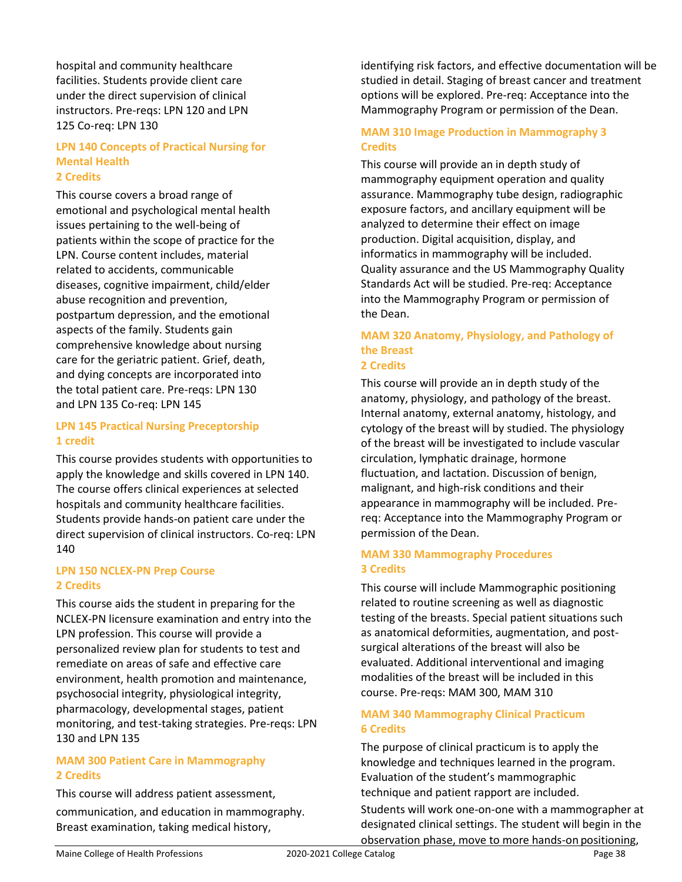hospital and community healthcare facilities. Students provide client care under the direct supervision of clinical instructors. Pre-reqs: LPN 120 and LPN 125 Co-req: LPN 130

### LPN 140 Concepts of Practical Nursing for Mental Health
### 2 Credits

This course covers a broad range of emotional and psychological mental health issues pertaining to the well-being of patients within the scope of practice for the LPN. Course content includes, material related to accidents, communicable diseases, cognitive impairment, child/elder abuse recognition and prevention, postpartum depression, and the emotional aspects of the family. Students gain comprehensive knowledge about nursing care for the geriatric patient. Grief, death, and dying concepts are incorporated into the total patient care. Pre-reqs: LPN 130 and LPN 135 Co-req: LPN 145

### LPN 145 Practical Nursing Preceptorship
### 1 credit

This course provides students with opportunities to apply the knowledge and skills covered in LPN 140. The course offers clinical experiences at selected hospitals and community healthcare facilities. Students provide hands-on patient care under the direct supervision of clinical instructors. Co-req: LPN 140

### LPN 150 NCLEX-PN Prep Course
### 2 Credits

This course aids the student in preparing for the NCLEX-PN licensure examination and entry into the LPN profession. This course will provide a personalized review plan for students to test and remediate on areas of safe and effective care environment, health promotion and maintenance, psychosocial integrity, physiological integrity, pharmacology, developmental stages, patient monitoring, and test-taking strategies. Pre-reqs: LPN 130 and LPN 135

### MAM 300 Patient Care in Mammography
### 2 Credits

This course will address patient assessment, communication, and education in mammography. Breast examination, taking medical history, identifying risk factors, and effective documentation will be studied in detail. Staging of breast cancer and treatment options will be explored. Pre-req: Acceptance into the Mammography Program or permission of the Dean.

### MAM 310 Image Production in Mammography 3 Credits

This course will provide an in depth study of mammography equipment operation and quality assurance. Mammography tube design, radiographic exposure factors, and ancillary equipment will be analyzed to determine their effect on image production. Digital acquisition, display, and informatics in mammography will be included. Quality assurance and the US Mammography Quality Standards Act will be studied. Pre-req: Acceptance into the Mammography Program or permission of the Dean.

### MAM 320 Anatomy, Physiology, and Pathology of the Breast
### 2 Credits

This course will provide an in depth study of the anatomy, physiology, and pathology of the breast. Internal anatomy, external anatomy, histology, and cytology of the breast will by studied. The physiology of the breast will be investigated to include vascular circulation, lymphatic drainage, hormone fluctuation, and lactation. Discussion of benign, malignant, and high-risk conditions and their appearance in mammography will be included. Pre-req: Acceptance into the Mammography Program or permission of the Dean.

### MAM 330 Mammography Procedures
### 3 Credits

This course will include Mammographic positioning related to routine screening as well as diagnostic testing of the breasts. Special patient situations such as anatomical deformities, augmentation, and post-surgical alterations of the breast will also be evaluated. Additional interventional and imaging modalities of the breast will be included in this course. Pre-reqs: MAM 300, MAM 310

### MAM 340 Mammography Clinical Practicum
### 6 Credits

The purpose of clinical practicum is to apply the knowledge and techniques learned in the program. Evaluation of the student's mammographic technique and patient rapport are included.

Students will work one-on-one with a mammographer at designated clinical settings. The student will begin in the observation phase, move to more hands-on positioning,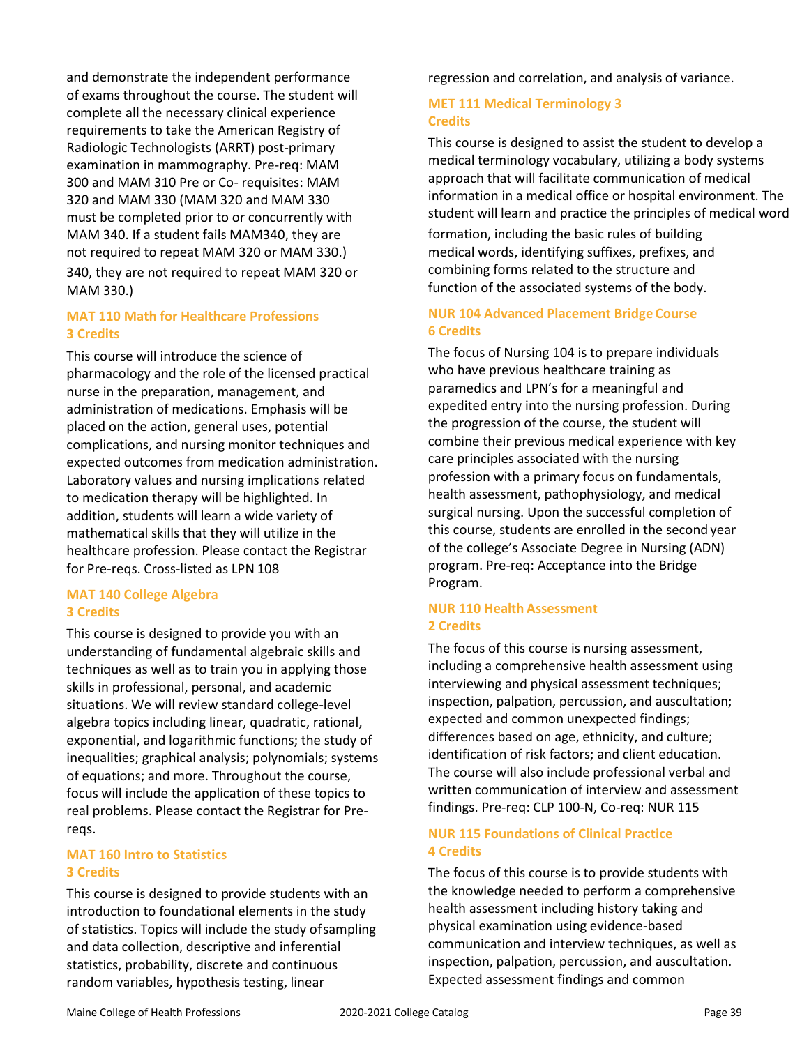and demonstrate the independent performance of exams throughout the course. The student will complete all the necessary clinical experience requirements to take the American Registry of Radiologic Technologists (ARRT) post-primary examination in mammography. Pre-req: MAM 300 and MAM 310 Pre or Co- requisites: MAM 320 and MAM 330 (MAM 320 and MAM 330 must be completed prior to or concurrently with MAM 340. If a student fails MAM340, they are not required to repeat MAM 320 or MAM 330.) 340, they are not required to repeat MAM 320 or MAM 330.)

### MAT 110 Math for Healthcare Professions 3 Credits

This course will introduce the science of pharmacology and the role of the licensed practical nurse in the preparation, management, and administration of medications. Emphasis will be placed on the action, general uses, potential complications, and nursing monitor techniques and expected outcomes from medication administration. Laboratory values and nursing implications related to medication therapy will be highlighted. In addition, students will learn a wide variety of mathematical skills that they will utilize in the healthcare profession. Please contact the Registrar for Pre-reqs. Cross-listed as LPN 108

### MAT 140 College Algebra 3 Credits

This course is designed to provide you with an understanding of fundamental algebraic skills and techniques as well as to train you in applying those skills in professional, personal, and academic situations. We will review standard college-level algebra topics including linear, quadratic, rational, exponential, and logarithmic functions; the study of inequalities; graphical analysis; polynomials; systems of equations; and more. Throughout the course, focus will include the application of these topics to real problems. Please contact the Registrar for Pre-reqs.

### MAT 160 Intro to Statistics 3 Credits

This course is designed to provide students with an introduction to foundational elements in the study of statistics. Topics will include the study of sampling and data collection, descriptive and inferential statistics, probability, discrete and continuous random variables, hypothesis testing, linear regression and correlation, and analysis of variance.

### MET 111 Medical Terminology 3 Credits

This course is designed to assist the student to develop a medical terminology vocabulary, utilizing a body systems approach that will facilitate communication of medical information in a medical office or hospital environment. The student will learn and practice the principles of medical word formation, including the basic rules of building medical words, identifying suffixes, prefixes, and combining forms related to the structure and function of the associated systems of the body.

### NUR 104 Advanced Placement Bridge Course 6 Credits

The focus of Nursing 104 is to prepare individuals who have previous healthcare training as paramedics and LPN's for a meaningful and expedited entry into the nursing profession. During the progression of the course, the student will combine their previous medical experience with key care principles associated with the nursing profession with a primary focus on fundamentals, health assessment, pathophysiology, and medical surgical nursing. Upon the successful completion of this course, students are enrolled in the second year of the college's Associate Degree in Nursing (ADN) program. Pre-req: Acceptance into the Bridge Program.

### NUR 110 Health Assessment 2 Credits

The focus of this course is nursing assessment, including a comprehensive health assessment using interviewing and physical assessment techniques; inspection, palpation, percussion, and auscultation; expected and common unexpected findings; differences based on age, ethnicity, and culture; identification of risk factors; and client education. The course will also include professional verbal and written communication of interview and assessment findings. Pre-req: CLP 100-N, Co-req: NUR 115

### NUR 115 Foundations of Clinical Practice 4 Credits

The focus of this course is to provide students with the knowledge needed to perform a comprehensive health assessment including history taking and physical examination using evidence-based communication and interview techniques, as well as inspection, palpation, percussion, and auscultation. Expected assessment findings and common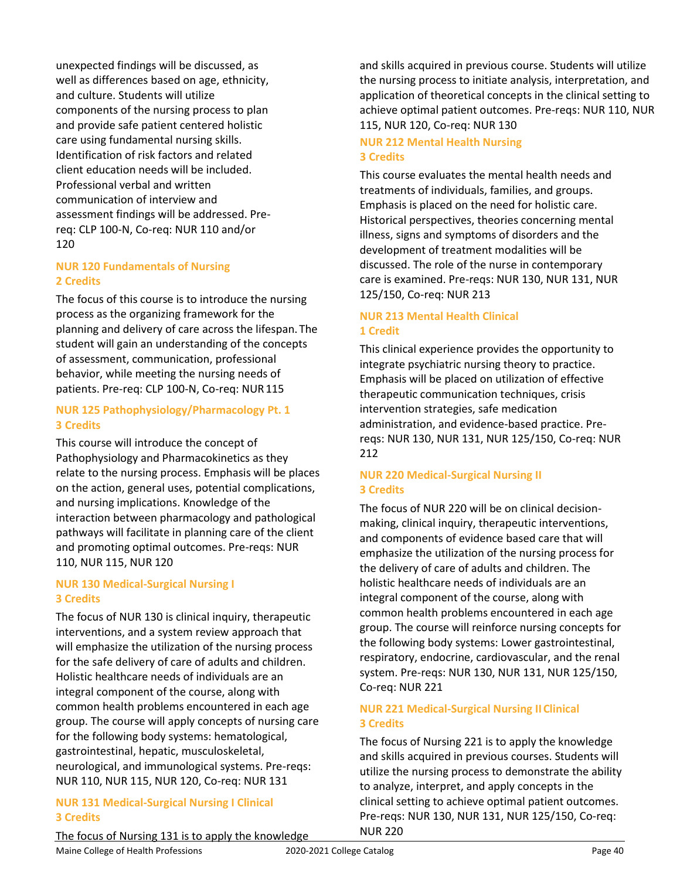unexpected findings will be discussed, as well as differences based on age, ethnicity, and culture. Students will utilize components of the nursing process to plan and provide safe patient centered holistic care using fundamental nursing skills. Identification of risk factors and related client education needs will be included. Professional verbal and written communication of interview and assessment findings will be addressed. Pre-req: CLP 100-N, Co-req: NUR 110 and/or 120

### NUR 120 Fundamentals of Nursing
### 2 Credits

The focus of this course is to introduce the nursing process as the organizing framework for the planning and delivery of care across the lifespan. The student will gain an understanding of the concepts of assessment, communication, professional behavior, while meeting the nursing needs of patients. Pre-req: CLP 100-N, Co-req: NUR 115

### NUR 125 Pathophysiology/Pharmacology Pt. 1
### 3 Credits

This course will introduce the concept of Pathophysiology and Pharmacokinetics as they relate to the nursing process. Emphasis will be places on the action, general uses, potential complications, and nursing implications. Knowledge of the interaction between pharmacology and pathological pathways will facilitate in planning care of the client and promoting optimal outcomes. Pre-reqs: NUR 110, NUR 115, NUR 120

### NUR 130 Medical-Surgical Nursing I
### 3 Credits

The focus of NUR 130 is clinical inquiry, therapeutic interventions, and a system review approach that will emphasize the utilization of the nursing process for the safe delivery of care of adults and children. Holistic healthcare needs of individuals are an integral component of the course, along with common health problems encountered in each age group. The course will apply concepts of nursing care for the following body systems: hematological, gastrointestinal, hepatic, musculoskeletal, neurological, and immunological systems. Pre-reqs: NUR 110, NUR 115, NUR 120, Co-req: NUR 131

### NUR 131 Medical-Surgical Nursing I Clinical
### 3 Credits

The focus of Nursing 131 is to apply the knowledge and skills acquired in previous course. Students will utilize the nursing process to initiate analysis, interpretation, and application of theoretical concepts in the clinical setting to achieve optimal patient outcomes. Pre-reqs: NUR 110, NUR 115, NUR 120, Co-req: NUR 130

### NUR 212 Mental Health Nursing
### 3 Credits

This course evaluates the mental health needs and treatments of individuals, families, and groups. Emphasis is placed on the need for holistic care. Historical perspectives, theories concerning mental illness, signs and symptoms of disorders and the development of treatment modalities will be discussed. The role of the nurse in contemporary care is examined. Pre-reqs: NUR 130, NUR 131, NUR 125/150, Co-req: NUR 213

### NUR 213 Mental Health Clinical
### 1 Credit

This clinical experience provides the opportunity to integrate psychiatric nursing theory to practice. Emphasis will be placed on utilization of effective therapeutic communication techniques, crisis intervention strategies, safe medication administration, and evidence-based practice. Pre-reqs: NUR 130, NUR 131, NUR 125/150, Co-req: NUR 212

### NUR 220 Medical-Surgical Nursing II
### 3 Credits

The focus of NUR 220 will be on clinical decision-making, clinical inquiry, therapeutic interventions, and components of evidence based care that will emphasize the utilization of the nursing process for the delivery of care of adults and children. The holistic healthcare needs of individuals are an integral component of the course, along with common health problems encountered in each age group. The course will reinforce nursing concepts for the following body systems: Lower gastrointestinal, respiratory, endocrine, cardiovascular, and the renal system. Pre-reqs: NUR 130, NUR 131, NUR 125/150, Co-req: NUR 221

### NUR 221 Medical-Surgical Nursing II Clinical
### 3 Credits

The focus of Nursing 221 is to apply the knowledge and skills acquired in previous courses. Students will utilize the nursing process to demonstrate the ability to analyze, interpret, and apply concepts in the clinical setting to achieve optimal patient outcomes. Pre-reqs: NUR 130, NUR 131, NUR 125/150, Co-req: NUR 220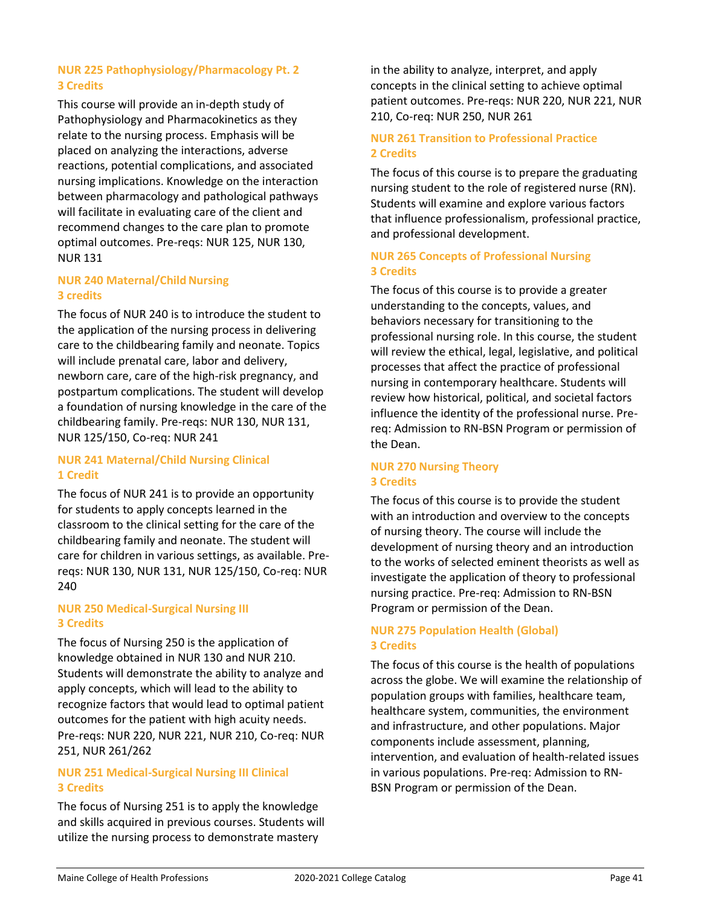### NUR 225 Pathophysiology/Pharmacology Pt. 2
**3 Credits**

This course will provide an in-depth study of Pathophysiology and Pharmacokinetics as they relate to the nursing process. Emphasis will be placed on analyzing the interactions, adverse reactions, potential complications, and associated nursing implications. Knowledge on the interaction between pharmacology and pathological pathways will facilitate in evaluating care of the client and recommend changes to the care plan to promote optimal outcomes. Pre-reqs: NUR 125, NUR 130, NUR 131

### NUR 240 Maternal/Child Nursing
**3 credits**

The focus of NUR 240 is to introduce the student to the application of the nursing process in delivering care to the childbearing family and neonate. Topics will include prenatal care, labor and delivery, newborn care, care of the high-risk pregnancy, and postpartum complications. The student will develop a foundation of nursing knowledge in the care of the childbearing family. Pre-reqs: NUR 130, NUR 131, NUR 125/150, Co-req: NUR 241

### NUR 241 Maternal/Child Nursing Clinical
**1 Credit**

The focus of NUR 241 is to provide an opportunity for students to apply concepts learned in the classroom to the clinical setting for the care of the childbearing family and neonate. The student will care for children in various settings, as available. Pre-reqs: NUR 130, NUR 131, NUR 125/150, Co-req: NUR 240

### NUR 250 Medical-Surgical Nursing III
**3 Credits**

The focus of Nursing 250 is the application of knowledge obtained in NUR 130 and NUR 210. Students will demonstrate the ability to analyze and apply concepts, which will lead to the ability to recognize factors that would lead to optimal patient outcomes for the patient with high acuity needs. Pre-reqs: NUR 220, NUR 221, NUR 210, Co-req: NUR 251, NUR 261/262

### NUR 251 Medical-Surgical Nursing III Clinical
**3 Credits**

The focus of Nursing 251 is to apply the knowledge and skills acquired in previous courses. Students will utilize the nursing process to demonstrate mastery in the ability to analyze, interpret, and apply concepts in the clinical setting to achieve optimal patient outcomes. Pre-reqs: NUR 220, NUR 221, NUR 210, Co-req: NUR 250, NUR 261

### NUR 261 Transition to Professional Practice
**2 Credits**

The focus of this course is to prepare the graduating nursing student to the role of registered nurse (RN). Students will examine and explore various factors that influence professionalism, professional practice, and professional development.

### NUR 265 Concepts of Professional Nursing
**3 Credits**

The focus of this course is to provide a greater understanding to the concepts, values, and behaviors necessary for transitioning to the professional nursing role. In this course, the student will review the ethical, legal, legislative, and political processes that affect the practice of professional nursing in contemporary healthcare. Students will review how historical, political, and societal factors influence the identity of the professional nurse. Pre-req: Admission to RN-BSN Program or permission of the Dean.

### NUR 270 Nursing Theory
**3 Credits**

The focus of this course is to provide the student with an introduction and overview to the concepts of nursing theory. The course will include the development of nursing theory and an introduction to the works of selected eminent theorists as well as investigate the application of theory to professional nursing practice. Pre-req: Admission to RN-BSN Program or permission of the Dean.

### NUR 275 Population Health (Global)
**3 Credits**

The focus of this course is the health of populations across the globe. We will examine the relationship of population groups with families, healthcare team, healthcare system, communities, the environment and infrastructure, and other populations. Major components include assessment, planning, intervention, and evaluation of health-related issues in various populations. Pre-req: Admission to RN-BSN Program or permission of the Dean.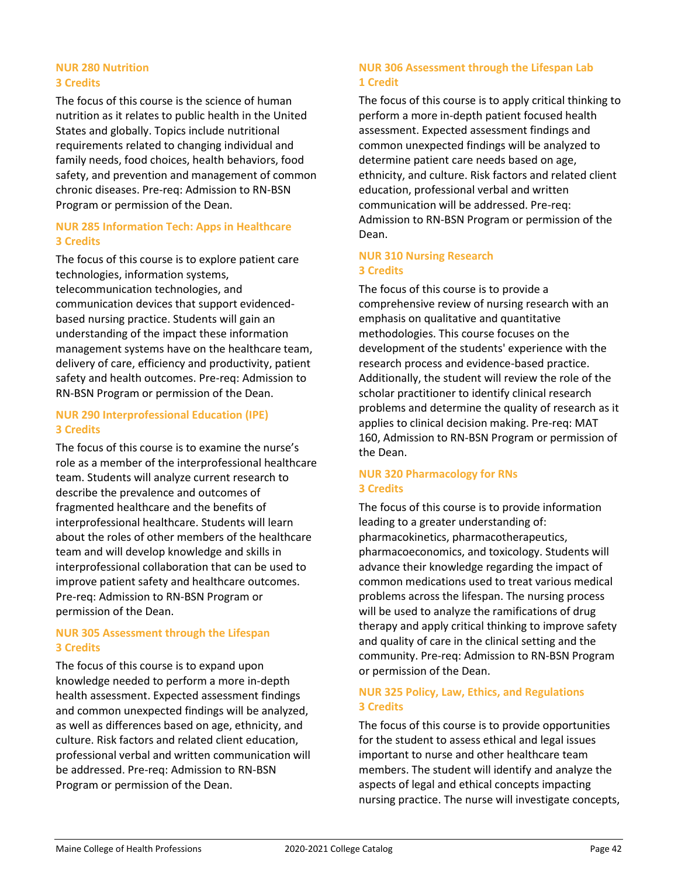### NUR 280 Nutrition
**3 Credits**

The focus of this course is the science of human nutrition as it relates to public health in the United States and globally. Topics include nutritional requirements related to changing individual and family needs, food choices, health behaviors, food safety, and prevention and management of common chronic diseases. Pre-req: Admission to RN-BSN Program or permission of the Dean.

### NUR 285 Information Tech: Apps in Healthcare
**3 Credits**

The focus of this course is to explore patient care technologies, information systems, telecommunication technologies, and communication devices that support evidenced-based nursing practice. Students will gain an understanding of the impact these information management systems have on the healthcare team, delivery of care, efficiency and productivity, patient safety and health outcomes. Pre-req: Admission to RN-BSN Program or permission of the Dean.

### NUR 290 Interprofessional Education (IPE)
**3 Credits**

The focus of this course is to examine the nurse's role as a member of the interprofessional healthcare team. Students will analyze current research to describe the prevalence and outcomes of fragmented healthcare and the benefits of interprofessional healthcare. Students will learn about the roles of other members of the healthcare team and will develop knowledge and skills in interprofessional collaboration that can be used to improve patient safety and healthcare outcomes. Pre-req: Admission to RN-BSN Program or permission of the Dean.

### NUR 305 Assessment through the Lifespan
**3 Credits**

The focus of this course is to expand upon knowledge needed to perform a more in-depth health assessment. Expected assessment findings and common unexpected findings will be analyzed, as well as differences based on age, ethnicity, and culture. Risk factors and related client education, professional verbal and written communication will be addressed. Pre-req: Admission to RN-BSN Program or permission of the Dean.

### NUR 306 Assessment through the Lifespan Lab
**1 Credit**

The focus of this course is to apply critical thinking to perform a more in-depth patient focused health assessment. Expected assessment findings and common unexpected findings will be analyzed to determine patient care needs based on age, ethnicity, and culture. Risk factors and related client education, professional verbal and written communication will be addressed. Pre-req: Admission to RN-BSN Program or permission of the Dean.

### NUR 310 Nursing Research
**3 Credits**

The focus of this course is to provide a comprehensive review of nursing research with an emphasis on qualitative and quantitative methodologies. This course focuses on the development of the students' experience with the research process and evidence-based practice. Additionally, the student will review the role of the scholar practitioner to identify clinical research problems and determine the quality of research as it applies to clinical decision making. Pre-req: MAT 160, Admission to RN-BSN Program or permission of the Dean.

### NUR 320 Pharmacology for RNs
**3 Credits**

The focus of this course is to provide information leading to a greater understanding of: pharmacokinetics, pharmacotherapeutics, pharmacoeconomics, and toxicology. Students will advance their knowledge regarding the impact of common medications used to treat various medical problems across the lifespan. The nursing process will be used to analyze the ramifications of drug therapy and apply critical thinking to improve safety and quality of care in the clinical setting and the community. Pre-req: Admission to RN-BSN Program or permission of the Dean.

### NUR 325 Policy, Law, Ethics, and Regulations
**3 Credits**

The focus of this course is to provide opportunities for the student to assess ethical and legal issues important to nurse and other healthcare team members. The student will identify and analyze the aspects of legal and ethical concepts impacting nursing practice. The nurse will investigate concepts,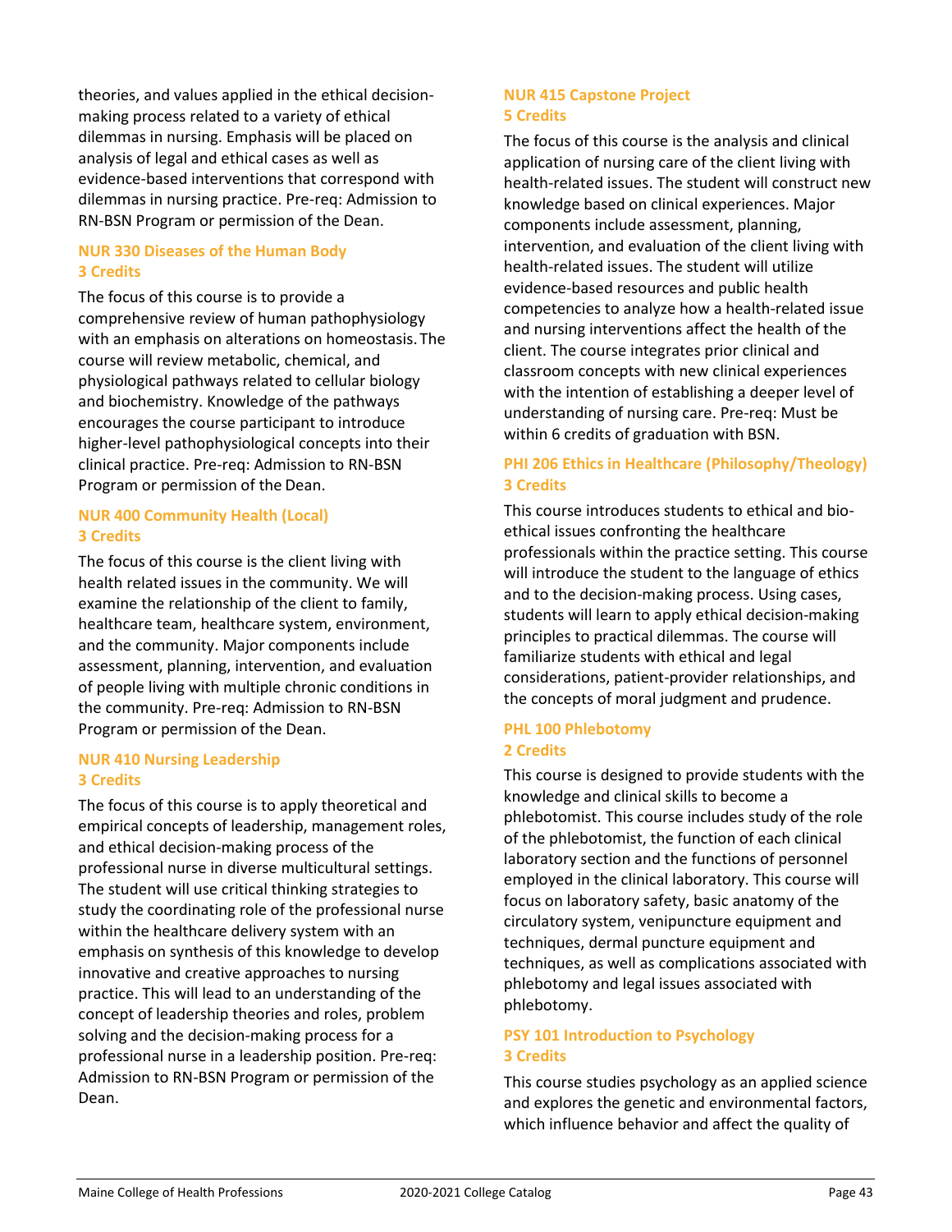theories, and values applied in the ethical decision-making process related to a variety of ethical dilemmas in nursing. Emphasis will be placed on analysis of legal and ethical cases as well as evidence-based interventions that correspond with dilemmas in nursing practice. Pre-req: Admission to RN-BSN Program or permission of the Dean.

### NUR 330 Diseases of the Human Body
### 3 Credits

The focus of this course is to provide a comprehensive review of human pathophysiology with an emphasis on alterations on homeostasis. The course will review metabolic, chemical, and physiological pathways related to cellular biology and biochemistry. Knowledge of the pathways encourages the course participant to introduce higher-level pathophysiological concepts into their clinical practice. Pre-req: Admission to RN-BSN Program or permission of the Dean.

### NUR 400 Community Health (Local)
### 3 Credits

The focus of this course is the client living with health related issues in the community. We will examine the relationship of the client to family, healthcare team, healthcare system, environment, and the community. Major components include assessment, planning, intervention, and evaluation of people living with multiple chronic conditions in the community. Pre-req: Admission to RN-BSN Program or permission of the Dean.

### NUR 410 Nursing Leadership
### 3 Credits

The focus of this course is to apply theoretical and empirical concepts of leadership, management roles, and ethical decision-making process of the professional nurse in diverse multicultural settings. The student will use critical thinking strategies to study the coordinating role of the professional nurse within the healthcare delivery system with an emphasis on synthesis of this knowledge to develop innovative and creative approaches to nursing practice. This will lead to an understanding of the concept of leadership theories and roles, problem solving and the decision-making process for a professional nurse in a leadership position. Pre-req: Admission to RN-BSN Program or permission of the Dean.

### NUR 415 Capstone Project
### 5 Credits

The focus of this course is the analysis and clinical application of nursing care of the client living with health-related issues. The student will construct new knowledge based on clinical experiences. Major components include assessment, planning, intervention, and evaluation of the client living with health-related issues. The student will utilize evidence-based resources and public health competencies to analyze how a health-related issue and nursing interventions affect the health of the client. The course integrates prior clinical and classroom concepts with new clinical experiences with the intention of establishing a deeper level of understanding of nursing care. Pre-req: Must be within 6 credits of graduation with BSN.

### PHI 206 Ethics in Healthcare (Philosophy/Theology)
### 3 Credits

This course introduces students to ethical and bio-ethical issues confronting the healthcare professionals within the practice setting. This course will introduce the student to the language of ethics and to the decision-making process. Using cases, students will learn to apply ethical decision-making principles to practical dilemmas. The course will familiarize students with ethical and legal considerations, patient-provider relationships, and the concepts of moral judgment and prudence.

### PHL 100 Phlebotomy
### 2 Credits

This course is designed to provide students with the knowledge and clinical skills to become a phlebotomist. This course includes study of the role of the phlebotomist, the function of each clinical laboratory section and the functions of personnel employed in the clinical laboratory. This course will focus on laboratory safety, basic anatomy of the circulatory system, venipuncture equipment and techniques, dermal puncture equipment and techniques, as well as complications associated with phlebotomy and legal issues associated with phlebotomy.

### PSY 101 Introduction to Psychology
### 3 Credits

This course studies psychology as an applied science and explores the genetic and environmental factors, which influence behavior and affect the quality of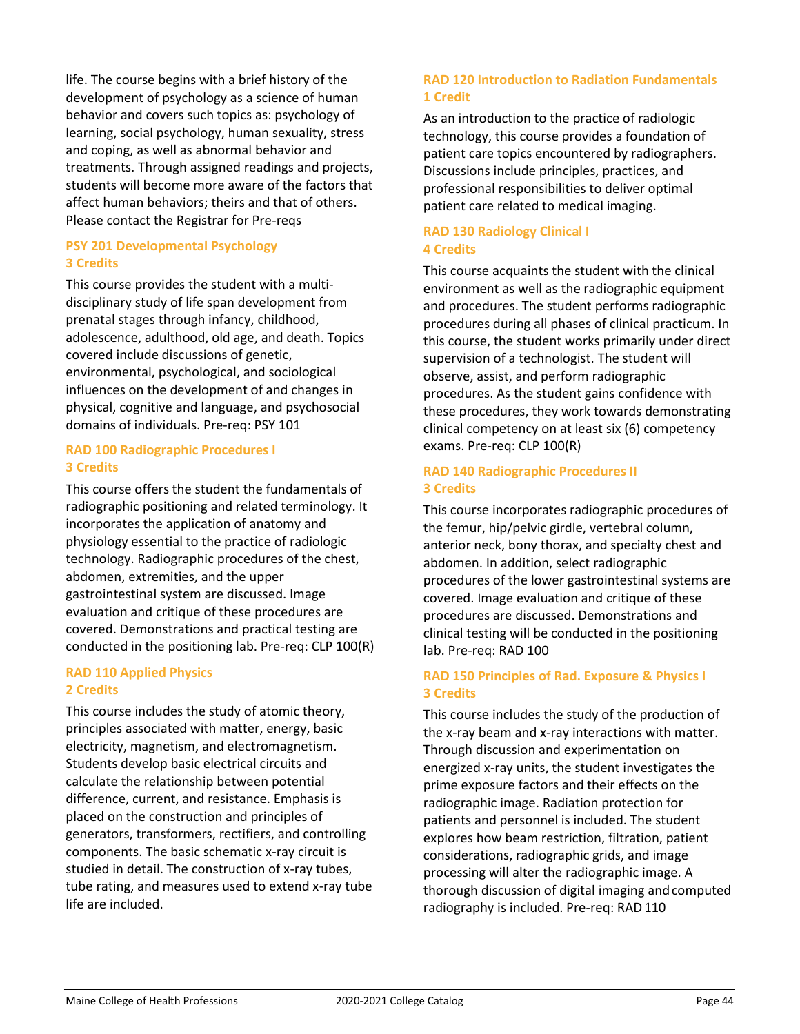life. The course begins with a brief history of the development of psychology as a science of human behavior and covers such topics as: psychology of learning, social psychology, human sexuality, stress and coping, as well as abnormal behavior and treatments. Through assigned readings and projects, students will become more aware of the factors that affect human behaviors; theirs and that of others. Please contact the Registrar for Pre-reqs

### PSY 201 Developmental Psychology
### 3 Credits

This course provides the student with a multi-disciplinary study of life span development from prenatal stages through infancy, childhood, adolescence, adulthood, old age, and death. Topics covered include discussions of genetic, environmental, psychological, and sociological influences on the development of and changes in physical, cognitive and language, and psychosocial domains of individuals. Pre-req: PSY 101

### RAD 100 Radiographic Procedures I
### 3 Credits

This course offers the student the fundamentals of radiographic positioning and related terminology. It incorporates the application of anatomy and physiology essential to the practice of radiologic technology. Radiographic procedures of the chest, abdomen, extremities, and the upper gastrointestinal system are discussed. Image evaluation and critique of these procedures are covered. Demonstrations and practical testing are conducted in the positioning lab. Pre-req: CLP 100(R)

### RAD 110 Applied Physics
### 2 Credits

This course includes the study of atomic theory, principles associated with matter, energy, basic electricity, magnetism, and electromagnetism. Students develop basic electrical circuits and calculate the relationship between potential difference, current, and resistance. Emphasis is placed on the construction and principles of generators, transformers, rectifiers, and controlling components. The basic schematic x-ray circuit is studied in detail. The construction of x-ray tubes, tube rating, and measures used to extend x-ray tube life are included.

### RAD 120 Introduction to Radiation Fundamentals
### 1 Credit

As an introduction to the practice of radiologic technology, this course provides a foundation of patient care topics encountered by radiographers. Discussions include principles, practices, and professional responsibilities to deliver optimal patient care related to medical imaging.

### RAD 130 Radiology Clinical I
### 4 Credits

This course acquaints the student with the clinical environment as well as the radiographic equipment and procedures. The student performs radiographic procedures during all phases of clinical practicum. In this course, the student works primarily under direct supervision of a technologist. The student will observe, assist, and perform radiographic procedures. As the student gains confidence with these procedures, they work towards demonstrating clinical competency on at least six (6) competency exams. Pre-req: CLP 100(R)

### RAD 140 Radiographic Procedures II
### 3 Credits

This course incorporates radiographic procedures of the femur, hip/pelvic girdle, vertebral column, anterior neck, bony thorax, and specialty chest and abdomen. In addition, select radiographic procedures of the lower gastrointestinal systems are covered. Image evaluation and critique of these procedures are discussed. Demonstrations and clinical testing will be conducted in the positioning lab. Pre-req: RAD 100

### RAD 150 Principles of Rad. Exposure & Physics I
### 3 Credits

This course includes the study of the production of the x-ray beam and x-ray interactions with matter. Through discussion and experimentation on energized x-ray units, the student investigates the prime exposure factors and their effects on the radiographic image. Radiation protection for patients and personnel is included. The student explores how beam restriction, filtration, patient considerations, radiographic grids, and image processing will alter the radiographic image. A thorough discussion of digital imaging and computed radiography is included. Pre-req: RAD 110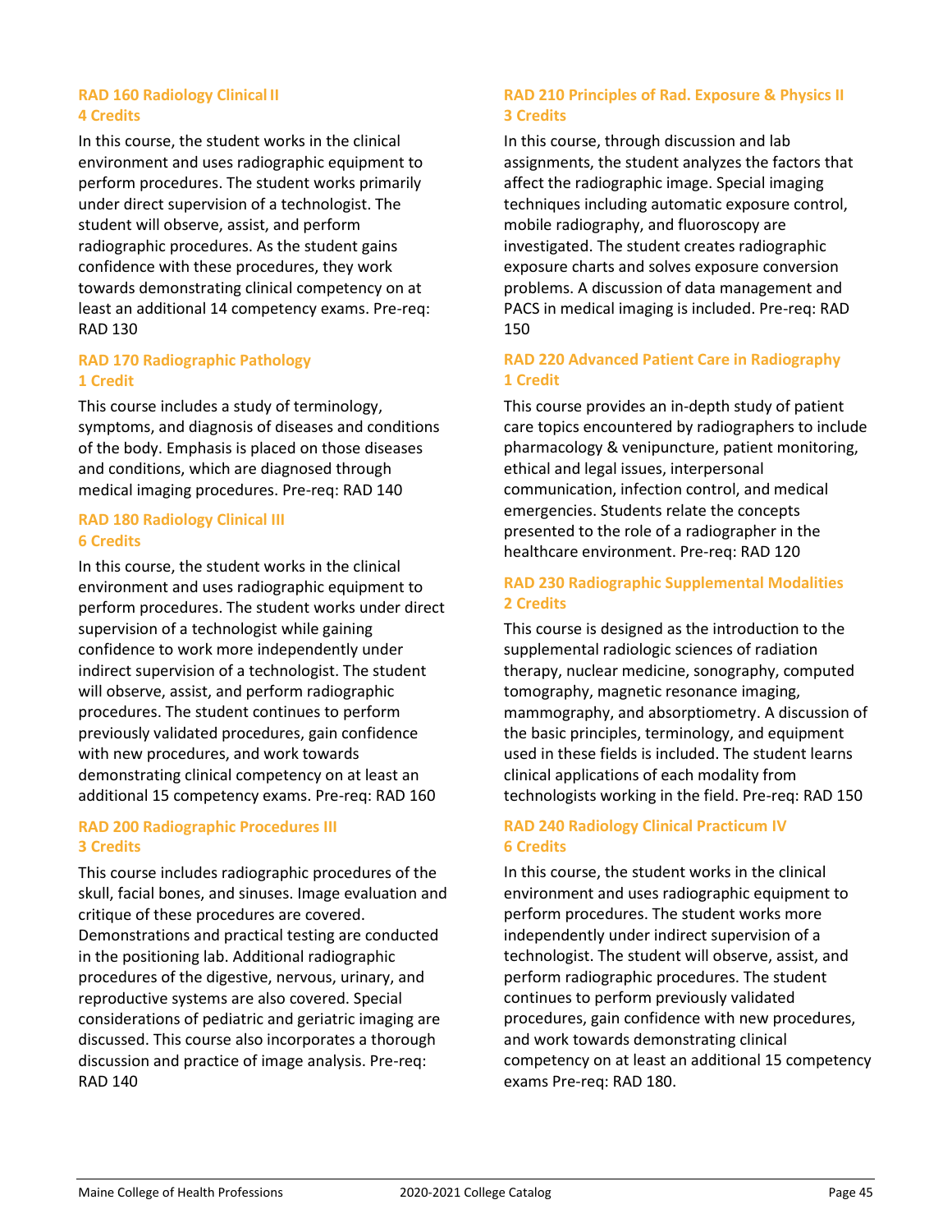### RAD 160 Radiology Clinical II
### 4 Credits

In this course, the student works in the clinical environment and uses radiographic equipment to perform procedures. The student works primarily under direct supervision of a technologist. The student will observe, assist, and perform radiographic procedures. As the student gains confidence with these procedures, they work towards demonstrating clinical competency on at least an additional 14 competency exams. Pre-req: RAD 130

### RAD 170 Radiographic Pathology
### 1 Credit

This course includes a study of terminology, symptoms, and diagnosis of diseases and conditions of the body. Emphasis is placed on those diseases and conditions, which are diagnosed through medical imaging procedures. Pre-req: RAD 140

### RAD 180 Radiology Clinical III
### 6 Credits

In this course, the student works in the clinical environment and uses radiographic equipment to perform procedures. The student works under direct supervision of a technologist while gaining confidence to work more independently under indirect supervision of a technologist. The student will observe, assist, and perform radiographic procedures. The student continues to perform previously validated procedures, gain confidence with new procedures, and work towards demonstrating clinical competency on at least an additional 15 competency exams. Pre-req: RAD 160

### RAD 200 Radiographic Procedures III
### 3 Credits

This course includes radiographic procedures of the skull, facial bones, and sinuses. Image evaluation and critique of these procedures are covered. Demonstrations and practical testing are conducted in the positioning lab. Additional radiographic procedures of the digestive, nervous, urinary, and reproductive systems are also covered. Special considerations of pediatric and geriatric imaging are discussed. This course also incorporates a thorough discussion and practice of image analysis. Pre-req: RAD 140

### RAD 210 Principles of Rad. Exposure & Physics II
### 3 Credits

In this course, through discussion and lab assignments, the student analyzes the factors that affect the radiographic image. Special imaging techniques including automatic exposure control, mobile radiography, and fluoroscopy are investigated. The student creates radiographic exposure charts and solves exposure conversion problems. A discussion of data management and PACS in medical imaging is included. Pre-req: RAD 150

### RAD 220 Advanced Patient Care in Radiography
### 1 Credit

This course provides an in-depth study of patient care topics encountered by radiographers to include pharmacology & venipuncture, patient monitoring, ethical and legal issues, interpersonal communication, infection control, and medical emergencies. Students relate the concepts presented to the role of a radiographer in the healthcare environment. Pre-req: RAD 120

### RAD 230 Radiographic Supplemental Modalities
### 2 Credits

This course is designed as the introduction to the supplemental radiologic sciences of radiation therapy, nuclear medicine, sonography, computed tomography, magnetic resonance imaging, mammography, and absorptiometry. A discussion of the basic principles, terminology, and equipment used in these fields is included. The student learns clinical applications of each modality from technologists working in the field. Pre-req: RAD 150

### RAD 240 Radiology Clinical Practicum IV
### 6 Credits

In this course, the student works in the clinical environment and uses radiographic equipment to perform procedures. The student works more independently under indirect supervision of a technologist. The student will observe, assist, and perform radiographic procedures. The student continues to perform previously validated procedures, gain confidence with new procedures, and work towards demonstrating clinical competency on at least an additional 15 competency exams Pre-req: RAD 180.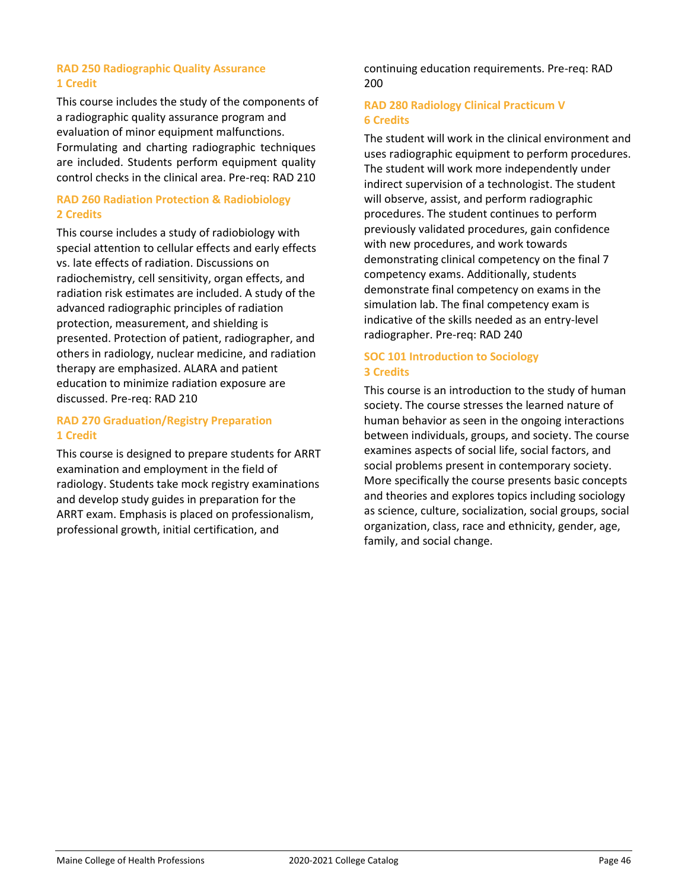### RAD 250 Radiographic Quality Assurance
**1 Credit**

This course includes the study of the components of a radiographic quality assurance program and evaluation of minor equipment malfunctions. Formulating and charting radiographic techniques are included. Students perform equipment quality control checks in the clinical area. Pre-req: RAD 210

### RAD 260 Radiation Protection & Radiobiology
**2 Credits**

This course includes a study of radiobiology with special attention to cellular effects and early effects vs. late effects of radiation. Discussions on radiochemistry, cell sensitivity, organ effects, and radiation risk estimates are included. A study of the advanced radiographic principles of radiation protection, measurement, and shielding is presented. Protection of patient, radiographer, and others in radiology, nuclear medicine, and radiation therapy are emphasized. ALARA and patient education to minimize radiation exposure are discussed. Pre-req: RAD 210

### RAD 270 Graduation/Registry Preparation
**1 Credit**

This course is designed to prepare students for ARRT examination and employment in the field of radiology. Students take mock registry examinations and develop study guides in preparation for the ARRT exam. Emphasis is placed on professionalism, professional growth, initial certification, and continuing education requirements. Pre-req: RAD 200

### RAD 280 Radiology Clinical Practicum V
**6 Credits**

The student will work in the clinical environment and uses radiographic equipment to perform procedures. The student will work more independently under indirect supervision of a technologist. The student will observe, assist, and perform radiographic procedures. The student continues to perform previously validated procedures, gain confidence with new procedures, and work towards demonstrating clinical competency on the final 7 competency exams. Additionally, students demonstrate final competency on exams in the simulation lab. The final competency exam is indicative of the skills needed as an entry-level radiographer. Pre-req: RAD 240

### SOC 101 Introduction to Sociology
**3 Credits**

This course is an introduction to the study of human society. The course stresses the learned nature of human behavior as seen in the ongoing interactions between individuals, groups, and society. The course examines aspects of social life, social factors, and social problems present in contemporary society. More specifically the course presents basic concepts and theories and explores topics including sociology as science, culture, socialization, social groups, social organization, class, race and ethnicity, gender, age, family, and social change.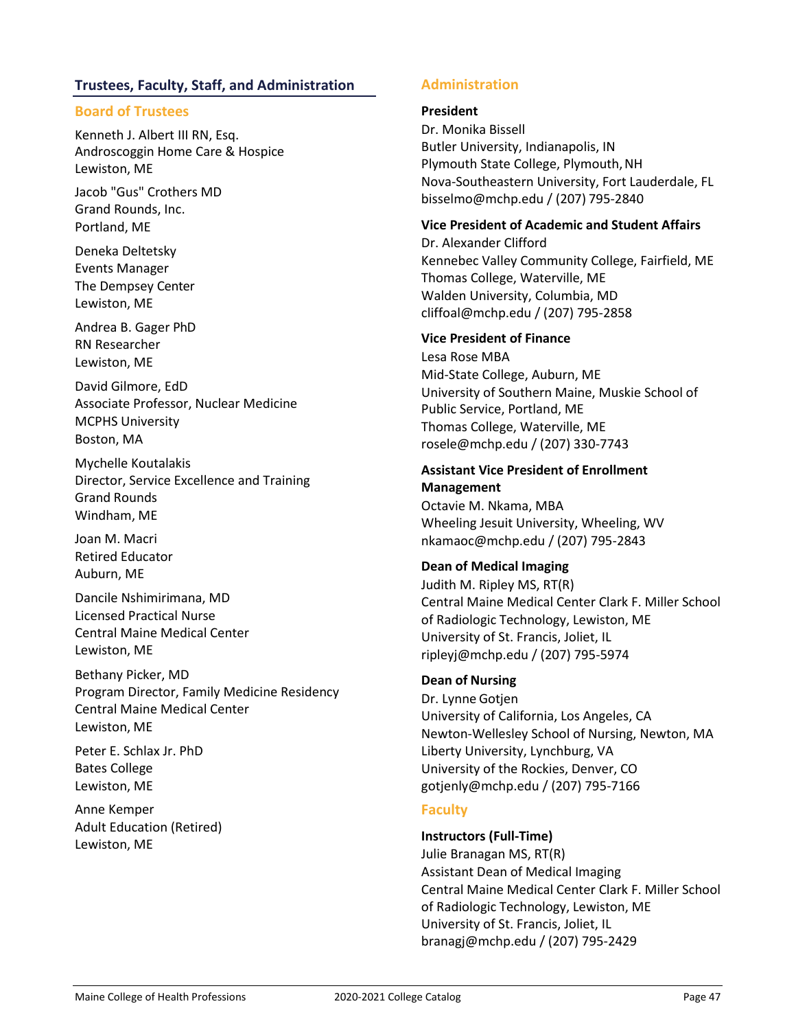## Trustees, Faculty, Staff, and Administration

### Board of Trustees

Kenneth J. Albert III RN, Esq.
Androscoggin Home Care & Hospice
Lewiston, ME

Jacob "Gus" Crothers MD
Grand Rounds, Inc.
Portland, ME

Deneka Deltetsky
Events Manager
The Dempsey Center
Lewiston, ME

Andrea B. Gager PhD
RN Researcher
Lewiston, ME

David Gilmore, EdD
Associate Professor, Nuclear Medicine
MCPHS University
Boston, MA

Mychelle Koutalakis
Director, Service Excellence and Training
Grand Rounds
Windham, ME

Joan M. Macri
Retired Educator
Auburn, ME

Dancile Nshimirimana, MD
Licensed Practical Nurse
Central Maine Medical Center
Lewiston, ME

Bethany Picker, MD
Program Director, Family Medicine Residency
Central Maine Medical Center
Lewiston, ME

Peter E. Schlax Jr. PhD
Bates College
Lewiston, ME

Anne Kemper
Adult Education (Retired)
Lewiston, ME

### Administration

**President**
Dr. Monika Bissell
Butler University, Indianapolis, IN
Plymouth State College, Plymouth, NH
Nova-Southeastern University, Fort Lauderdale, FL
bisselmo@mchp.edu / (207) 795-2840

**Vice President of Academic and Student Affairs**
Dr. Alexander Clifford
Kennebec Valley Community College, Fairfield, ME
Thomas College, Waterville, ME
Walden University, Columbia, MD
cliffoal@mchp.edu / (207) 795-2858

**Vice President of Finance**
Lesa Rose MBA
Mid-State College, Auburn, ME
University of Southern Maine, Muskie School of Public Service, Portland, ME
Thomas College, Waterville, ME
rosele@mchp.edu / (207) 330-7743

**Assistant Vice President of Enrollment Management**
Octavie M. Nkama, MBA
Wheeling Jesuit University, Wheeling, WV
nkamaoc@mchp.edu / (207) 795-2843

**Dean of Medical Imaging**
Judith M. Ripley MS, RT(R)
Central Maine Medical Center Clark F. Miller School of Radiologic Technology, Lewiston, ME
University of St. Francis, Joliet, IL
ripleyj@mchp.edu / (207) 795-5974

**Dean of Nursing**
Dr. Lynne Gotjen
University of California, Los Angeles, CA
Newton-Wellesley School of Nursing, Newton, MA
Liberty University, Lynchburg, VA
University of the Rockies, Denver, CO
gotjenly@mchp.edu / (207) 795-7166

### Faculty

**Instructors (Full-Time)**
Julie Branagan MS, RT(R)
Assistant Dean of Medical Imaging
Central Maine Medical Center Clark F. Miller School of Radiologic Technology, Lewiston, ME
University of St. Francis, Joliet, IL
branagj@mchp.edu / (207) 795-2429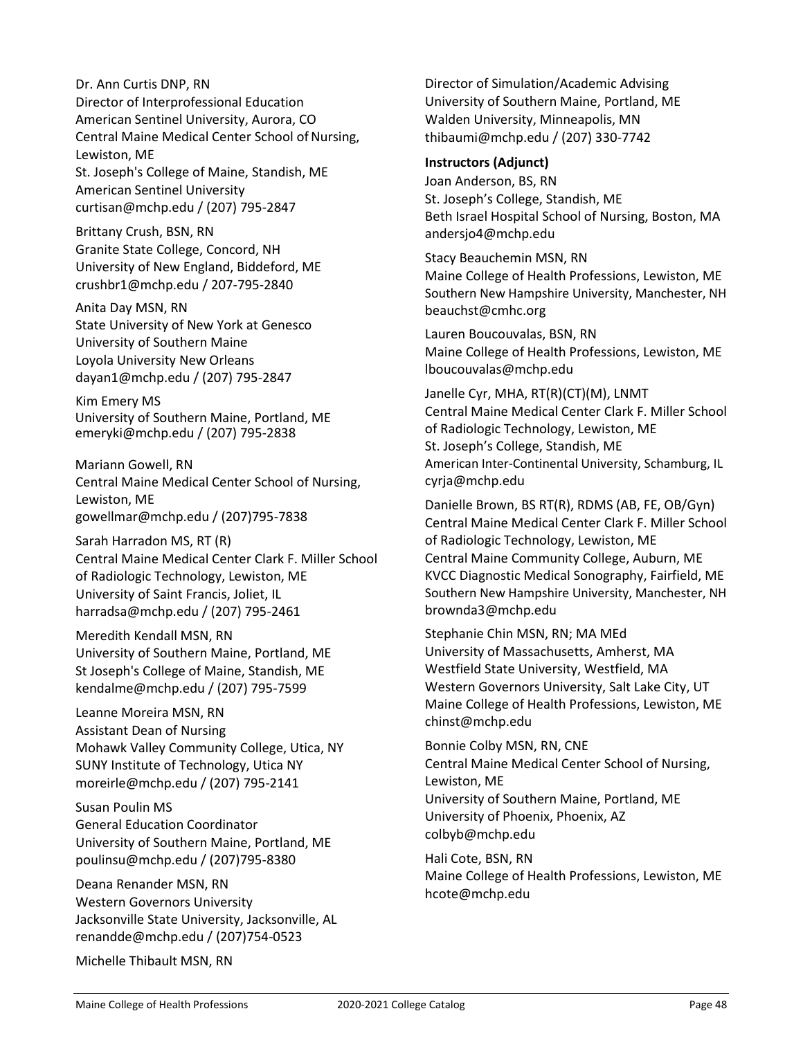Dr. Ann Curtis DNP, RN
Director of Interprofessional Education
American Sentinel University, Aurora, CO
Central Maine Medical Center School of Nursing, Lewiston, ME
St. Joseph's College of Maine, Standish, ME
American Sentinel University
curtisan@mchp.edu / (207) 795-2847

Brittany Crush, BSN, RN
Granite State College, Concord, NH
University of New England, Biddeford, ME
crushbr1@mchp.edu / 207-795-2840

Anita Day MSN, RN
State University of New York at Genesco
University of Southern Maine
Loyola University New Orleans
dayan1@mchp.edu / (207) 795-2847

Kim Emery MS
University of Southern Maine, Portland, ME
emeryki@mchp.edu / (207) 795-2838

Mariann Gowell, RN
Central Maine Medical Center School of Nursing, Lewiston, ME
gowellmar@mchp.edu / (207)795-7838

Sarah Harradon MS, RT (R)
Central Maine Medical Center Clark F. Miller School of Radiologic Technology, Lewiston, ME
University of Saint Francis, Joliet, IL
harradsa@mchp.edu / (207) 795-2461

Meredith Kendall MSN, RN
University of Southern Maine, Portland, ME
St Joseph's College of Maine, Standish, ME
kendalme@mchp.edu / (207) 795-7599

Leanne Moreira MSN, RN
Assistant Dean of Nursing
Mohawk Valley Community College, Utica, NY
SUNY Institute of Technology, Utica NY
moreirle@mchp.edu / (207) 795-2141

Susan Poulin MS
General Education Coordinator
University of Southern Maine, Portland, ME
poulinsu@mchp.edu / (207)795-8380

Deana Renander MSN, RN
Western Governors University
Jacksonville State University, Jacksonville, AL
renandde@mchp.edu / (207)754-0523

Michelle Thibault MSN, RN
Director of Simulation/Academic Advising
University of Southern Maine, Portland, ME
Walden University, Minneapolis, MN
thibaumi@mchp.edu / (207) 330-7742

**Instructors (Adjunct)**

Joan Anderson, BS, RN
St. Joseph's College, Standish, ME
Beth Israel Hospital School of Nursing, Boston, MA
andersjo4@mchp.edu

Stacy Beauchemin MSN, RN
Maine College of Health Professions, Lewiston, ME
Southern New Hampshire University, Manchester, NH
beauchst@cmhc.org

Lauren Boucouvalas, BSN, RN
Maine College of Health Professions, Lewiston, ME
lboucouvalas@mchp.edu

Janelle Cyr, MHA, RT(R)(CT)(M), LNMT
Central Maine Medical Center Clark F. Miller School of Radiologic Technology, Lewiston, ME
St. Joseph's College, Standish, ME
American Inter-Continental University, Schamburg, IL
cyrja@mchp.edu

Danielle Brown, BS RT(R), RDMS (AB, FE, OB/Gyn)
Central Maine Medical Center Clark F. Miller School of Radiologic Technology, Lewiston, ME
Central Maine Community College, Auburn, ME
KVCC Diagnostic Medical Sonography, Fairfield, ME
Southern New Hampshire University, Manchester, NH
brownda3@mchp.edu

Stephanie Chin MSN, RN; MA MEd
University of Massachusetts, Amherst, MA
Westfield State University, Westfield, MA
Western Governors University, Salt Lake City, UT
Maine College of Health Professions, Lewiston, ME
chinst@mchp.edu

Bonnie Colby MSN, RN, CNE
Central Maine Medical Center School of Nursing, Lewiston, ME
University of Southern Maine, Portland, ME
University of Phoenix, Phoenix, AZ
colbyb@mchp.edu

Hali Cote, BSN, RN
Maine College of Health Professions, Lewiston, ME
hcote@mchp.edu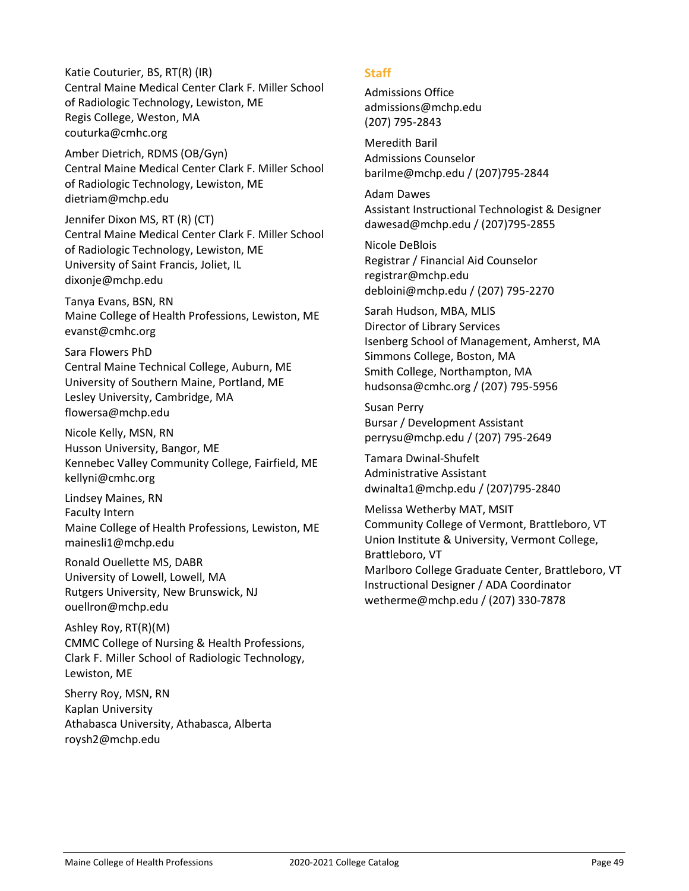Katie Couturier, BS, RT(R) (IR)
Central Maine Medical Center Clark F. Miller School of Radiologic Technology, Lewiston, ME
Regis College, Weston, MA
couturka@cmhc.org

Amber Dietrich, RDMS (OB/Gyn)
Central Maine Medical Center Clark F. Miller School of Radiologic Technology, Lewiston, ME
dietriam@mchp.edu

Jennifer Dixon MS, RT (R) (CT)
Central Maine Medical Center Clark F. Miller School of Radiologic Technology, Lewiston, ME
University of Saint Francis, Joliet, IL
dixonje@mchp.edu

Tanya Evans, BSN, RN
Maine College of Health Professions, Lewiston, ME
evanst@cmhc.org

Sara Flowers PhD
Central Maine Technical College, Auburn, ME
University of Southern Maine, Portland, ME
Lesley University, Cambridge, MA
flowersa@mchp.edu

Nicole Kelly, MSN, RN
Husson University, Bangor, ME
Kennebec Valley Community College, Fairfield, ME
kellyni@cmhc.org

Lindsey Maines, RN
Faculty Intern
Maine College of Health Professions, Lewiston, ME
mainesli1@mchp.edu

Ronald Ouellette MS, DABR
University of Lowell, Lowell, MA
Rutgers University, New Brunswick, NJ
ouellron@mchp.edu

Ashley Roy, RT(R)(M)
CMMC College of Nursing & Health Professions, Clark F. Miller School of Radiologic Technology, Lewiston, ME

Sherry Roy, MSN, RN
Kaplan University
Athabasca University, Athabasca, Alberta
roysh2@mchp.edu

## Staff

Admissions Office
admissions@mchp.edu
(207) 795-2843

Meredith Baril
Admissions Counselor
barilme@mchp.edu / (207)795-2844

Adam Dawes
Assistant Instructional Technologist & Designer
dawesad@mchp.edu / (207)795-2855

Nicole DeBlois
Registrar / Financial Aid Counselor
registrar@mchp.edu
debloini@mchp.edu / (207) 795-2270

Sarah Hudson, MBA, MLIS
Director of Library Services
Isenberg School of Management, Amherst, MA
Simmons College, Boston, MA
Smith College, Northampton, MA
hudsonsa@cmhc.org / (207) 795-5956

Susan Perry
Bursar / Development Assistant
perrysu@mchp.edu / (207) 795-2649

Tamara Dwinal-Shufelt
Administrative Assistant
dwinalta1@mchp.edu / (207)795-2840

Melissa Wetherby MAT, MSIT
Community College of Vermont, Brattleboro, VT
Union Institute & University, Vermont College, Brattleboro, VT
Marlboro College Graduate Center, Brattleboro, VT
Instructional Designer / ADA Coordinator
wetherme@mchp.edu / (207) 330-7878